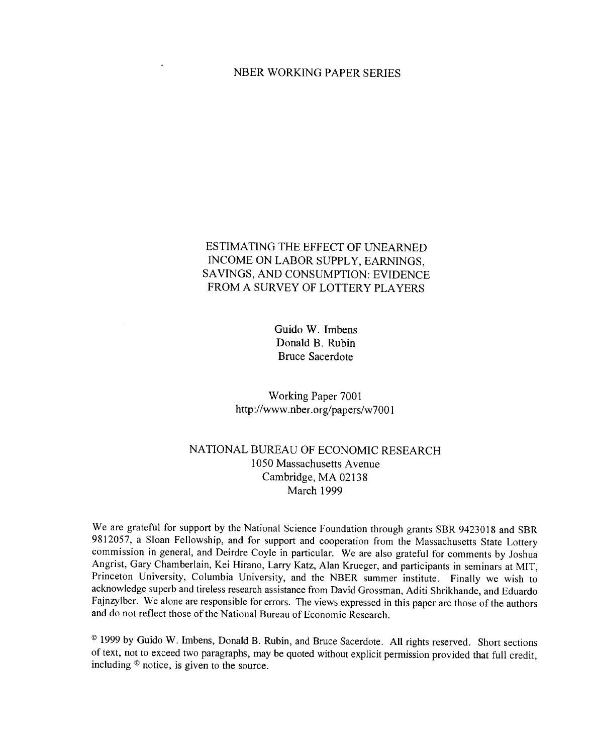NBER WORKING PAPER SERIES

# ESTIMATING THE EFFECT OF UNEARNED INCOME ON LABOR SUPPLY, EARNINGS, SAVINGS, AND CONSUMPTION: EVIDENCE FROM A SURVEY OF LOTTERY PLAYERS

Guido W. Imbens
Donald B. Rubin
Bruce Sacerdote

Working Paper 7001
http://www.nber.org/papers/w7001

NATIONAL BUREAU OF ECONOMIC RESEARCH
1050 Massachusetts Avenue
Cambridge, MA 02138
March 1999

We are grateful for support by the National Science Foundation through grants SBR 9423018 and SBR 9812057, a Sloan Fellowship, and for support and cooperation from the Massachusetts State Lottery commission in general, and Deirdre Coyle in particular. We are also grateful for comments by Joshua Angrist, Gary Chamberlain, Kei Hirano, Larry Katz, Alan Krueger, and participants in seminars at MIT, Princeton University, Columbia University, and the NBER summer institute. Finally we wish to acknowledge superb and tireless research assistance from David Grossman, Aditi Shrikhande, and Eduardo Fajnzylber. We alone are responsible for errors. The views expressed in this paper are those of the authors and do not reflect those of the National Bureau of Economic Research.

© 1999 by Guido W. Imbens, Donald B. Rubin, and Bruce Sacerdote. All rights reserved. Short sections of text, not to exceed two paragraphs, may be quoted without explicit permission provided that full credit, including © notice, is given to the source.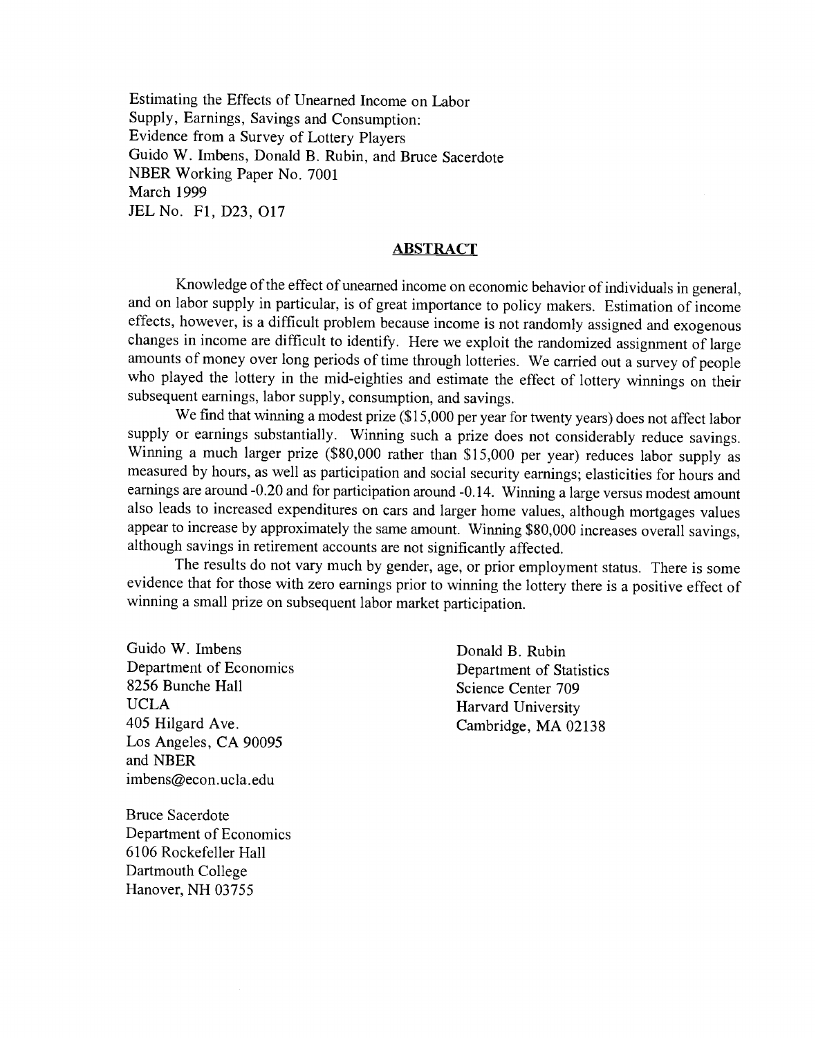Estimating the Effects of Unearned Income on Labor Supply, Earnings, Savings and Consumption:
Evidence from a Survey of Lottery Players
Guido W. Imbens, Donald B. Rubin, and Bruce Sacerdote
NBER Working Paper No. 7001
March 1999
JEL No. F1, D23, O17

## ABSTRACT

Knowledge of the effect of unearned income on economic behavior of individuals in general, and on labor supply in particular, is of great importance to policy makers. Estimation of income effects, however, is a difficult problem because income is not randomly assigned and exogenous changes in income are difficult to identify. Here we exploit the randomized assignment of large amounts of money over long periods of time through lotteries. We carried out a survey of people who played the lottery in the mid-eighties and estimate the effect of lottery winnings on their subsequent earnings, labor supply, consumption, and savings.

We find that winning a modest prize ($15,000 per year for twenty years) does not affect labor supply or earnings substantially. Winning such a prize does not considerably reduce savings. Winning a much larger prize ($80,000 rather than $15,000 per year) reduces labor supply as measured by hours, as well as participation and social security earnings; elasticities for hours and earnings are around -0.20 and for participation around -0.14. Winning a large versus modest amount also leads to increased expenditures on cars and larger home values, although mortgages values appear to increase by approximately the same amount. Winning $80,000 increases overall savings, although savings in retirement accounts are not significantly affected.

The results do not vary much by gender, age, or prior employment status. There is some evidence that for those with zero earnings prior to winning the lottery there is a positive effect of winning a small prize on subsequent labor market participation.

Guido W. Imbens
Department of Economics
8256 Bunche Hall
UCLA
405 Hilgard Ave.
Los Angeles, CA 90095
and NBER
imbens@econ.ucla.edu

Donald B. Rubin
Department of Statistics
Science Center 709
Harvard University
Cambridge, MA 02138

Bruce Sacerdote
Department of Economics
6106 Rockefeller Hall
Dartmouth College
Hanover, NH 03755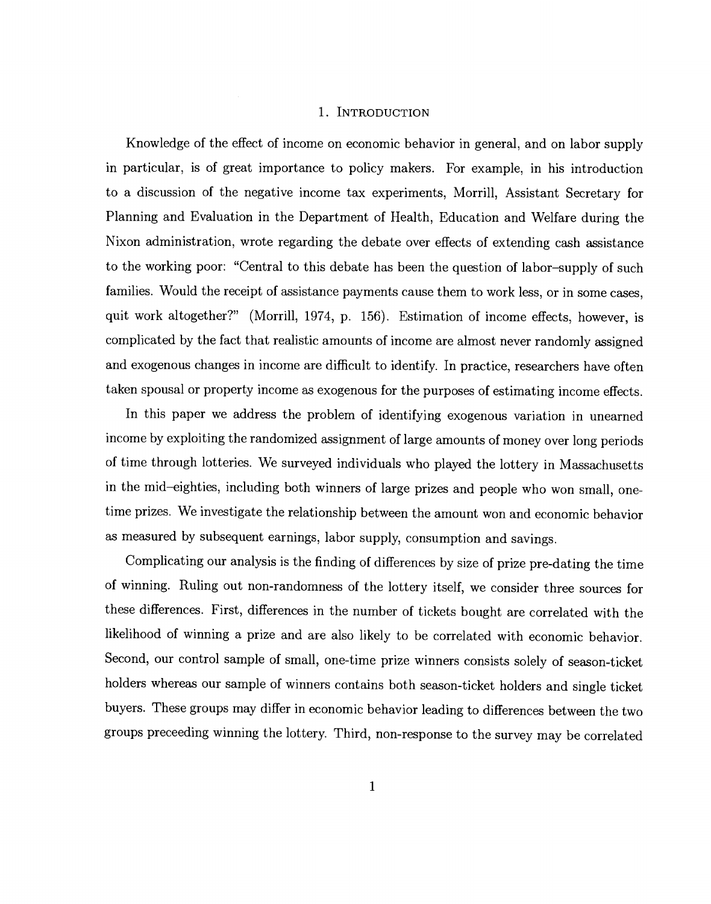# 1. Introduction

Knowledge of the effect of income on economic behavior in general, and on labor supply in particular, is of great importance to policy makers. For example, in his introduction to a discussion of the negative income tax experiments, Morrill, Assistant Secretary for Planning and Evaluation in the Department of Health, Education and Welfare during the Nixon administration, wrote regarding the debate over effects of extending cash assistance to the working poor: "Central to this debate has been the question of labor–supply of such families. Would the receipt of assistance payments cause them to work less, or in some cases, quit work altogether?" (Morrill, 1974, p. 156). Estimation of income effects, however, is complicated by the fact that realistic amounts of income are almost never randomly assigned and exogenous changes in income are difficult to identify. In practice, researchers have often taken spousal or property income as exogenous for the purposes of estimating income effects.

In this paper we address the problem of identifying exogenous variation in unearned income by exploiting the randomized assignment of large amounts of money over long periods of time through lotteries. We surveyed individuals who played the lottery in Massachusetts in the mid–eighties, including both winners of large prizes and people who won small, one-time prizes. We investigate the relationship between the amount won and economic behavior as measured by subsequent earnings, labor supply, consumption and savings.

Complicating our analysis is the finding of differences by size of prize pre-dating the time of winning. Ruling out non-randomness of the lottery itself, we consider three sources for these differences. First, differences in the number of tickets bought are correlated with the likelihood of winning a prize and are also likely to be correlated with economic behavior. Second, our control sample of small, one-time prize winners consists solely of season-ticket holders whereas our sample of winners contains both season-ticket holders and single ticket buyers. These groups may differ in economic behavior leading to differences between the two groups preceeding winning the lottery. Third, non-response to the survey may be correlated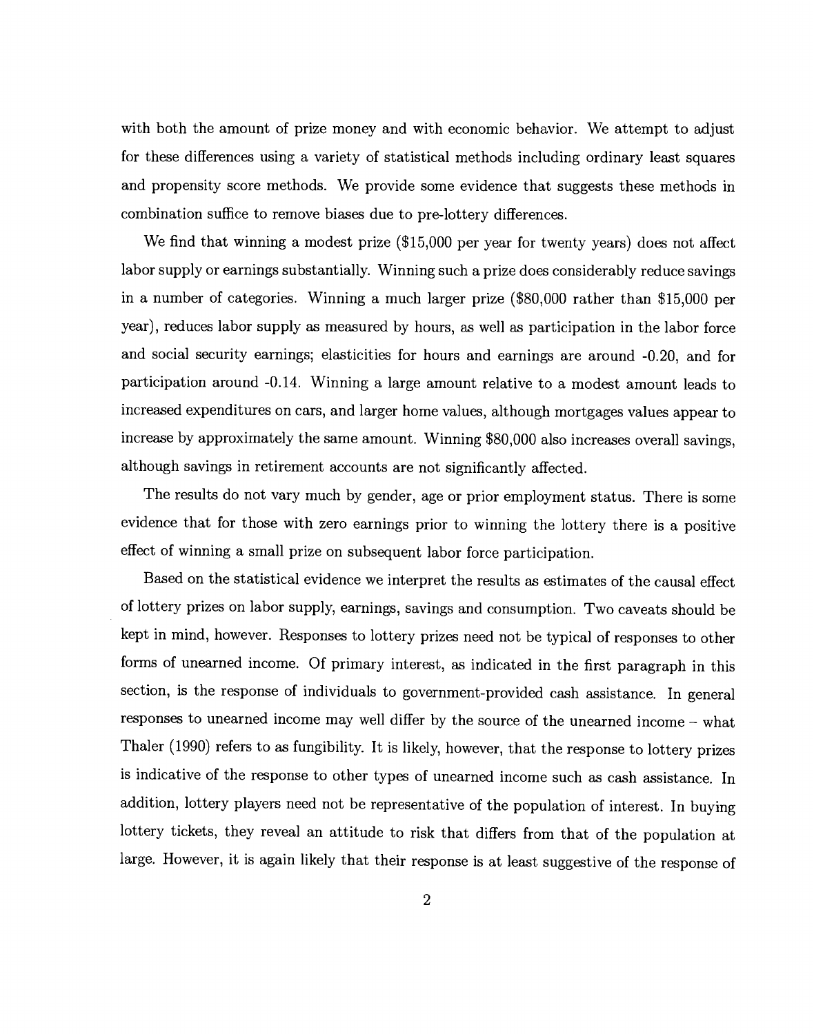with both the amount of prize money and with economic behavior. We attempt to adjust for these differences using a variety of statistical methods including ordinary least squares and propensity score methods. We provide some evidence that suggests these methods in combination suffice to remove biases due to pre-lottery differences.

We find that winning a modest prize ($15,000 per year for twenty years) does not affect labor supply or earnings substantially. Winning such a prize does considerably reduce savings in a number of categories. Winning a much larger prize ($80,000 rather than $15,000 per year), reduces labor supply as measured by hours, as well as participation in the labor force and social security earnings; elasticities for hours and earnings are around -0.20, and for participation around -0.14. Winning a large amount relative to a modest amount leads to increased expenditures on cars, and larger home values, although mortgages values appear to increase by approximately the same amount. Winning $80,000 also increases overall savings, although savings in retirement accounts are not significantly affected.

The results do not vary much by gender, age or prior employment status. There is some evidence that for those with zero earnings prior to winning the lottery there is a positive effect of winning a small prize on subsequent labor force participation.

Based on the statistical evidence we interpret the results as estimates of the causal effect of lottery prizes on labor supply, earnings, savings and consumption. Two caveats should be kept in mind, however. Responses to lottery prizes need not be typical of responses to other forms of unearned income. Of primary interest, as indicated in the first paragraph in this section, is the response of individuals to government-provided cash assistance. In general responses to unearned income may well differ by the source of the unearned income – what Thaler (1990) refers to as fungibility. It is likely, however, that the response to lottery prizes is indicative of the response to other types of unearned income such as cash assistance. In addition, lottery players need not be representative of the population of interest. In buying lottery tickets, they reveal an attitude to risk that differs from that of the population at large. However, it is again likely that their response is at least suggestive of the response of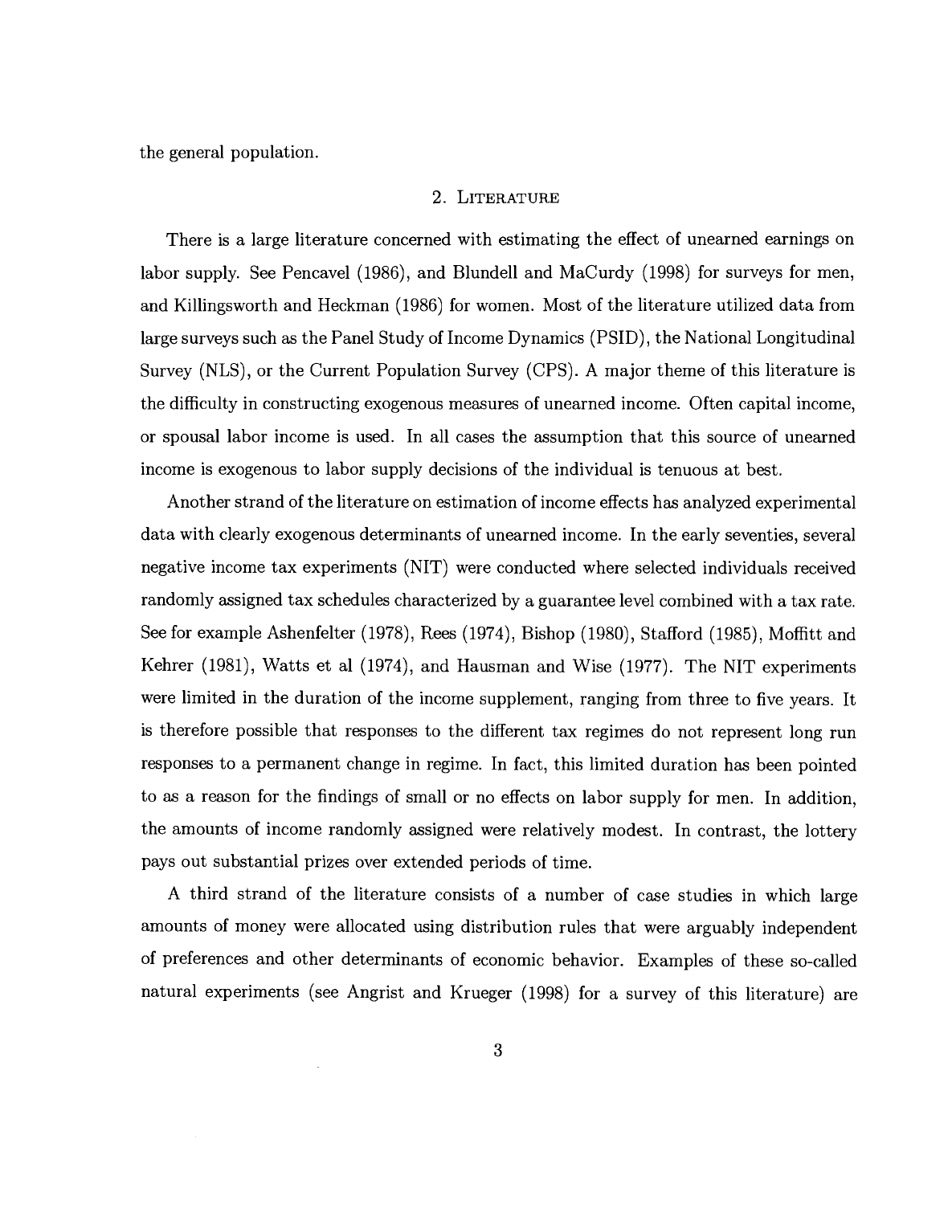the general population.

## 2. Literature

There is a large literature concerned with estimating the effect of unearned earnings on labor supply. See Pencavel (1986), and Blundell and MaCurdy (1998) for surveys for men, and Killingsworth and Heckman (1986) for women. Most of the literature utilized data from large surveys such as the Panel Study of Income Dynamics (PSID), the National Longitudinal Survey (NLS), or the Current Population Survey (CPS). A major theme of this literature is the difficulty in constructing exogenous measures of unearned income. Often capital income, or spousal labor income is used. In all cases the assumption that this source of unearned income is exogenous to labor supply decisions of the individual is tenuous at best.

Another strand of the literature on estimation of income effects has analyzed experimental data with clearly exogenous determinants of unearned income. In the early seventies, several negative income tax experiments (NIT) were conducted where selected individuals received randomly assigned tax schedules characterized by a guarantee level combined with a tax rate. See for example Ashenfelter (1978), Rees (1974), Bishop (1980), Stafford (1985), Moffitt and Kehrer (1981), Watts et al (1974), and Hausman and Wise (1977). The NIT experiments were limited in the duration of the income supplement, ranging from three to five years. It is therefore possible that responses to the different tax regimes do not represent long run responses to a permanent change in regime. In fact, this limited duration has been pointed to as a reason for the findings of small or no effects on labor supply for men. In addition, the amounts of income randomly assigned were relatively modest. In contrast, the lottery pays out substantial prizes over extended periods of time.

A third strand of the literature consists of a number of case studies in which large amounts of money were allocated using distribution rules that were arguably independent of preferences and other determinants of economic behavior. Examples of these so-called natural experiments (see Angrist and Krueger (1998) for a survey of this literature) are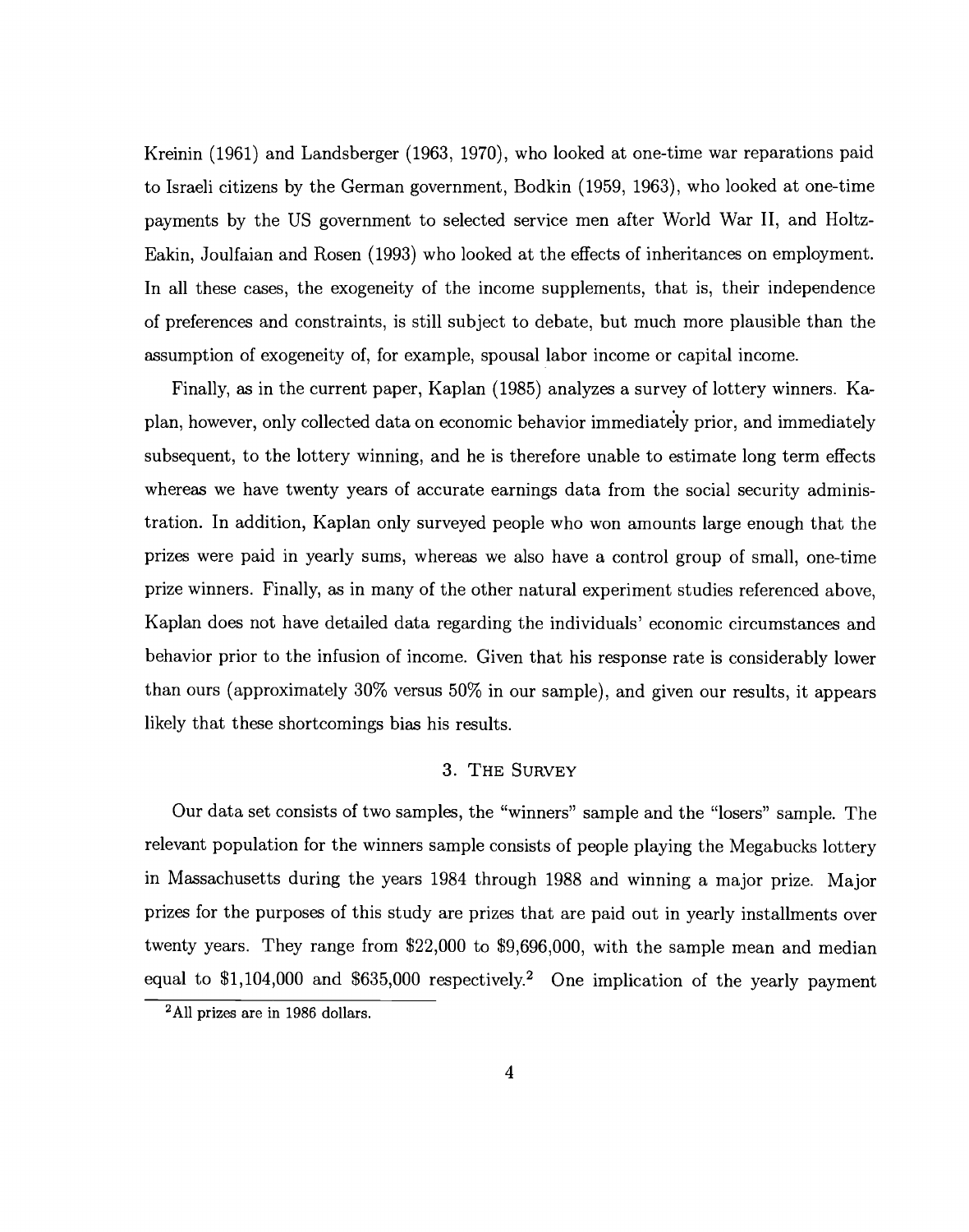Kreinin (1961) and Landsberger (1963, 1970), who looked at one-time war reparations paid to Israeli citizens by the German government, Bodkin (1959, 1963), who looked at one-time payments by the US government to selected service men after World War II, and Holtz-Eakin, Joulfaian and Rosen (1993) who looked at the effects of inheritances on employment. In all these cases, the exogeneity of the income supplements, that is, their independence of preferences and constraints, is still subject to debate, but much more plausible than the assumption of exogeneity of, for example, spousal labor income or capital income.

Finally, as in the current paper, Kaplan (1985) analyzes a survey of lottery winners. Kaplan, however, only collected data on economic behavior immediately prior, and immediately subsequent, to the lottery winning, and he is therefore unable to estimate long term effects whereas we have twenty years of accurate earnings data from the social security administration. In addition, Kaplan only surveyed people who won amounts large enough that the prizes were paid in yearly sums, whereas we also have a control group of small, one-time prize winners. Finally, as in many of the other natural experiment studies referenced above, Kaplan does not have detailed data regarding the individuals' economic circumstances and behavior prior to the infusion of income. Given that his response rate is considerably lower than ours (approximately 30% versus 50% in our sample), and given our results, it appears likely that these shortcomings bias his results.

## 3. The Survey

Our data set consists of two samples, the "winners" sample and the "losers" sample. The relevant population for the winners sample consists of people playing the Megabucks lottery in Massachusetts during the years 1984 through 1988 and winning a major prize. Major prizes for the purposes of this study are prizes that are paid out in yearly installments over twenty years. They range from $22,000 to $9,696,000, with the sample mean and median equal to $1,104,000 and $635,000 respectively.[2] One implication of the yearly payment

[2] All prizes are in 1986 dollars.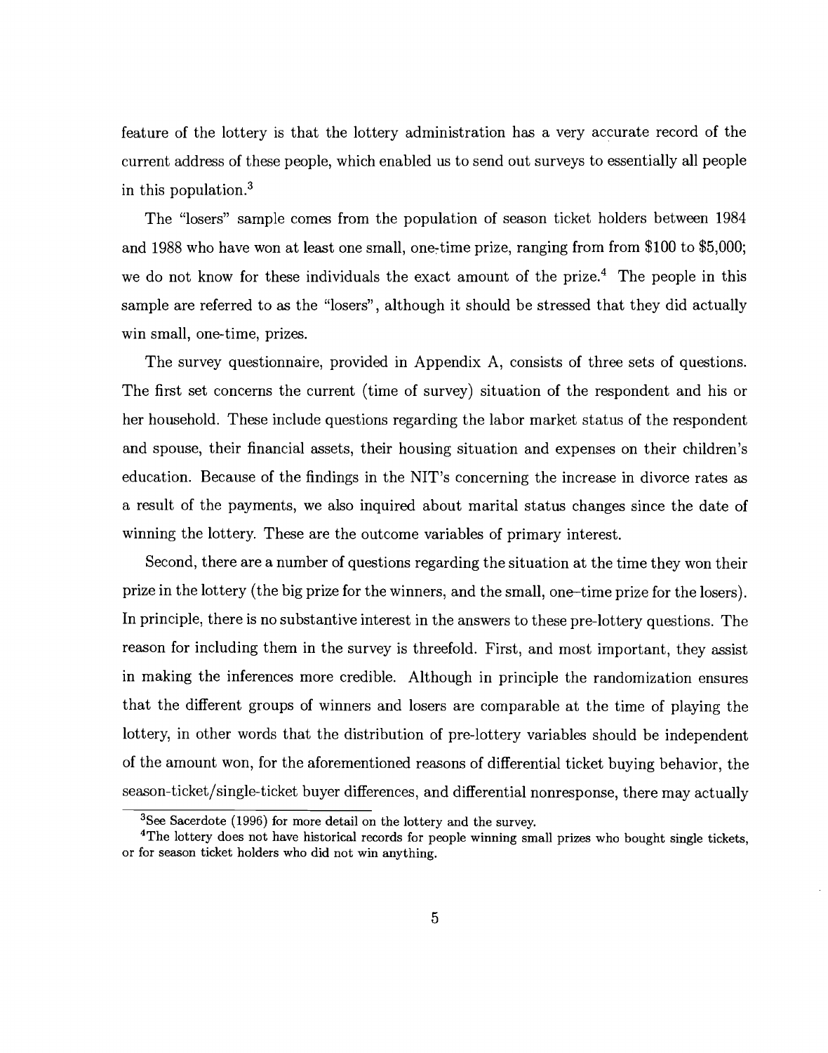feature of the lottery is that the lottery administration has a very accurate record of the current address of these people, which enabled us to send out surveys to essentially all people in this population.[3]

The "losers" sample comes from the population of season ticket holders between 1984 and 1988 who have won at least one small, one-time prize, ranging from from $100 to $5,000; we do not know for these individuals the exact amount of the prize.[4] The people in this sample are referred to as the "losers", although it should be stressed that they did actually win small, one-time, prizes.

The survey questionnaire, provided in Appendix A, consists of three sets of questions. The first set concerns the current (time of survey) situation of the respondent and his or her household. These include questions regarding the labor market status of the respondent and spouse, their financial assets, their housing situation and expenses on their children's education. Because of the findings in the NIT's concerning the increase in divorce rates as a result of the payments, we also inquired about marital status changes since the date of winning the lottery. These are the outcome variables of primary interest.

Second, there are a number of questions regarding the situation at the time they won their prize in the lottery (the big prize for the winners, and the small, one–time prize for the losers). In principle, there is no substantive interest in the answers to these pre-lottery questions. The reason for including them in the survey is threefold. First, and most important, they assist in making the inferences more credible. Although in principle the randomization ensures that the different groups of winners and losers are comparable at the time of playing the lottery, in other words that the distribution of pre-lottery variables should be independent of the amount won, for the aforementioned reasons of differential ticket buying behavior, the season-ticket/single-ticket buyer differences, and differential nonresponse, there may actually

[3] See Sacerdote (1996) for more detail on the lottery and the survey.

[4] The lottery does not have historical records for people winning small prizes who bought single tickets, or for season ticket holders who did not win anything.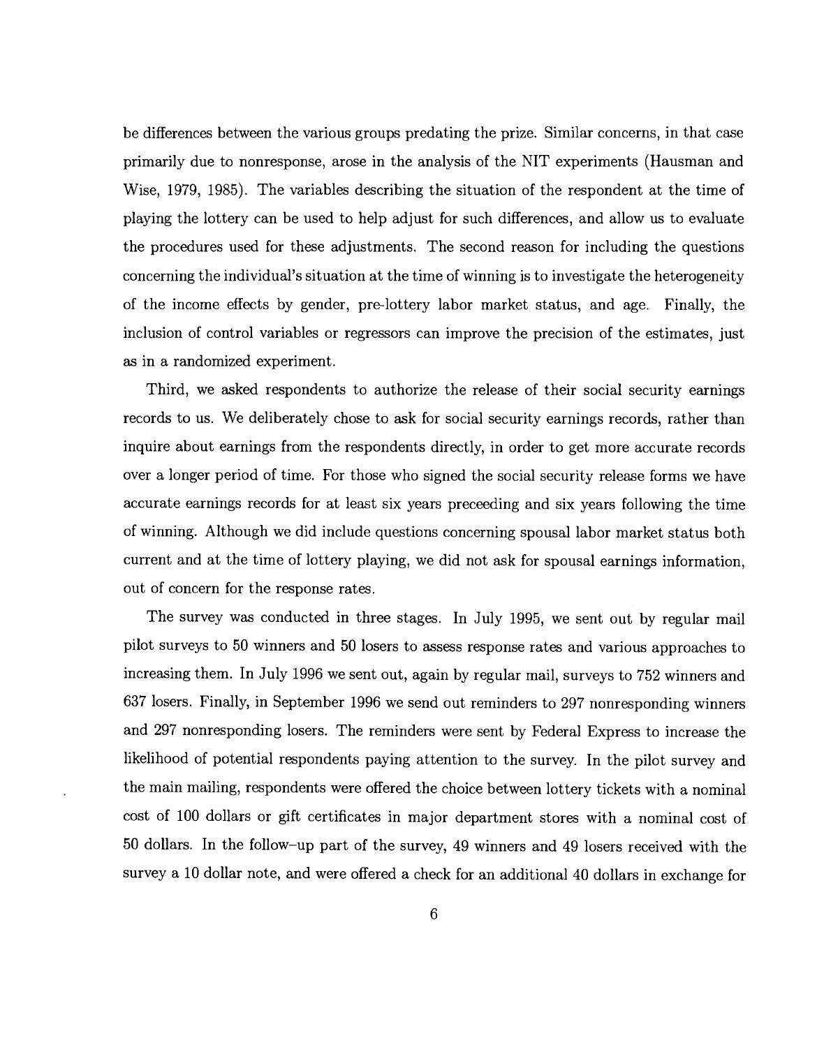be differences between the various groups predating the prize. Similar concerns, in that case primarily due to nonresponse, arose in the analysis of the NIT experiments (Hausman and Wise, 1979, 1985). The variables describing the situation of the respondent at the time of playing the lottery can be used to help adjust for such differences, and allow us to evaluate the procedures used for these adjustments. The second reason for including the questions concerning the individual's situation at the time of winning is to investigate the heterogeneity of the income effects by gender, pre-lottery labor market status, and age. Finally, the inclusion of control variables or regressors can improve the precision of the estimates, just as in a randomized experiment.

Third, we asked respondents to authorize the release of their social security earnings records to us. We deliberately chose to ask for social security earnings records, rather than inquire about earnings from the respondents directly, in order to get more accurate records over a longer period of time. For those who signed the social security release forms we have accurate earnings records for at least six years preceeding and six years following the time of winning. Although we did include questions concerning spousal labor market status both current and at the time of lottery playing, we did not ask for spousal earnings information, out of concern for the response rates.

The survey was conducted in three stages. In July 1995, we sent out by regular mail pilot surveys to 50 winners and 50 losers to assess response rates and various approaches to increasing them. In July 1996 we sent out, again by regular mail, surveys to 752 winners and 637 losers. Finally, in September 1996 we send out reminders to 297 nonresponding winners and 297 nonresponding losers. The reminders were sent by Federal Express to increase the likelihood of potential respondents paying attention to the survey. In the pilot survey and the main mailing, respondents were offered the choice between lottery tickets with a nominal cost of 100 dollars or gift certificates in major department stores with a nominal cost of 50 dollars. In the follow–up part of the survey, 49 winners and 49 losers received with the survey a 10 dollar note, and were offered a check for an additional 40 dollars in exchange for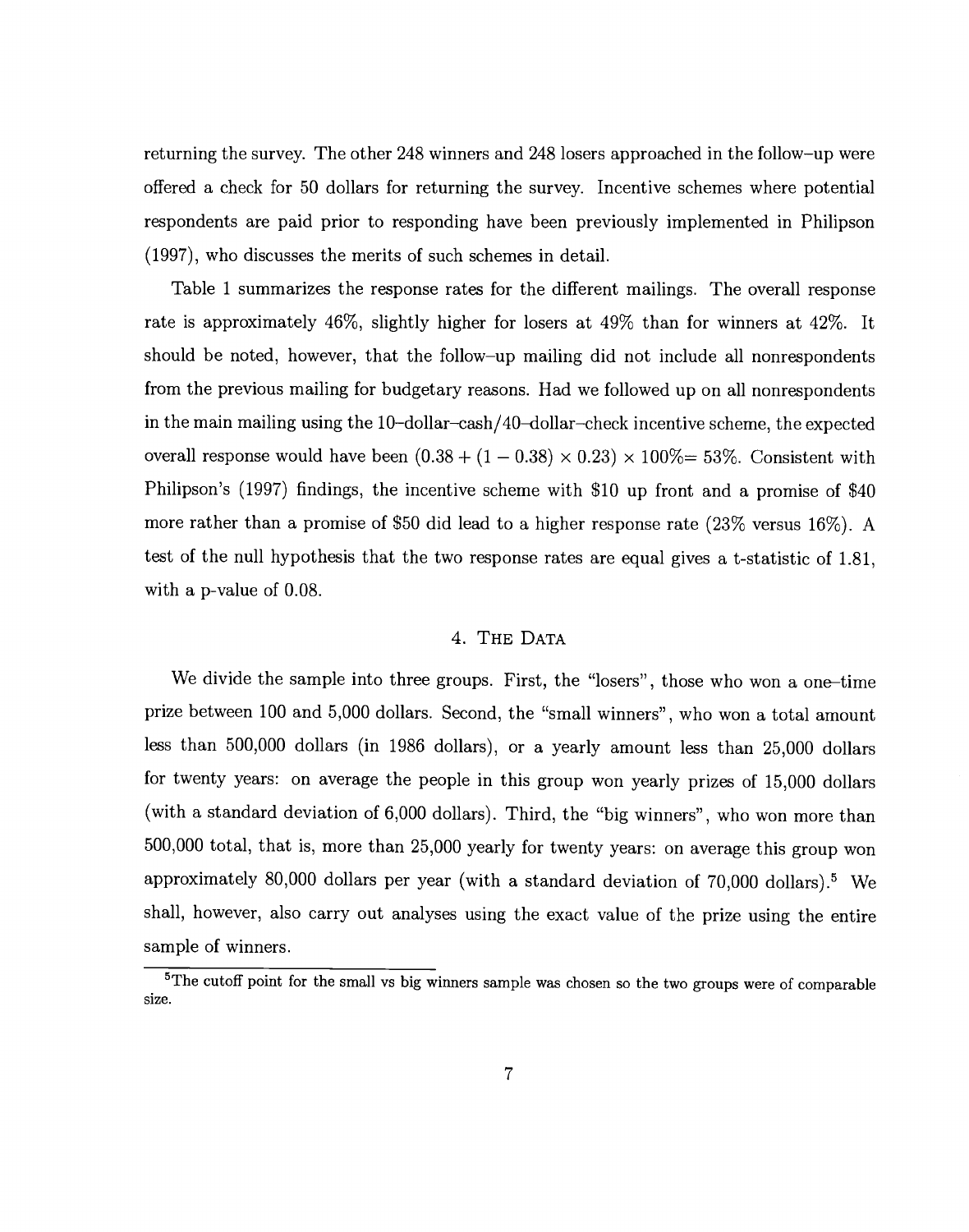returning the survey. The other 248 winners and 248 losers approached in the follow–up were offered a check for 50 dollars for returning the survey. Incentive schemes where potential respondents are paid prior to responding have been previously implemented in Philipson (1997), who discusses the merits of such schemes in detail.

Table 1 summarizes the response rates for the different mailings. The overall response rate is approximately 46%, slightly higher for losers at 49% than for winners at 42%. It should be noted, however, that the follow–up mailing did not include all nonrespondents from the previous mailing for budgetary reasons. Had we followed up on all nonrespondents in the main mailing using the 10–dollar–cash/40–dollar–check incentive scheme, the expected overall response would have been $(0.38 + (1 - 0.38) \times 0.23) \times 100\% = 53\%$. Consistent with Philipson's (1997) findings, the incentive scheme with \$10 up front and a promise of \$40 more rather than a promise of \$50 did lead to a higher response rate (23% versus 16%). A test of the null hypothesis that the two response rates are equal gives a t-statistic of 1.81, with a p-value of 0.08.

## 4. The Data

We divide the sample into three groups. First, the "losers", those who won a one–time prize between 100 and 5,000 dollars. Second, the "small winners", who won a total amount less than 500,000 dollars (in 1986 dollars), or a yearly amount less than 25,000 dollars for twenty years: on average the people in this group won yearly prizes of 15,000 dollars (with a standard deviation of 6,000 dollars). Third, the "big winners", who won more than 500,000 total, that is, more than 25,000 yearly for twenty years: on average this group won approximately 80,000 dollars per year (with a standard deviation of 70,000 dollars).[5] We shall, however, also carry out analyses using the exact value of the prize using the entire sample of winners.

[5]The cutoff point for the small vs big winners sample was chosen so the two groups were of comparable size.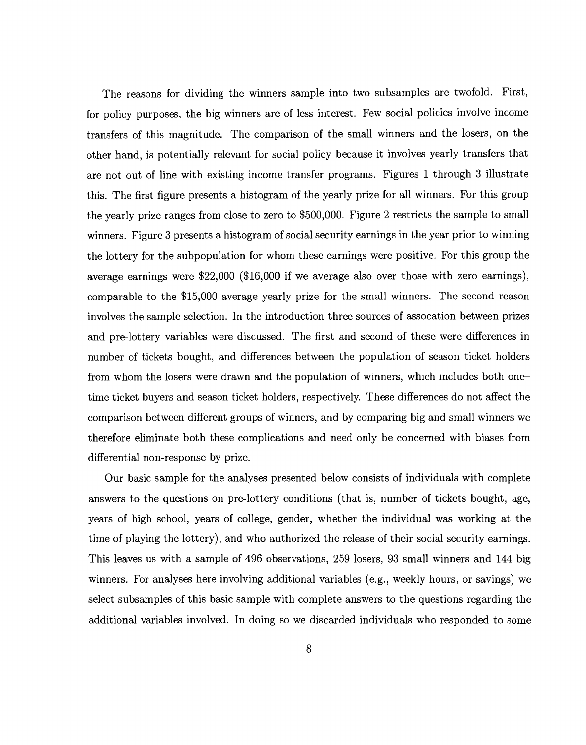The reasons for dividing the winners sample into two subsamples are twofold. First, for policy purposes, the big winners are of less interest. Few social policies involve income transfers of this magnitude. The comparison of the small winners and the losers, on the other hand, is potentially relevant for social policy because it involves yearly transfers that are not out of line with existing income transfer programs. Figures 1 through 3 illustrate this. The first figure presents a histogram of the yearly prize for all winners. For this group the yearly prize ranges from close to zero to $500,000. Figure 2 restricts the sample to small winners. Figure 3 presents a histogram of social security earnings in the year prior to winning the lottery for the subpopulation for whom these earnings were positive. For this group the average earnings were $22,000 ($16,000 if we average also over those with zero earnings), comparable to the $15,000 average yearly prize for the small winners. The second reason involves the sample selection. In the introduction three sources of assocation between prizes and pre-lottery variables were discussed. The first and second of these were differences in number of tickets bought, and differences between the population of season ticket holders from whom the losers were drawn and the population of winners, which includes both one–time ticket buyers and season ticket holders, respectively. These differences do not affect the comparison between different groups of winners, and by comparing big and small winners we therefore eliminate both these complications and need only be concerned with biases from differential non-response by prize.

Our basic sample for the analyses presented below consists of individuals with complete answers to the questions on pre-lottery conditions (that is, number of tickets bought, age, years of high school, years of college, gender, whether the individual was working at the time of playing the lottery), and who authorized the release of their social security earnings. This leaves us with a sample of 496 observations, 259 losers, 93 small winners and 144 big winners. For analyses here involving additional variables (e.g., weekly hours, or savings) we select subsamples of this basic sample with complete answers to the questions regarding the additional variables involved. In doing so we discarded individuals who responded to some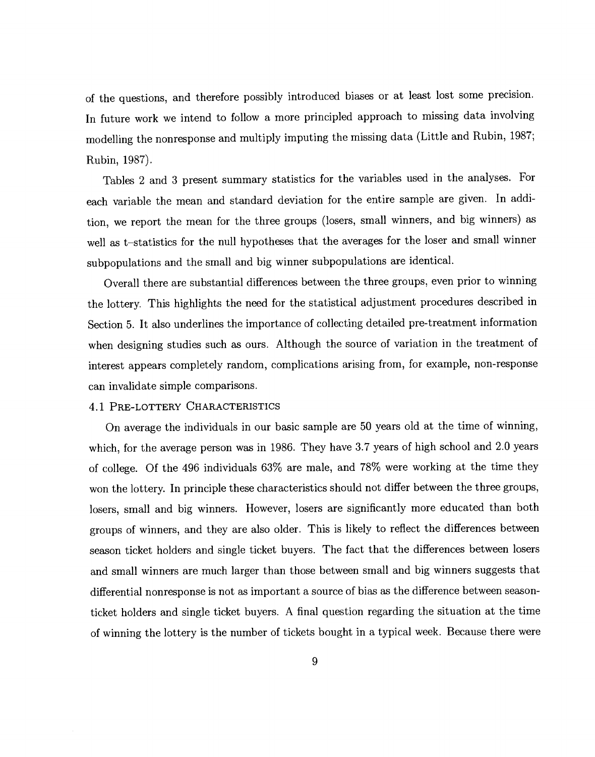of the questions, and therefore possibly introduced biases or at least lost some precision. In future work we intend to follow a more principled approach to missing data involving modelling the nonresponse and multiply imputing the missing data (Little and Rubin, 1987; Rubin, 1987).

Tables 2 and 3 present summary statistics for the variables used in the analyses. For each variable the mean and standard deviation for the entire sample are given. In addition, we report the mean for the three groups (losers, small winners, and big winners) as well as t–statistics for the null hypotheses that the averages for the loser and small winner subpopulations and the small and big winner subpopulations are identical.

Overall there are substantial differences between the three groups, even prior to winning the lottery. This highlights the need for the statistical adjustment procedures described in Section 5. It also underlines the importance of collecting detailed pre-treatment information when designing studies such as ours. Although the source of variation in the treatment of interest appears completely random, complications arising from, for example, non-response can invalidate simple comparisons.

### 4.1 Pre-lottery Characteristics

On average the individuals in our basic sample are 50 years old at the time of winning, which, for the average person was in 1986. They have 3.7 years of high school and 2.0 years of college. Of the 496 individuals 63% are male, and 78% were working at the time they won the lottery. In principle these characteristics should not differ between the three groups, losers, small and big winners. However, losers are significantly more educated than both groups of winners, and they are also older. This is likely to reflect the differences between season ticket holders and single ticket buyers. The fact that the differences between losers and small winners are much larger than those between small and big winners suggests that differential nonresponse is not as important a source of bias as the difference between season-ticket holders and single ticket buyers. A final question regarding the situation at the time of winning the lottery is the number of tickets bought in a typical week. Because there were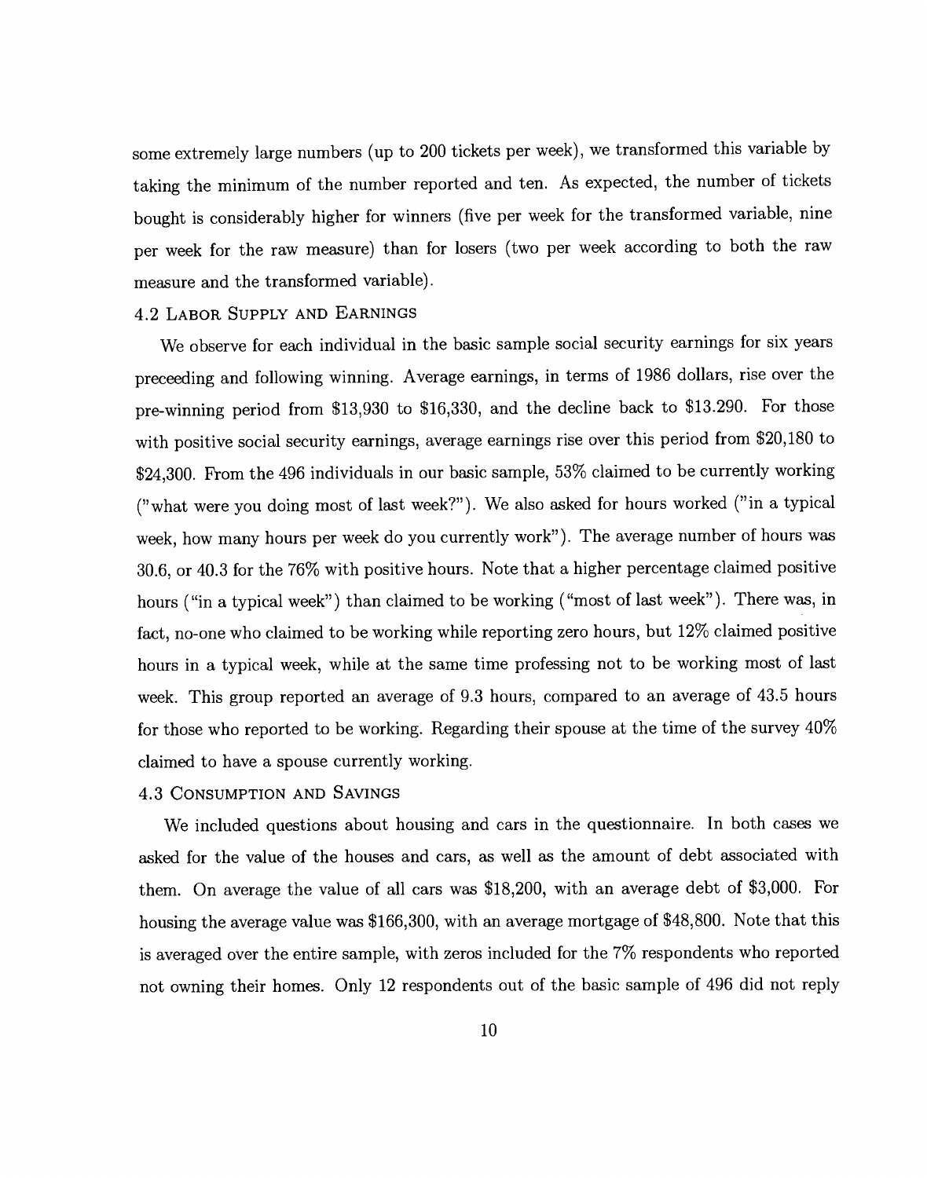some extremely large numbers (up to 200 tickets per week), we transformed this variable by taking the minimum of the number reported and ten. As expected, the number of tickets bought is considerably higher for winners (five per week for the transformed variable, nine per week for the raw measure) than for losers (two per week according to both the raw measure and the transformed variable).

### 4.2 Labor Supply and Earnings

We observe for each individual in the basic sample social security earnings for six years preceeding and following winning. Average earnings, in terms of 1986 dollars, rise over the pre-winning period from \$13,930 to \$16,330, and the decline back to \$13.290. For those with positive social security earnings, average earnings rise over this period from \$20,180 to \$24,300. From the 496 individuals in our basic sample, 53% claimed to be currently working ("what were you doing most of last week?"). We also asked for hours worked ("in a typical week, how many hours per week do you currently work"). The average number of hours was 30.6, or 40.3 for the 76% with positive hours. Note that a higher percentage claimed positive hours ("in a typical week") than claimed to be working ("most of last week"). There was, in fact, no-one who claimed to be working while reporting zero hours, but 12% claimed positive hours in a typical week, while at the same time professing not to be working most of last week. This group reported an average of 9.3 hours, compared to an average of 43.5 hours for those who reported to be working. Regarding their spouse at the time of the survey 40% claimed to have a spouse currently working.

### 4.3 Consumption and Savings

We included questions about housing and cars in the questionnaire. In both cases we asked for the value of the houses and cars, as well as the amount of debt associated with them. On average the value of all cars was \$18,200, with an average debt of \$3,000. For housing the average value was \$166,300, with an average mortgage of \$48,800. Note that this is averaged over the entire sample, with zeros included for the 7% respondents who reported not owning their homes. Only 12 respondents out of the basic sample of 496 did not reply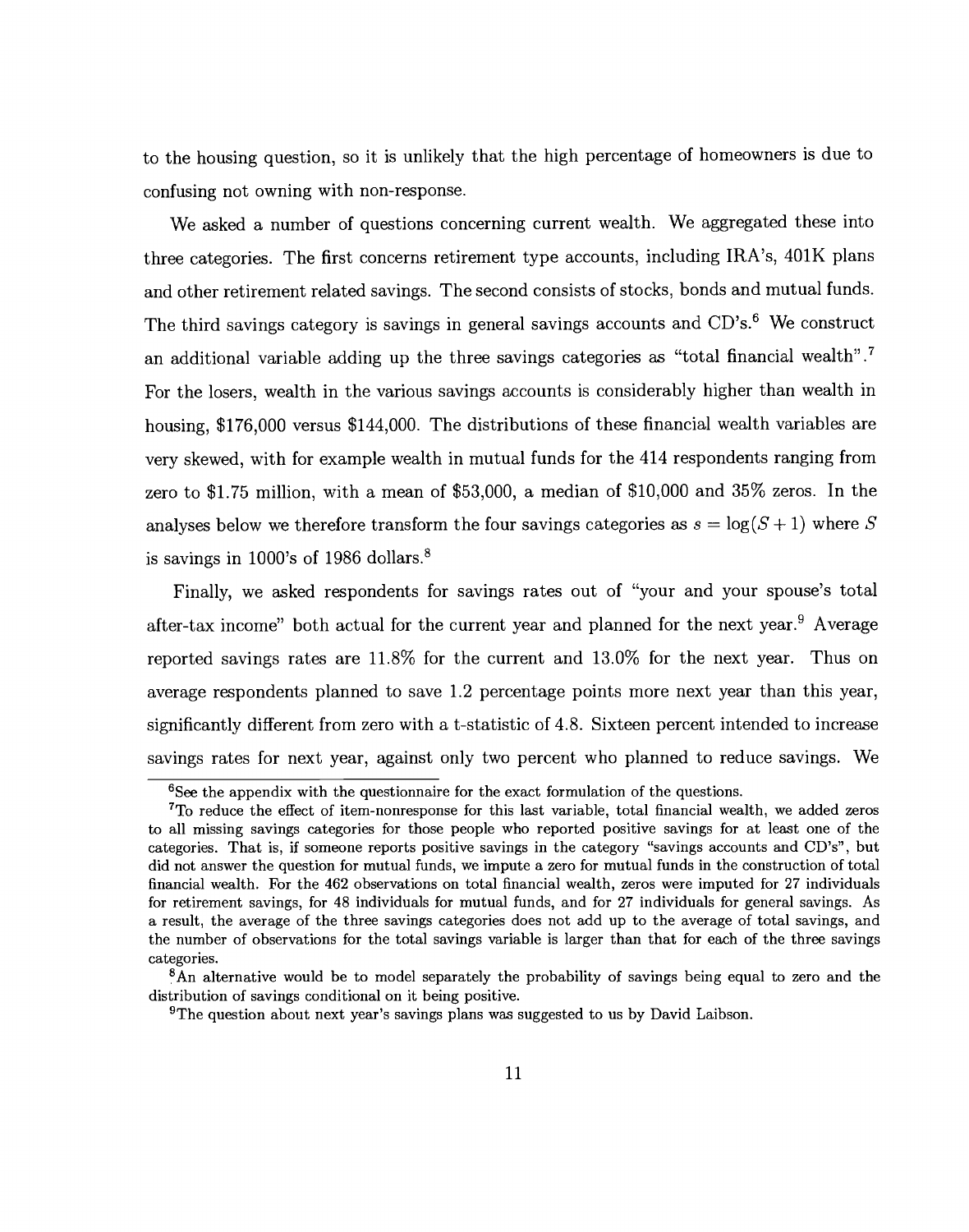to the housing question, so it is unlikely that the high percentage of homeowners is due to confusing not owning with non-response.

We asked a number of questions concerning current wealth. We aggregated these into three categories. The first concerns retirement type accounts, including IRA's, 401K plans and other retirement related savings. The second consists of stocks, bonds and mutual funds. The third savings category is savings in general savings accounts and CD's.[6] We construct an additional variable adding up the three savings categories as "total financial wealth".[7] For the losers, wealth in the various savings accounts is considerably higher than wealth in housing, \$176,000 versus \$144,000. The distributions of these financial wealth variables are very skewed, with for example wealth in mutual funds for the 414 respondents ranging from zero to \$1.75 million, with a mean of \$53,000, a median of \$10,000 and 35% zeros. In the analyses below we therefore transform the four savings categories as $s = \log(S+1)$ where $S$ is savings in 1000's of 1986 dollars.[8]

Finally, we asked respondents for savings rates out of "your and your spouse's total after-tax income" both actual for the current year and planned for the next year.[9] Average reported savings rates are 11.8% for the current and 13.0% for the next year. Thus on average respondents planned to save 1.2 percentage points more next year than this year, significantly different from zero with a t-statistic of 4.8. Sixteen percent intended to increase savings rates for next year, against only two percent who planned to reduce savings. We

---

[6] See the appendix with the questionnaire for the exact formulation of the questions.

[7] To reduce the effect of item-nonresponse for this last variable, total financial wealth, we added zeros to all missing savings categories for those people who reported positive savings for at least one of the categories. That is, if someone reports positive savings in the category "savings accounts and CD's", but did not answer the question for mutual funds, we impute a zero for mutual funds in the construction of total financial wealth. For the 462 observations on total financial wealth, zeros were imputed for 27 individuals for retirement savings, for 48 individuals for mutual funds, and for 27 individuals for general savings. As a result, the average of the three savings categories does not add up to the average of total savings, and the number of observations for the total savings variable is larger than that for each of the three savings categories.

[8] An alternative would be to model separately the probability of savings being equal to zero and the distribution of savings conditional on it being positive.

[9] The question about next year's savings plans was suggested to us by David Laibson.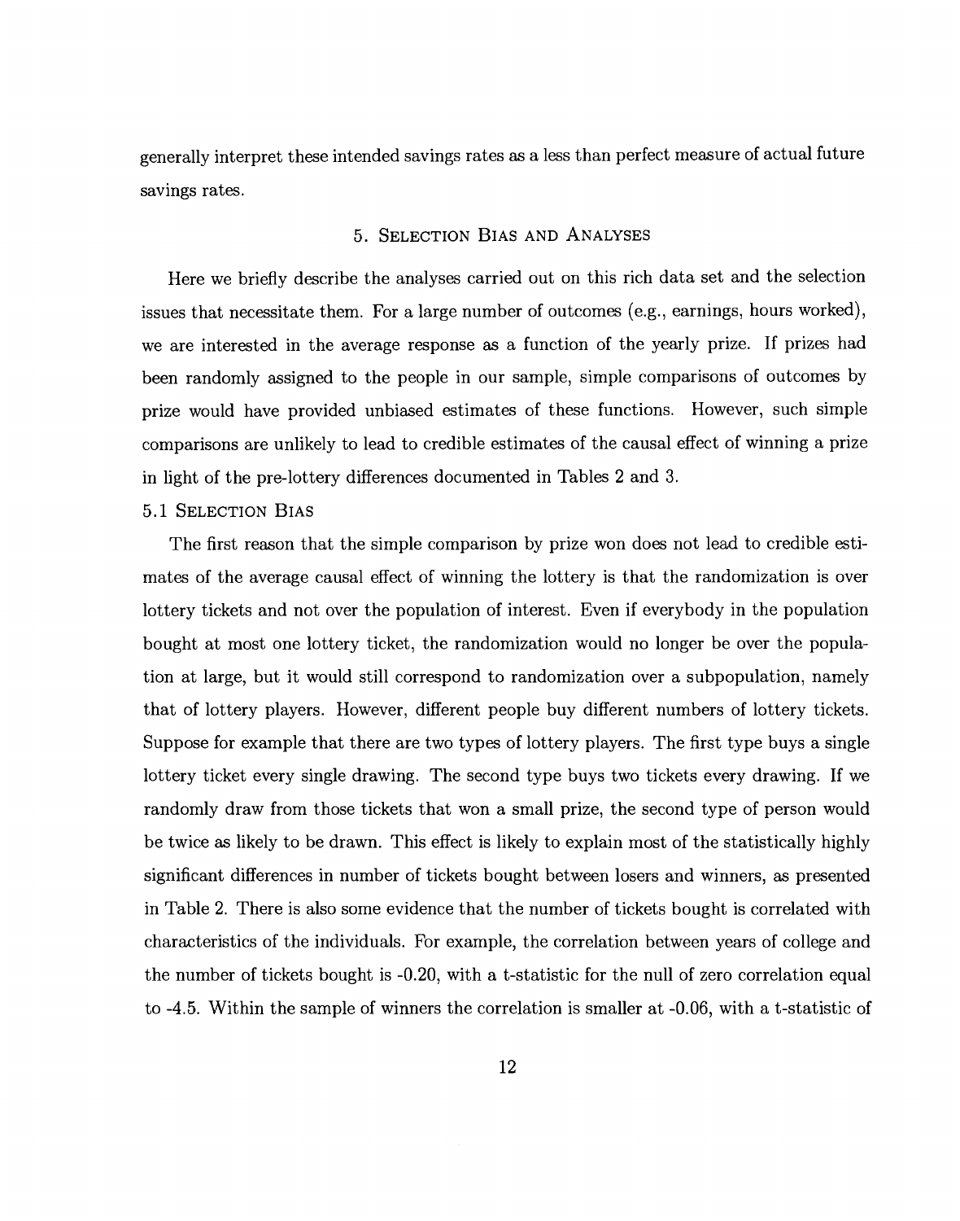generally interpret these intended savings rates as a less than perfect measure of actual future savings rates.

## 5. Selection Bias and Analyses

Here we briefly describe the analyses carried out on this rich data set and the selection issues that necessitate them. For a large number of outcomes (e.g., earnings, hours worked), we are interested in the average response as a function of the yearly prize. If prizes had been randomly assigned to the people in our sample, simple comparisons of outcomes by prize would have provided unbiased estimates of these functions. However, such simple comparisons are unlikely to lead to credible estimates of the causal effect of winning a prize in light of the pre-lottery differences documented in Tables 2 and 3.

### 5.1 Selection Bias

The first reason that the simple comparison by prize won does not lead to credible estimates of the average causal effect of winning the lottery is that the randomization is over lottery tickets and not over the population of interest. Even if everybody in the population bought at most one lottery ticket, the randomization would no longer be over the population at large, but it would still correspond to randomization over a subpopulation, namely that of lottery players. However, different people buy different numbers of lottery tickets. Suppose for example that there are two types of lottery players. The first type buys a single lottery ticket every single drawing. The second type buys two tickets every drawing. If we randomly draw from those tickets that won a small prize, the second type of person would be twice as likely to be drawn. This effect is likely to explain most of the statistically highly significant differences in number of tickets bought between losers and winners, as presented in Table 2. There is also some evidence that the number of tickets bought is correlated with characteristics of the individuals. For example, the correlation between years of college and the number of tickets bought is -0.20, with a t-statistic for the null of zero correlation equal to -4.5. Within the sample of winners the correlation is smaller at -0.06, with a t-statistic of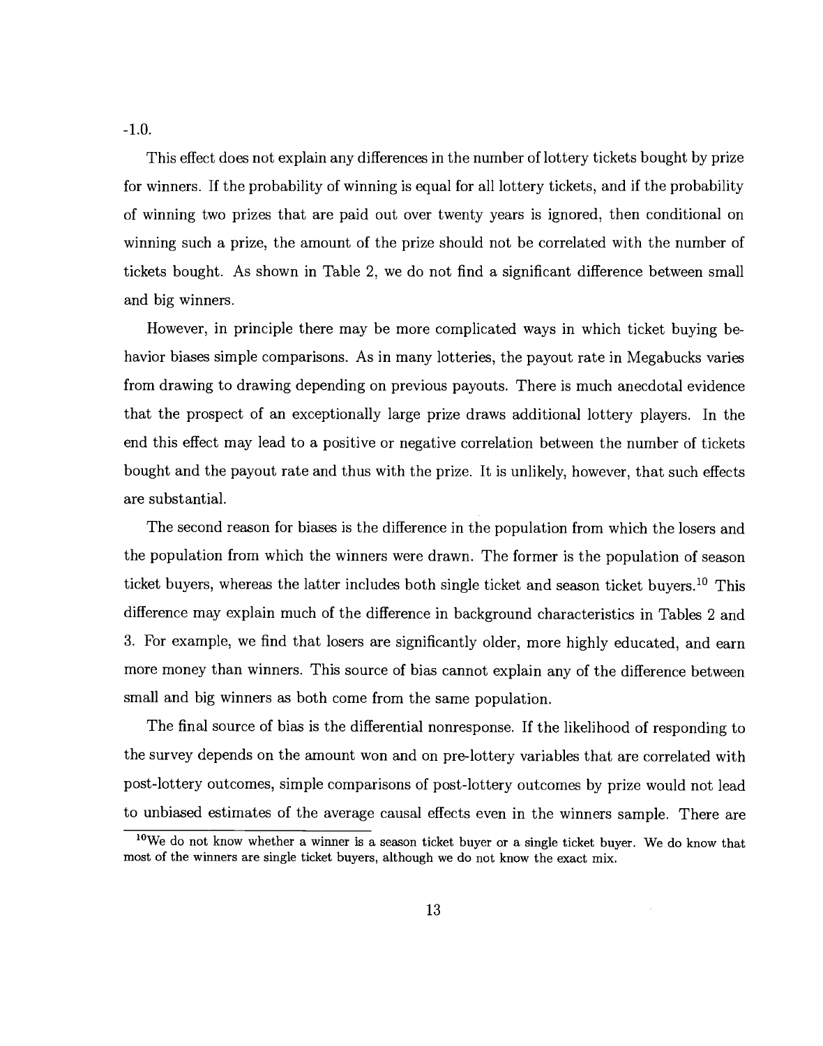-1.0.

This effect does not explain any differences in the number of lottery tickets bought by prize for winners. If the probability of winning is equal for all lottery tickets, and if the probability of winning two prizes that are paid out over twenty years is ignored, then conditional on winning such a prize, the amount of the prize should not be correlated with the number of tickets bought. As shown in Table 2, we do not find a significant difference between small and big winners.

However, in principle there may be more complicated ways in which ticket buying behavior biases simple comparisons. As in many lotteries, the payout rate in Megabucks varies from drawing to drawing depending on previous payouts. There is much anecdotal evidence that the prospect of an exceptionally large prize draws additional lottery players. In the end this effect may lead to a positive or negative correlation between the number of tickets bought and the payout rate and thus with the prize. It is unlikely, however, that such effects are substantial.

The second reason for biases is the difference in the population from which the losers and the population from which the winners were drawn. The former is the population of season ticket buyers, whereas the latter includes both single ticket and season ticket buyers.[10] This difference may explain much of the difference in background characteristics in Tables 2 and 3. For example, we find that losers are significantly older, more highly educated, and earn more money than winners. This source of bias cannot explain any of the difference between small and big winners as both come from the same population.

The final source of bias is the differential nonresponse. If the likelihood of responding to the survey depends on the amount won and on pre-lottery variables that are correlated with post-lottery outcomes, simple comparisons of post-lottery outcomes by prize would not lead to unbiased estimates of the average causal effects even in the winners sample. There are

[10] We do not know whether a winner is a season ticket buyer or a single ticket buyer. We do know that most of the winners are single ticket buyers, although we do not know the exact mix.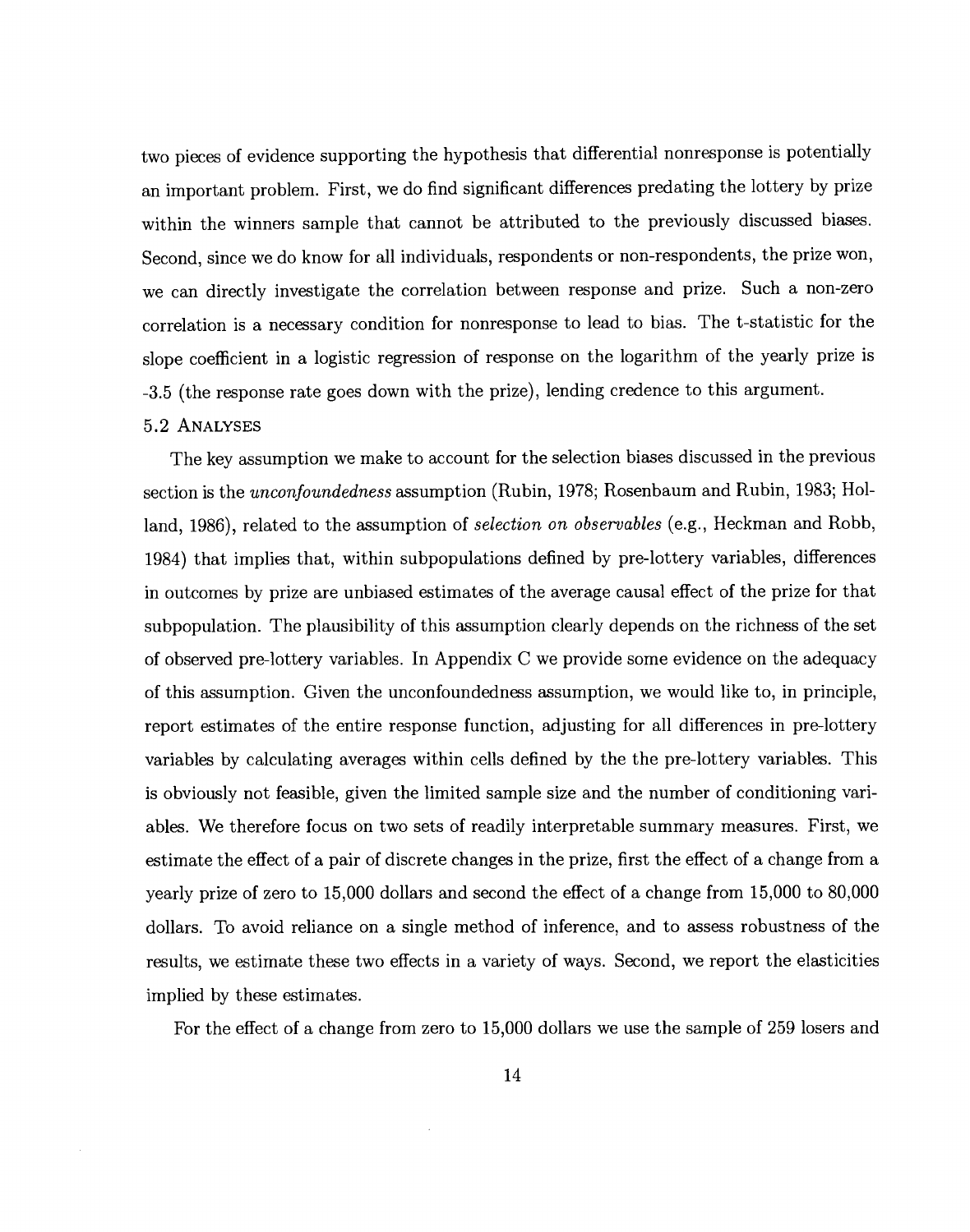two pieces of evidence supporting the hypothesis that differential nonresponse is potentially an important problem. First, we do find significant differences predating the lottery by prize within the winners sample that cannot be attributed to the previously discussed biases. Second, since we do know for all individuals, respondents or non-respondents, the prize won, we can directly investigate the correlation between response and prize. Such a non-zero correlation is a necessary condition for nonresponse to lead to bias. The t-statistic for the slope coefficient in a logistic regression of response on the logarithm of the yearly prize is -3.5 (the response rate goes down with the prize), lending credence to this argument.

### 5.2 Analyses

The key assumption we make to account for the selection biases discussed in the previous section is the *unconfoundedness* assumption (Rubin, 1978; Rosenbaum and Rubin, 1983; Holland, 1986), related to the assumption of *selection on observables* (e.g., Heckman and Robb, 1984) that implies that, within subpopulations defined by pre-lottery variables, differences in outcomes by prize are unbiased estimates of the average causal effect of the prize for that subpopulation. The plausibility of this assumption clearly depends on the richness of the set of observed pre-lottery variables. In Appendix C we provide some evidence on the adequacy of this assumption. Given the unconfoundedness assumption, we would like to, in principle, report estimates of the entire response function, adjusting for all differences in pre-lottery variables by calculating averages within cells defined by the the pre-lottery variables. This is obviously not feasible, given the limited sample size and the number of conditioning variables. We therefore focus on two sets of readily interpretable summary measures. First, we estimate the effect of a pair of discrete changes in the prize, first the effect of a change from a yearly prize of zero to 15,000 dollars and second the effect of a change from 15,000 to 80,000 dollars. To avoid reliance on a single method of inference, and to assess robustness of the results, we estimate these two effects in a variety of ways. Second, we report the elasticities implied by these estimates.

For the effect of a change from zero to 15,000 dollars we use the sample of 259 losers and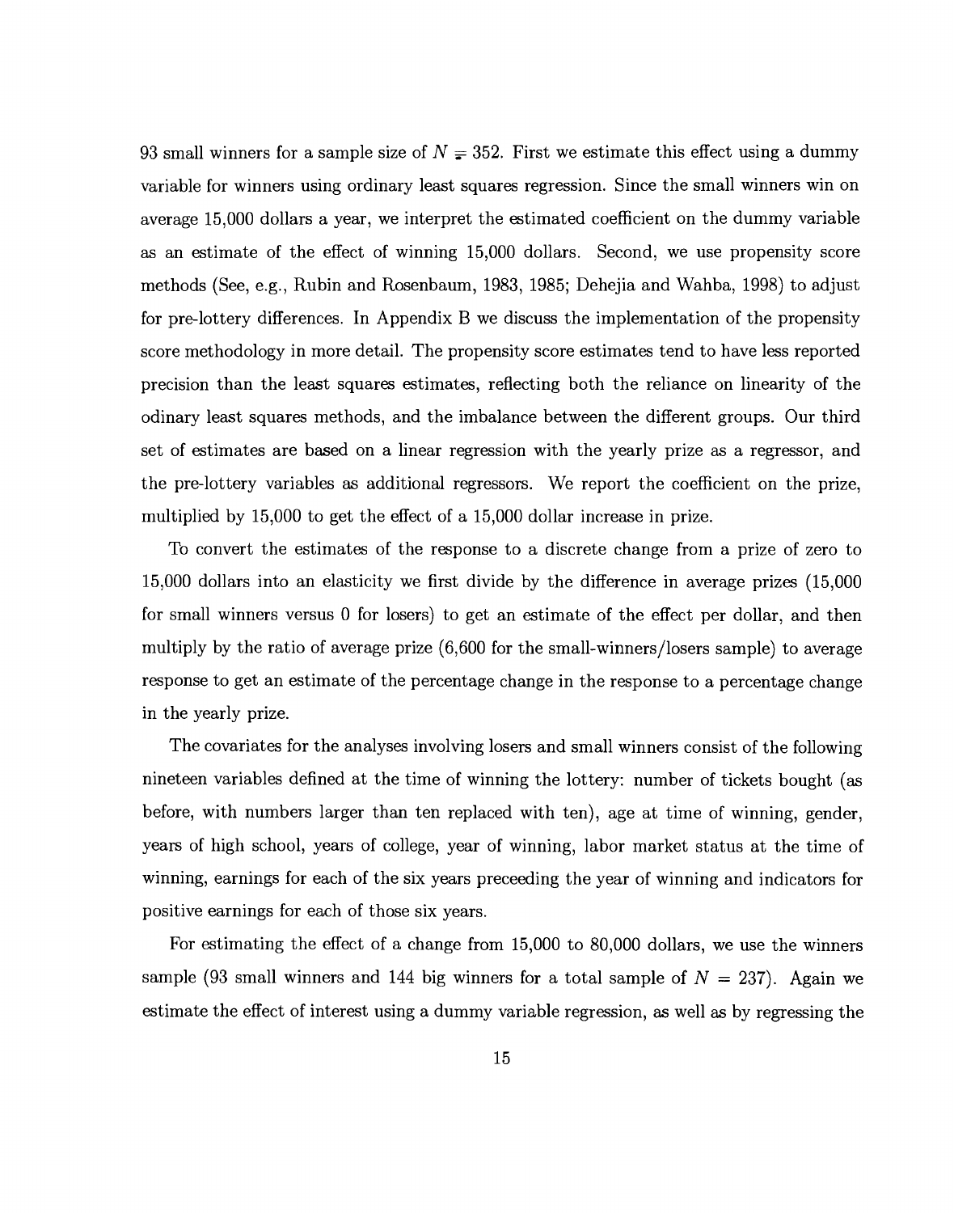93 small winners for a sample size of $N = 352$. First we estimate this effect using a dummy variable for winners using ordinary least squares regression. Since the small winners win on average 15,000 dollars a year, we interpret the estimated coefficient on the dummy variable as an estimate of the effect of winning 15,000 dollars. Second, we use propensity score methods (See, e.g., Rubin and Rosenbaum, 1983, 1985; Dehejia and Wahba, 1998) to adjust for pre-lottery differences. In Appendix B we discuss the implementation of the propensity score methodology in more detail. The propensity score estimates tend to have less reported precision than the least squares estimates, reflecting both the reliance on linearity of the odinary least squares methods, and the imbalance between the different groups. Our third set of estimates are based on a linear regression with the yearly prize as a regressor, and the pre-lottery variables as additional regressors. We report the coefficient on the prize, multiplied by 15,000 to get the effect of a 15,000 dollar increase in prize.

To convert the estimates of the response to a discrete change from a prize of zero to 15,000 dollars into an elasticity we first divide by the difference in average prizes (15,000 for small winners versus 0 for losers) to get an estimate of the effect per dollar, and then multiply by the ratio of average prize (6,600 for the small-winners/losers sample) to average response to get an estimate of the percentage change in the response to a percentage change in the yearly prize.

The covariates for the analyses involving losers and small winners consist of the following nineteen variables defined at the time of winning the lottery: number of tickets bought (as before, with numbers larger than ten replaced with ten), age at time of winning, gender, years of high school, years of college, year of winning, labor market status at the time of winning, earnings for each of the six years preceeding the year of winning and indicators for positive earnings for each of those six years.

For estimating the effect of a change from 15,000 to 80,000 dollars, we use the winners sample (93 small winners and 144 big winners for a total sample of $N = 237$). Again we estimate the effect of interest using a dummy variable regression, as well as by regressing the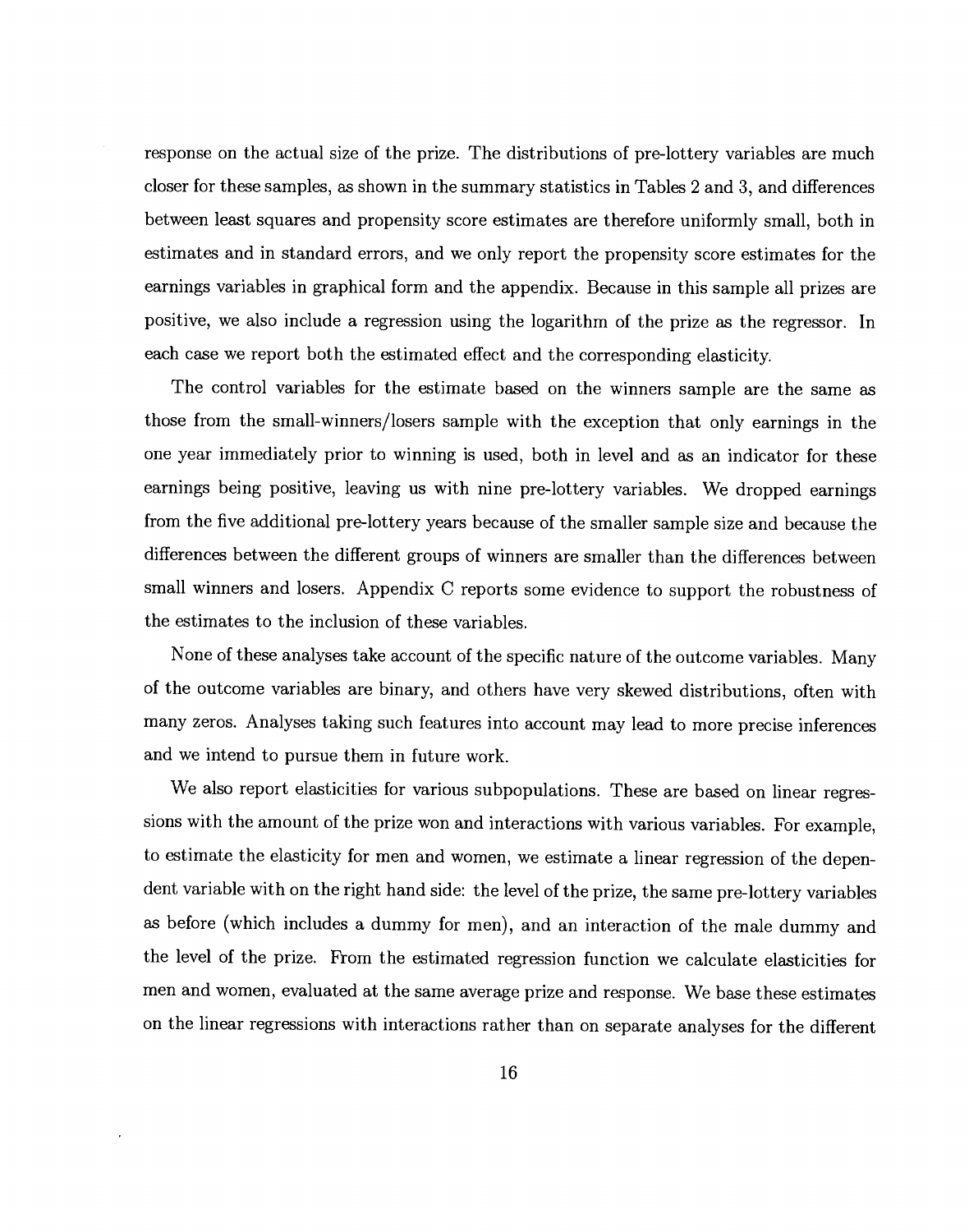response on the actual size of the prize. The distributions of pre-lottery variables are much closer for these samples, as shown in the summary statistics in Tables 2 and 3, and differences between least squares and propensity score estimates are therefore uniformly small, both in estimates and in standard errors, and we only report the propensity score estimates for the earnings variables in graphical form and the appendix. Because in this sample all prizes are positive, we also include a regression using the logarithm of the prize as the regressor. In each case we report both the estimated effect and the corresponding elasticity.

The control variables for the estimate based on the winners sample are the same as those from the small-winners/losers sample with the exception that only earnings in the one year immediately prior to winning is used, both in level and as an indicator for these earnings being positive, leaving us with nine pre-lottery variables. We dropped earnings from the five additional pre-lottery years because of the smaller sample size and because the differences between the different groups of winners are smaller than the differences between small winners and losers. Appendix C reports some evidence to support the robustness of the estimates to the inclusion of these variables.

None of these analyses take account of the specific nature of the outcome variables. Many of the outcome variables are binary, and others have very skewed distributions, often with many zeros. Analyses taking such features into account may lead to more precise inferences and we intend to pursue them in future work.

We also report elasticities for various subpopulations. These are based on linear regressions with the amount of the prize won and interactions with various variables. For example, to estimate the elasticity for men and women, we estimate a linear regression of the dependent variable with on the right hand side: the level of the prize, the same pre-lottery variables as before (which includes a dummy for men), and an interaction of the male dummy and the level of the prize. From the estimated regression function we calculate elasticities for men and women, evaluated at the same average prize and response. We base these estimates on the linear regressions with interactions rather than on separate analyses for the different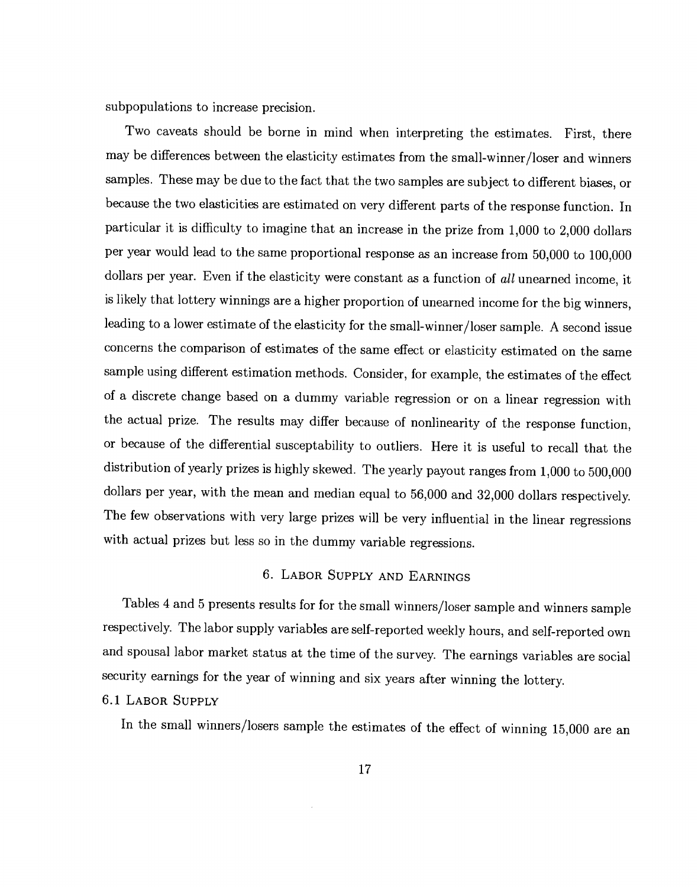subpopulations to increase precision.

Two caveats should be borne in mind when interpreting the estimates. First, there may be differences between the elasticity estimates from the small-winner/loser and winners samples. These may be due to the fact that the two samples are subject to different biases, or because the two elasticities are estimated on very different parts of the response function. In particular it is difficulty to imagine that an increase in the prize from 1,000 to 2,000 dollars per year would lead to the same proportional response as an increase from 50,000 to 100,000 dollars per year. Even if the elasticity were constant as a function of *all* unearned income, it is likely that lottery winnings are a higher proportion of unearned income for the big winners, leading to a lower estimate of the elasticity for the small-winner/loser sample. A second issue concerns the comparison of estimates of the same effect or elasticity estimated on the same sample using different estimation methods. Consider, for example, the estimates of the effect of a discrete change based on a dummy variable regression or on a linear regression with the actual prize. The results may differ because of nonlinearity of the response function, or because of the differential susceptability to outliers. Here it is useful to recall that the distribution of yearly prizes is highly skewed. The yearly payout ranges from 1,000 to 500,000 dollars per year, with the mean and median equal to 56,000 and 32,000 dollars respectively. The few observations with very large prizes will be very influential in the linear regressions with actual prizes but less so in the dummy variable regressions.

## 6. Labor Supply and Earnings

Tables 4 and 5 presents results for for the small winners/loser sample and winners sample respectively. The labor supply variables are self-reported weekly hours, and self-reported own and spousal labor market status at the time of the survey. The earnings variables are social security earnings for the year of winning and six years after winning the lottery.

### 6.1 Labor Supply

In the small winners/losers sample the estimates of the effect of winning 15,000 are an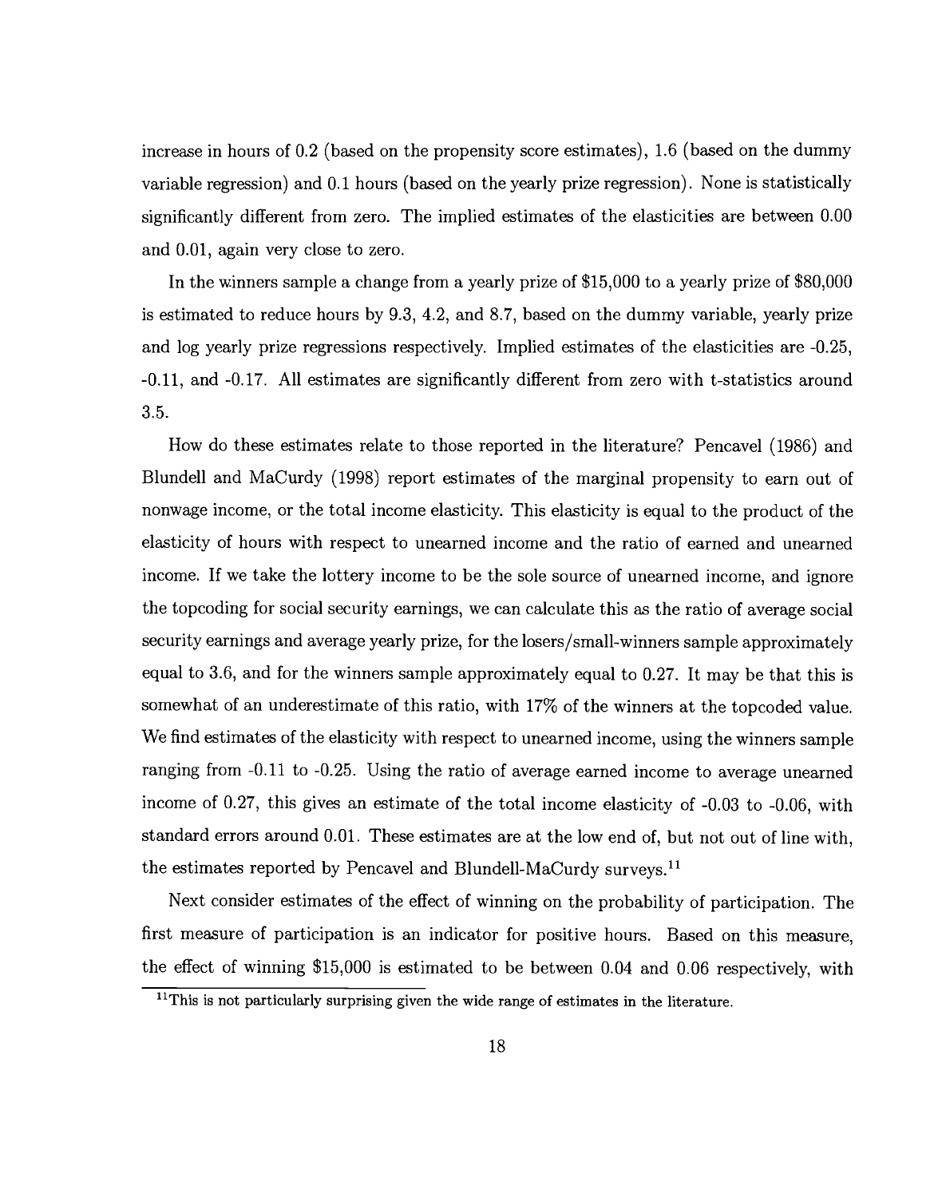increase in hours of 0.2 (based on the propensity score estimates), 1.6 (based on the dummy variable regression) and 0.1 hours (based on the yearly prize regression). None is statistically significantly different from zero. The implied estimates of the elasticities are between 0.00 and 0.01, again very close to zero.

In the winners sample a change from a yearly prize of $15,000 to a yearly prize of $80,000 is estimated to reduce hours by 9.3, 4.2, and 8.7, based on the dummy variable, yearly prize and log yearly prize regressions respectively. Implied estimates of the elasticities are -0.25, -0.11, and -0.17. All estimates are significantly different from zero with t-statistics around 3.5.

How do these estimates relate to those reported in the literature? Pencavel (1986) and Blundell and MaCurdy (1998) report estimates of the marginal propensity to earn out of nonwage income, or the total income elasticity. This elasticity is equal to the product of the elasticity of hours with respect to unearned income and the ratio of earned and unearned income. If we take the lottery income to be the sole source of unearned income, and ignore the topcoding for social security earnings, we can calculate this as the ratio of average social security earnings and average yearly prize, for the losers/small-winners sample approximately equal to 3.6, and for the winners sample approximately equal to 0.27. It may be that this is somewhat of an underestimate of this ratio, with 17% of the winners at the topcoded value. We find estimates of the elasticity with respect to unearned income, using the winners sample ranging from -0.11 to -0.25. Using the ratio of average earned income to average unearned income of 0.27, this gives an estimate of the total income elasticity of -0.03 to -0.06, with standard errors around 0.01. These estimates are at the low end of, but not out of line with, the estimates reported by Pencavel and Blundell-MaCurdy surveys.[11]

Next consider estimates of the effect of winning on the probability of participation. The first measure of participation is an indicator for positive hours. Based on this measure, the effect of winning $15,000 is estimated to be between 0.04 and 0.06 respectively, with

[11] This is not particularly surprising given the wide range of estimates in the literature.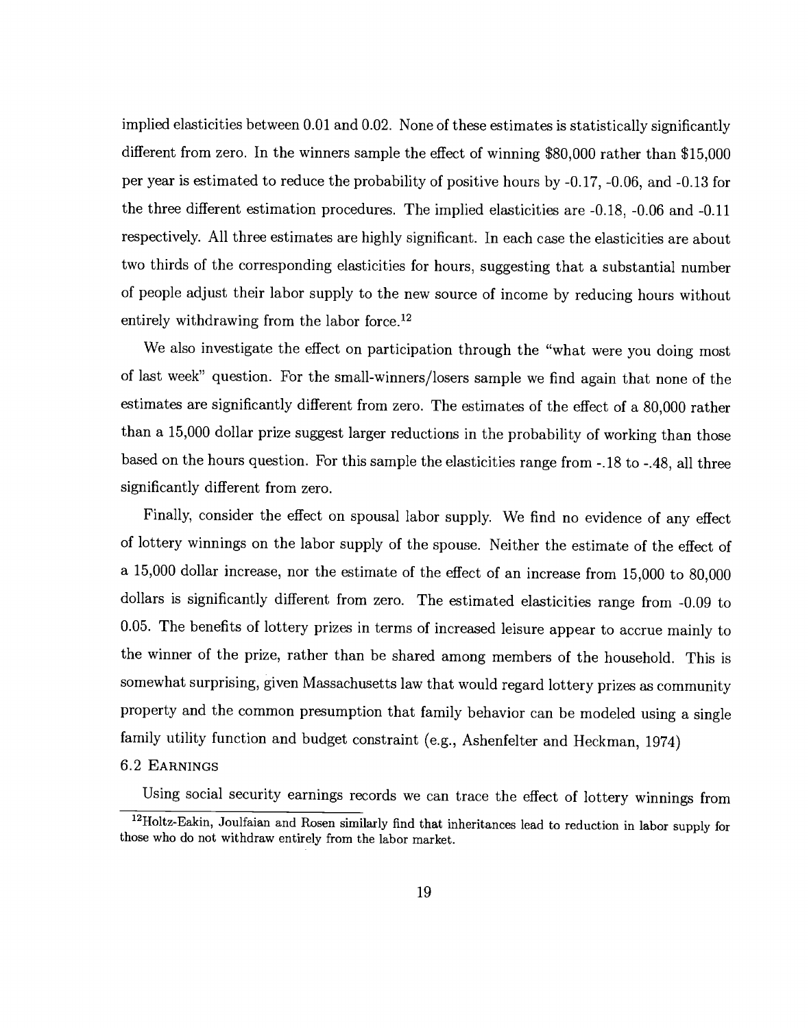implied elasticities between 0.01 and 0.02. None of these estimates is statistically significantly different from zero. In the winners sample the effect of winning $80,000 rather than $15,000 per year is estimated to reduce the probability of positive hours by -0.17, -0.06, and -0.13 for the three different estimation procedures. The implied elasticities are -0.18, -0.06 and -0.11 respectively. All three estimates are highly significant. In each case the elasticities are about two thirds of the corresponding elasticities for hours, suggesting that a substantial number of people adjust their labor supply to the new source of income by reducing hours without entirely withdrawing from the labor force.[12]

We also investigate the effect on participation through the "what were you doing most of last week" question. For the small-winners/losers sample we find again that none of the estimates are significantly different from zero. The estimates of the effect of a 80,000 rather than a 15,000 dollar prize suggest larger reductions in the probability of working than those based on the hours question. For this sample the elasticities range from -.18 to -.48, all three significantly different from zero.

Finally, consider the effect on spousal labor supply. We find no evidence of any effect of lottery winnings on the labor supply of the spouse. Neither the estimate of the effect of a 15,000 dollar increase, nor the estimate of the effect of an increase from 15,000 to 80,000 dollars is significantly different from zero. The estimated elasticities range from -0.09 to 0.05. The benefits of lottery prizes in terms of increased leisure appear to accrue mainly to the winner of the prize, rather than be shared among members of the household. This is somewhat surprising, given Massachusetts law that would regard lottery prizes as community property and the common presumption that family behavior can be modeled using a single family utility function and budget constraint (e.g., Ashenfelter and Heckman, 1974)

## 6.2 Earnings

Using social security earnings records we can trace the effect of lottery winnings from

[12] Holtz-Eakin, Joulfaian and Rosen similarly find that inheritances lead to reduction in labor supply for those who do not withdraw entirely from the labor market.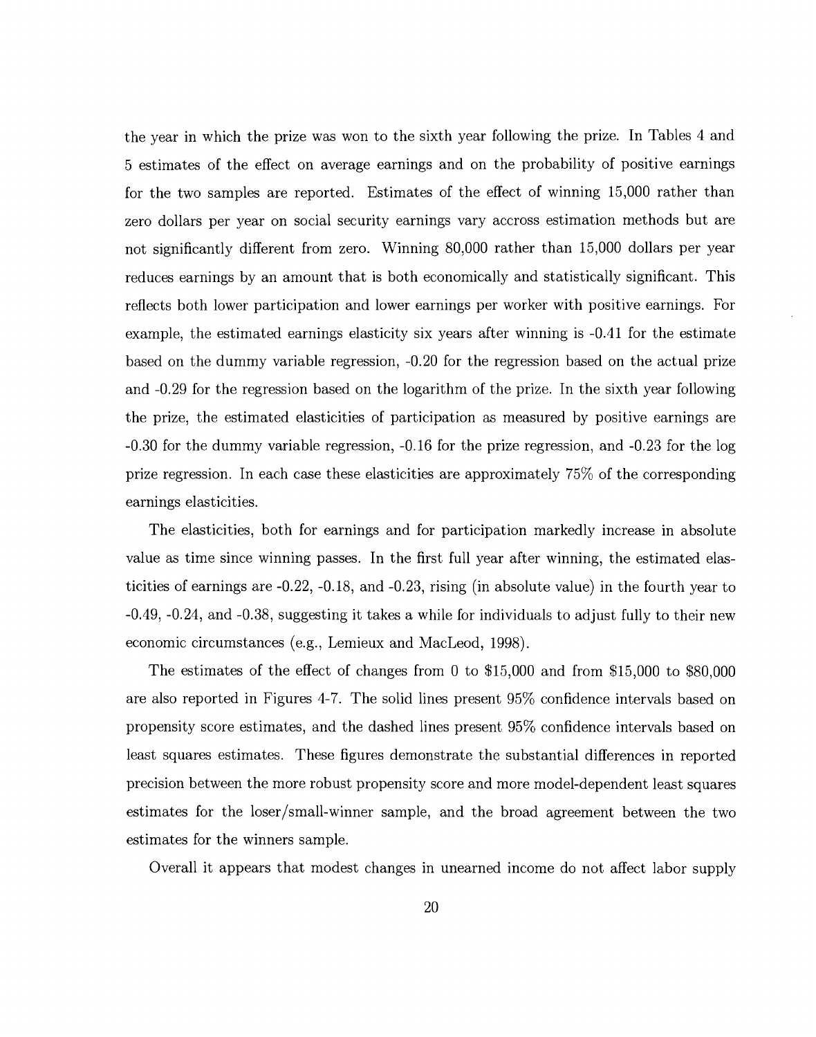the year in which the prize was won to the sixth year following the prize. In Tables 4 and 5 estimates of the effect on average earnings and on the probability of positive earnings for the two samples are reported. Estimates of the effect of winning 15,000 rather than zero dollars per year on social security earnings vary accross estimation methods but are not significantly different from zero. Winning 80,000 rather than 15,000 dollars per year reduces earnings by an amount that is both economically and statistically significant. This reflects both lower participation and lower earnings per worker with positive earnings. For example, the estimated earnings elasticity six years after winning is -0.41 for the estimate based on the dummy variable regression, -0.20 for the regression based on the actual prize and -0.29 for the regression based on the logarithm of the prize. In the sixth year following the prize, the estimated elasticities of participation as measured by positive earnings are -0.30 for the dummy variable regression, -0.16 for the prize regression, and -0.23 for the log prize regression. In each case these elasticities are approximately 75% of the corresponding earnings elasticities.

The elasticities, both for earnings and for participation markedly increase in absolute value as time since winning passes. In the first full year after winning, the estimated elasticities of earnings are -0.22, -0.18, and -0.23, rising (in absolute value) in the fourth year to -0.49, -0.24, and -0.38, suggesting it takes a while for individuals to adjust fully to their new economic circumstances (e.g., Lemieux and MacLeod, 1998).

The estimates of the effect of changes from 0 to \$15,000 and from \$15,000 to \$80,000 are also reported in Figures 4-7. The solid lines present 95% confidence intervals based on propensity score estimates, and the dashed lines present 95% confidence intervals based on least squares estimates. These figures demonstrate the substantial differences in reported precision between the more robust propensity score and more model-dependent least squares estimates for the loser/small-winner sample, and the broad agreement between the two estimates for the winners sample.

Overall it appears that modest changes in unearned income do not affect labor supply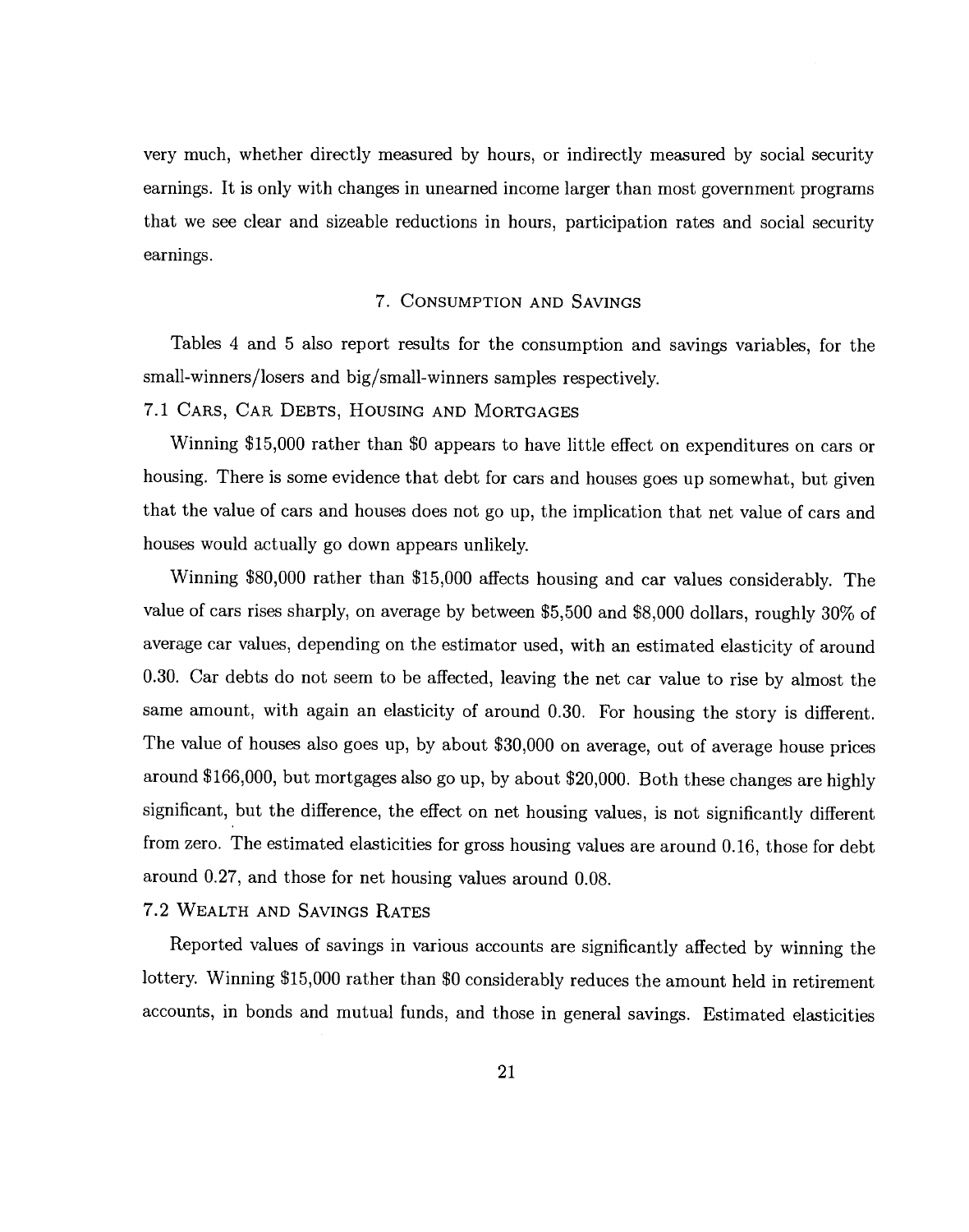very much, whether directly measured by hours, or indirectly measured by social security earnings. It is only with changes in unearned income larger than most government programs that we see clear and sizeable reductions in hours, participation rates and social security earnings.

## 7. Consumption and Savings

Tables 4 and 5 also report results for the consumption and savings variables, for the small-winners/losers and big/small-winners samples respectively.

### 7.1 Cars, Car Debts, Housing and Mortgages

Winning $15,000 rather than $0 appears to have little effect on expenditures on cars or housing. There is some evidence that debt for cars and houses goes up somewhat, but given that the value of cars and houses does not go up, the implication that net value of cars and houses would actually go down appears unlikely.

Winning $80,000 rather than $15,000 affects housing and car values considerably. The value of cars rises sharply, on average by between $5,500 and $8,000 dollars, roughly 30% of average car values, depending on the estimator used, with an estimated elasticity of around 0.30. Car debts do not seem to be affected, leaving the net car value to rise by almost the same amount, with again an elasticity of around 0.30. For housing the story is different. The value of houses also goes up, by about $30,000 on average, out of average house prices around $166,000, but mortgages also go up, by about $20,000. Both these changes are highly significant, but the difference, the effect on net housing values, is not significantly different from zero. The estimated elasticities for gross housing values are around 0.16, those for debt around 0.27, and those for net housing values around 0.08.

### 7.2 Wealth and Savings Rates

Reported values of savings in various accounts are significantly affected by winning the lottery. Winning $15,000 rather than $0 considerably reduces the amount held in retirement accounts, in bonds and mutual funds, and those in general savings. Estimated elasticities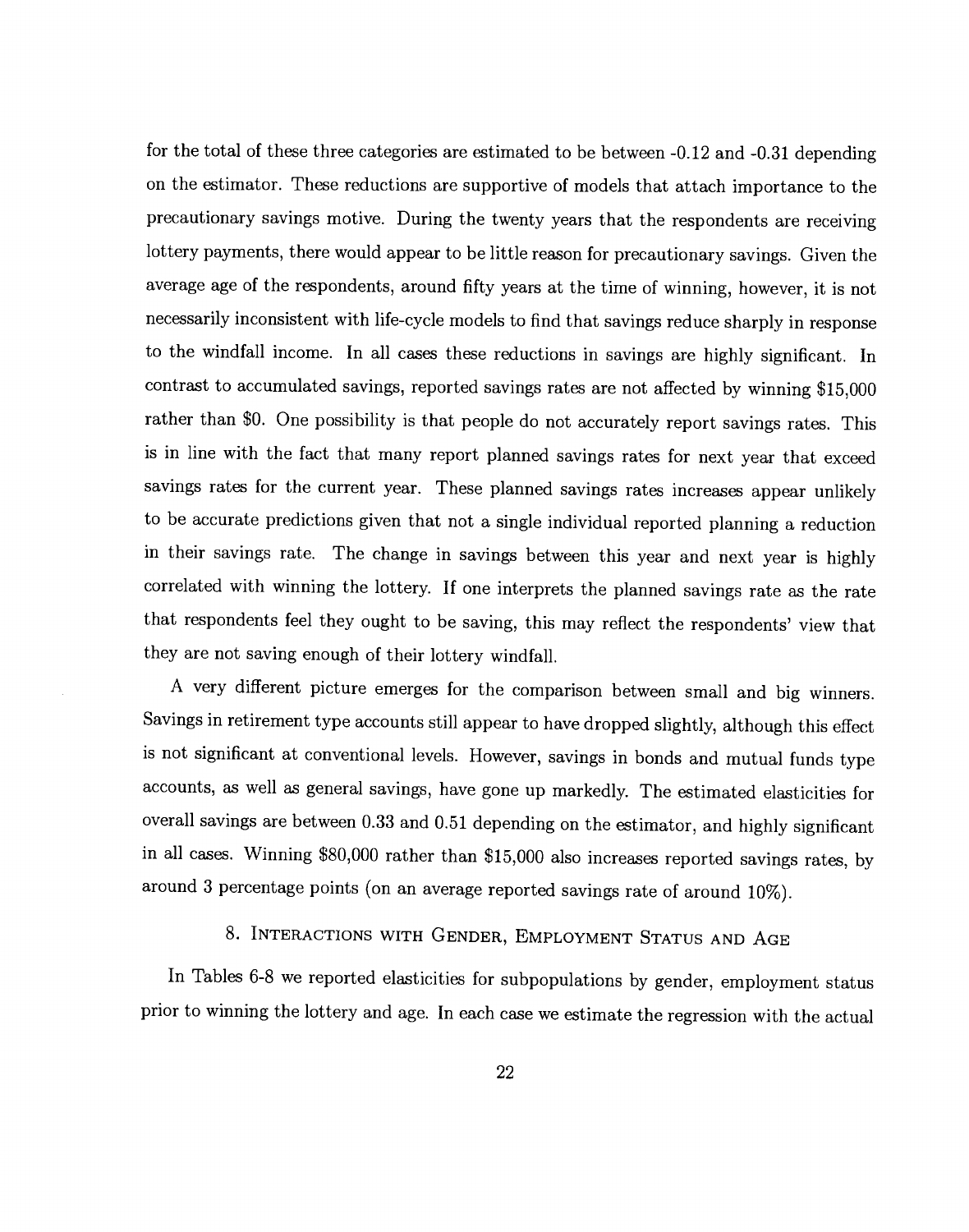for the total of these three categories are estimated to be between -0.12 and -0.31 depending on the estimator. These reductions are supportive of models that attach importance to the precautionary savings motive. During the twenty years that the respondents are receiving lottery payments, there would appear to be little reason for precautionary savings. Given the average age of the respondents, around fifty years at the time of winning, however, it is not necessarily inconsistent with life-cycle models to find that savings reduce sharply in response to the windfall income. In all cases these reductions in savings are highly significant. In contrast to accumulated savings, reported savings rates are not affected by winning $15,000 rather than $0. One possibility is that people do not accurately report savings rates. This is in line with the fact that many report planned savings rates for next year that exceed savings rates for the current year. These planned savings rates increases appear unlikely to be accurate predictions given that not a single individual reported planning a reduction in their savings rate. The change in savings between this year and next year is highly correlated with winning the lottery. If one interprets the planned savings rate as the rate that respondents feel they ought to be saving, this may reflect the respondents' view that they are not saving enough of their lottery windfall.

A very different picture emerges for the comparison between small and big winners. Savings in retirement type accounts still appear to have dropped slightly, although this effect is not significant at conventional levels. However, savings in bonds and mutual funds type accounts, as well as general savings, have gone up markedly. The estimated elasticities for overall savings are between 0.33 and 0.51 depending on the estimator, and highly significant in all cases. Winning $80,000 rather than $15,000 also increases reported savings rates, by around 3 percentage points (on an average reported savings rate of around 10%).

## 8. Interactions with Gender, Employment Status and Age

In Tables 6-8 we reported elasticities for subpopulations by gender, employment status prior to winning the lottery and age. In each case we estimate the regression with the actual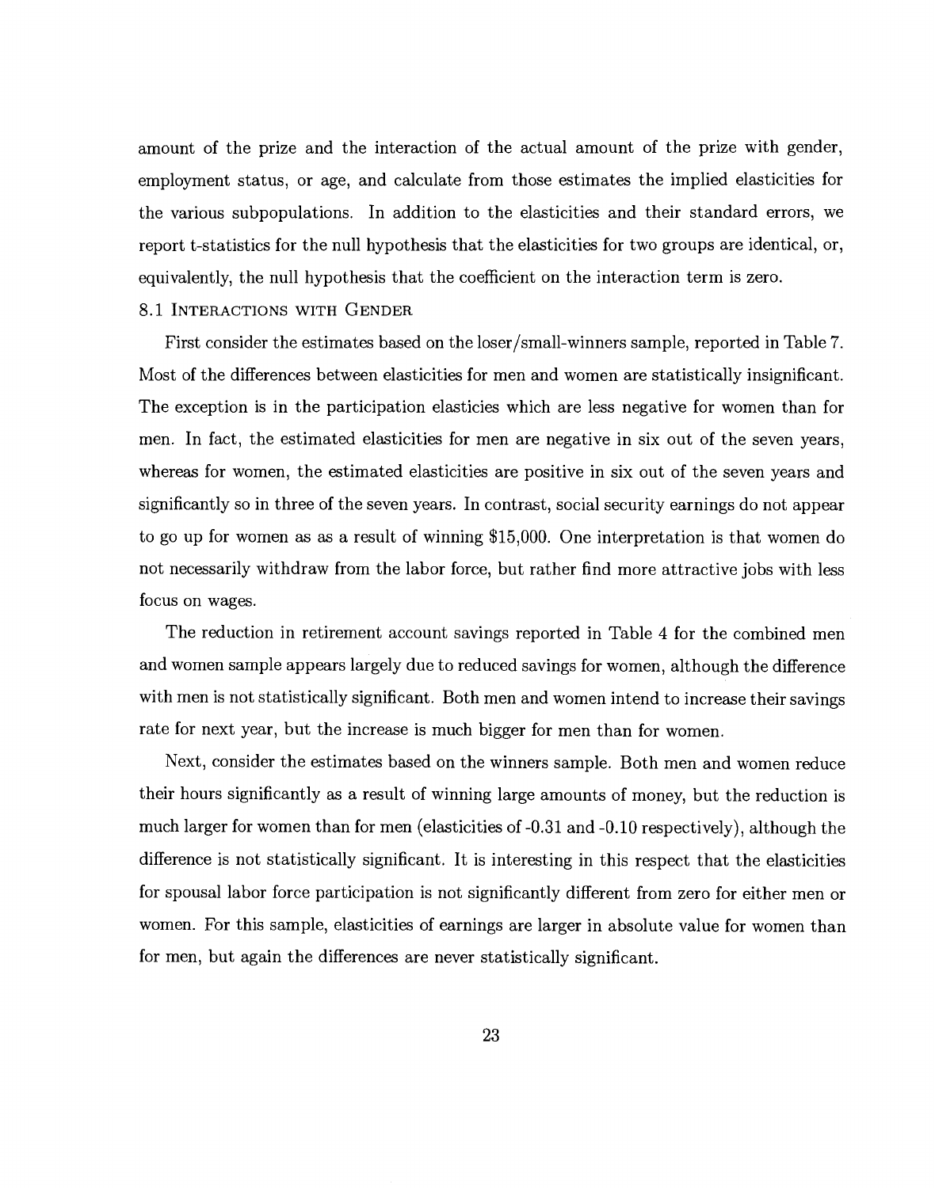amount of the prize and the interaction of the actual amount of the prize with gender, employment status, or age, and calculate from those estimates the implied elasticities for the various subpopulations. In addition to the elasticities and their standard errors, we report t-statistics for the null hypothesis that the elasticities for two groups are identical, or, equivalently, the null hypothesis that the coefficient on the interaction term is zero.

### 8.1 Interactions with Gender

First consider the estimates based on the loser/small-winners sample, reported in Table 7. Most of the differences between elasticities for men and women are statistically insignificant. The exception is in the participation elasticies which are less negative for women than for men. In fact, the estimated elasticities for men are negative in six out of the seven years, whereas for women, the estimated elasticities are positive in six out of the seven years and significantly so in three of the seven years. In contrast, social security earnings do not appear to go up for women as as a result of winning $15,000. One interpretation is that women do not necessarily withdraw from the labor force, but rather find more attractive jobs with less focus on wages.

The reduction in retirement account savings reported in Table 4 for the combined men and women sample appears largely due to reduced savings for women, although the difference with men is not statistically significant. Both men and women intend to increase their savings rate for next year, but the increase is much bigger for men than for women.

Next, consider the estimates based on the winners sample. Both men and women reduce their hours significantly as a result of winning large amounts of money, but the reduction is much larger for women than for men (elasticities of -0.31 and -0.10 respectively), although the difference is not statistically significant. It is interesting in this respect that the elasticities for spousal labor force participation is not significantly different from zero for either men or women. For this sample, elasticities of earnings are larger in absolute value for women than for men, but again the differences are never statistically significant.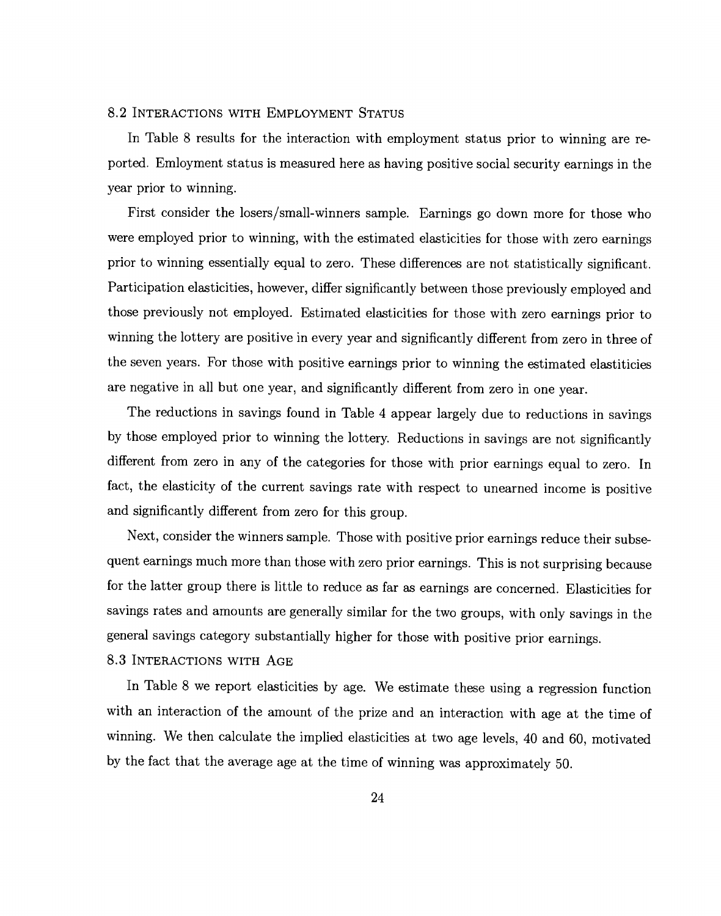### 8.2 Interactions with Employment Status

In Table 8 results for the interaction with employment status prior to winning are reported. Emloyment status is measured here as having positive social security earnings in the year prior to winning.

First consider the losers/small-winners sample. Earnings go down more for those who were employed prior to winning, with the estimated elasticities for those with zero earnings prior to winning essentially equal to zero. These differences are not statistically significant. Participation elasticities, however, differ significantly between those previously employed and those previously not employed. Estimated elasticities for those with zero earnings prior to winning the lottery are positive in every year and significantly different from zero in three of the seven years. For those with positive earnings prior to winning the estimated elastiticies are negative in all but one year, and significantly different from zero in one year.

The reductions in savings found in Table 4 appear largely due to reductions in savings by those employed prior to winning the lottery. Reductions in savings are not significantly different from zero in any of the categories for those with prior earnings equal to zero. In fact, the elasticity of the current savings rate with respect to unearned income is positive and significantly different from zero for this group.

Next, consider the winners sample. Those with positive prior earnings reduce their subsequent earnings much more than those with zero prior earnings. This is not surprising because for the latter group there is little to reduce as far as earnings are concerned. Elasticities for savings rates and amounts are generally similar for the two groups, with only savings in the general savings category substantially higher for those with positive prior earnings.

### 8.3 Interactions with Age

In Table 8 we report elasticities by age. We estimate these using a regression function with an interaction of the amount of the prize and an interaction with age at the time of winning. We then calculate the implied elasticities at two age levels, 40 and 60, motivated by the fact that the average age at the time of winning was approximately 50.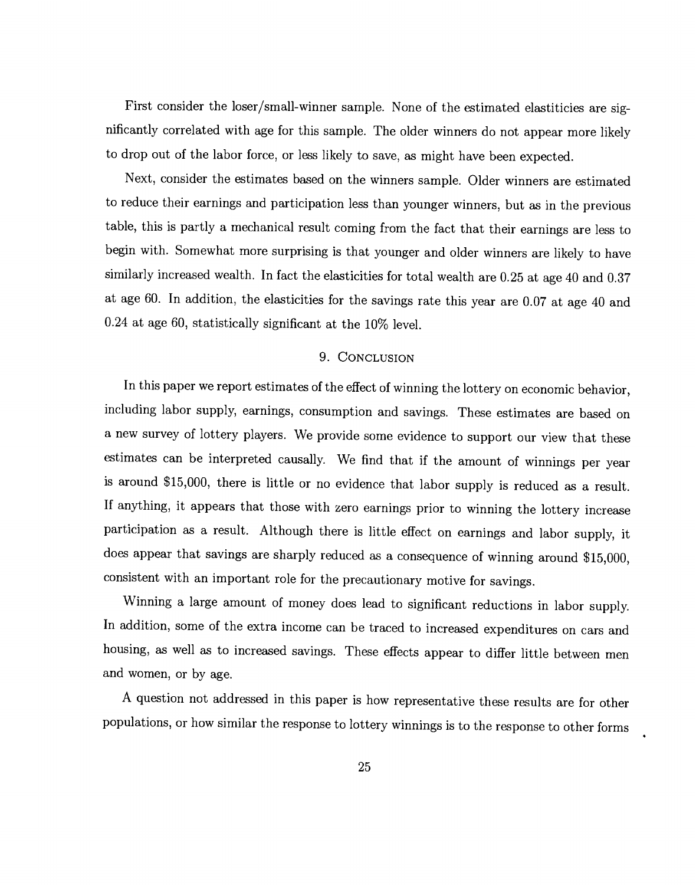First consider the loser/small-winner sample. None of the estimated elastiticies are significantly correlated with age for this sample. The older winners do not appear more likely to drop out of the labor force, or less likely to save, as might have been expected.

Next, consider the estimates based on the winners sample. Older winners are estimated to reduce their earnings and participation less than younger winners, but as in the previous table, this is partly a mechanical result coming from the fact that their earnings are less to begin with. Somewhat more surprising is that younger and older winners are likely to have similarly increased wealth. In fact the elasticities for total wealth are 0.25 at age 40 and 0.37 at age 60. In addition, the elasticities for the savings rate this year are 0.07 at age 40 and 0.24 at age 60, statistically significant at the 10% level.

## 9. Conclusion

In this paper we report estimates of the effect of winning the lottery on economic behavior, including labor supply, earnings, consumption and savings. These estimates are based on a new survey of lottery players. We provide some evidence to support our view that these estimates can be interpreted causally. We find that if the amount of winnings per year is around \$15,000, there is little or no evidence that labor supply is reduced as a result. If anything, it appears that those with zero earnings prior to winning the lottery increase participation as a result. Although there is little effect on earnings and labor supply, it does appear that savings are sharply reduced as a consequence of winning around \$15,000, consistent with an important role for the precautionary motive for savings.

Winning a large amount of money does lead to significant reductions in labor supply. In addition, some of the extra income can be traced to increased expenditures on cars and housing, as well as to increased savings. These effects appear to differ little between men and women, or by age.

A question not addressed in this paper is how representative these results are for other populations, or how similar the response to lottery winnings is to the response to other forms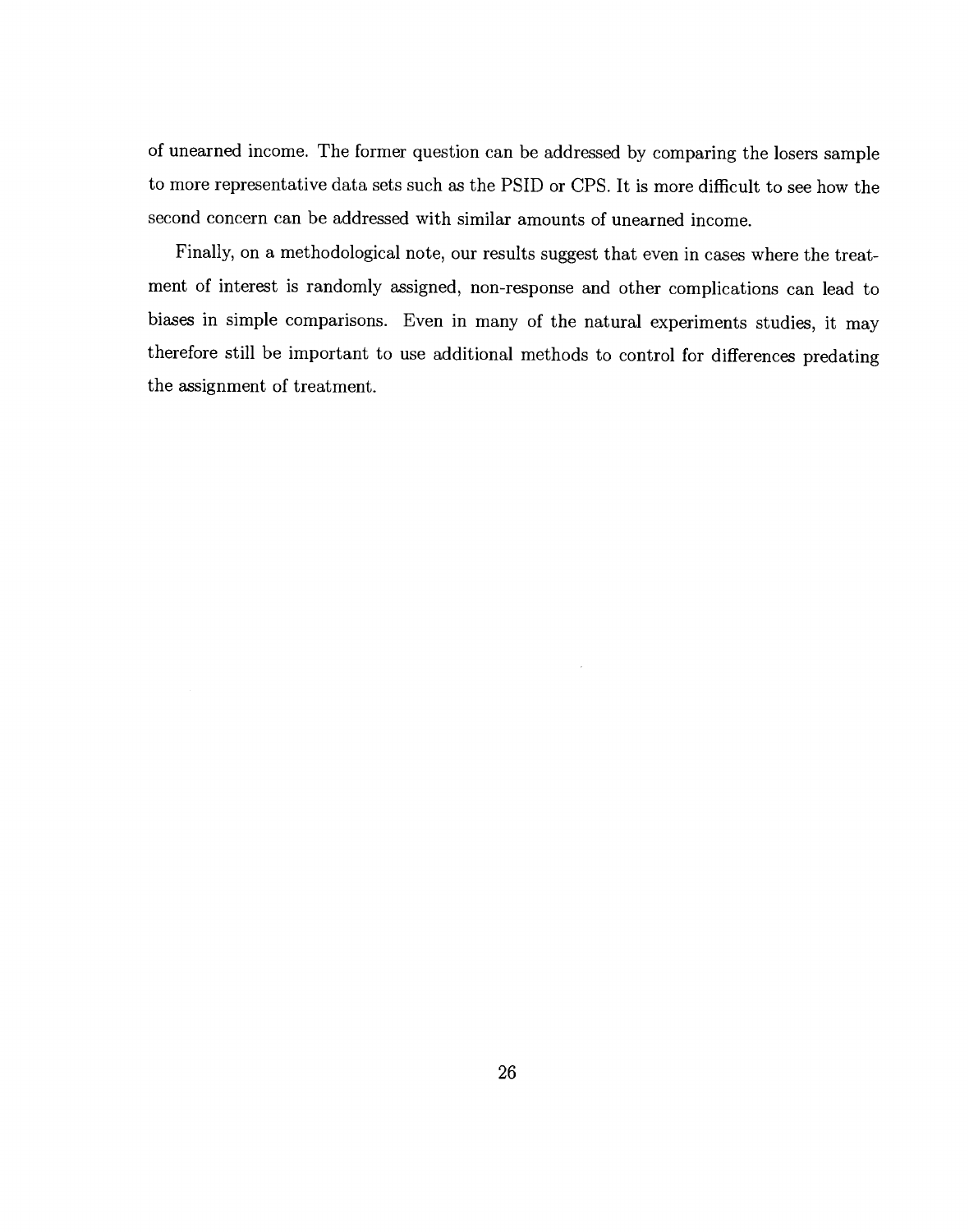of unearned income. The former question can be addressed by comparing the losers sample to more representative data sets such as the PSID or CPS. It is more difficult to see how the second concern can be addressed with similar amounts of unearned income.

Finally, on a methodological note, our results suggest that even in cases where the treatment of interest is randomly assigned, non-response and other complications can lead to biases in simple comparisons. Even in many of the natural experiments studies, it may therefore still be important to use additional methods to control for differences predating the assignment of treatment.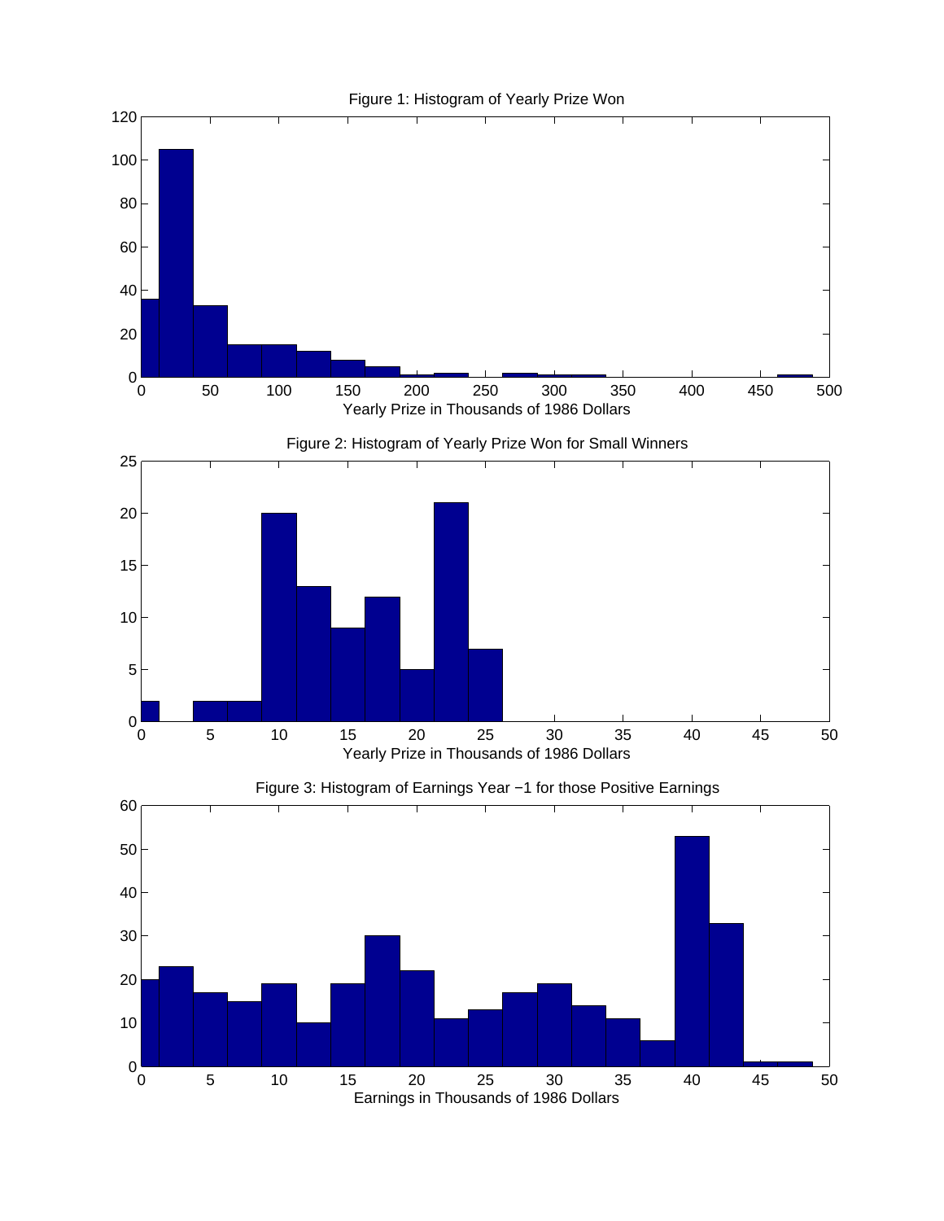Figure 1: Histogram of Yearly Prize Won

Yearly Prize in Thousands of 1986 Dollars

Figure 2: Histogram of Yearly Prize Won for Small Winners

Yearly Prize in Thousands of 1986 Dollars

Figure 3: Histogram of Earnings Year −1 for those Positive Earnings

Earnings in Thousands of 1986 Dollars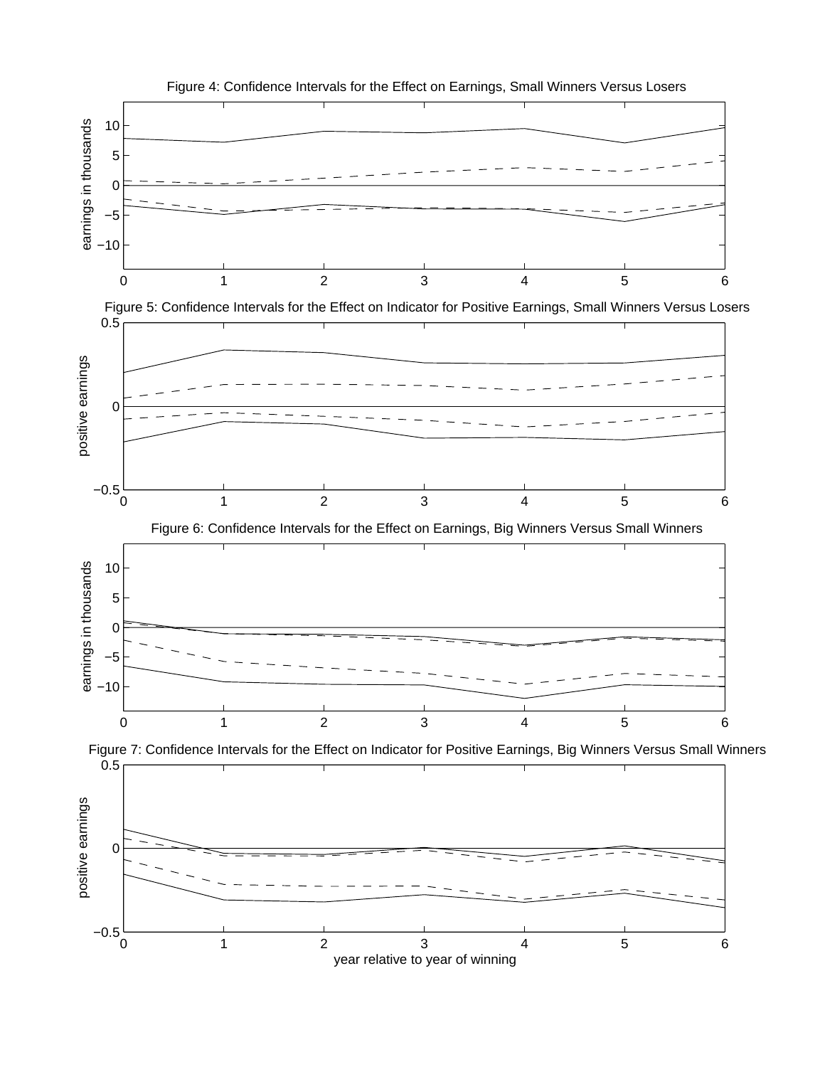Figure 4: Confidence Intervals for the Effect on Earnings, Small Winners Versus Losers

Figure 5: Confidence Intervals for the Effect on Indicator for Positive Earnings, Small Winners Versus Losers

Figure 6: Confidence Intervals for the Effect on Earnings, Big Winners Versus Small Winners

Figure 7: Confidence Intervals for the Effect on Indicator for Positive Earnings, Big Winners Versus Small Winners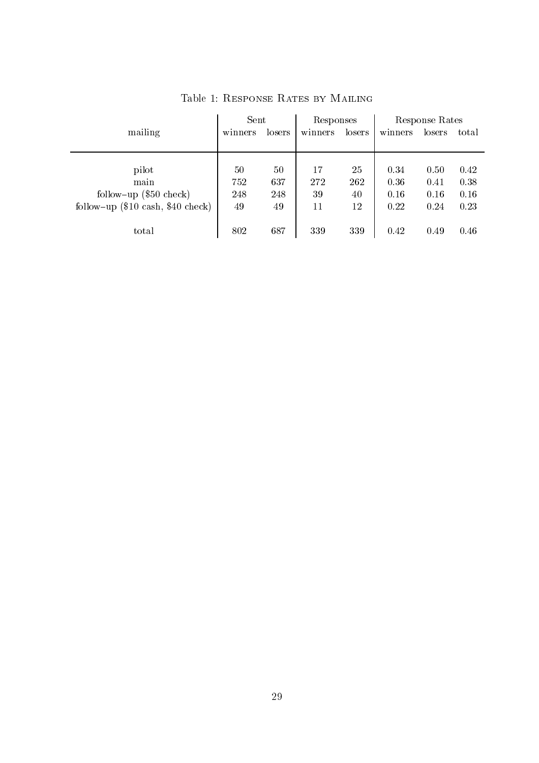Table 1: Response Rates by Mailing

| mailing | Sent | | Responses | | Response Rates | | |
|---|---|---|---|---|---|---|---|
| | winners | losers | winners | losers | winners | losers | total |
| pilot | 50 | 50 | 17 | 25 | 0.34 | 0.50 | 0.42 |
| main | 752 | 637 | 272 | 262 | 0.36 | 0.41 | 0.38 |
| follow–up ($50 check) | 248 | 248 | 39 | 40 | 0.16 | 0.16 | 0.16 |
| follow–up ($10 cash, $40 check) | 49 | 49 | 11 | 12 | 0.22 | 0.24 | 0.23 |
| total | 802 | 687 | 339 | 339 | 0.42 | 0.49 | 0.46 |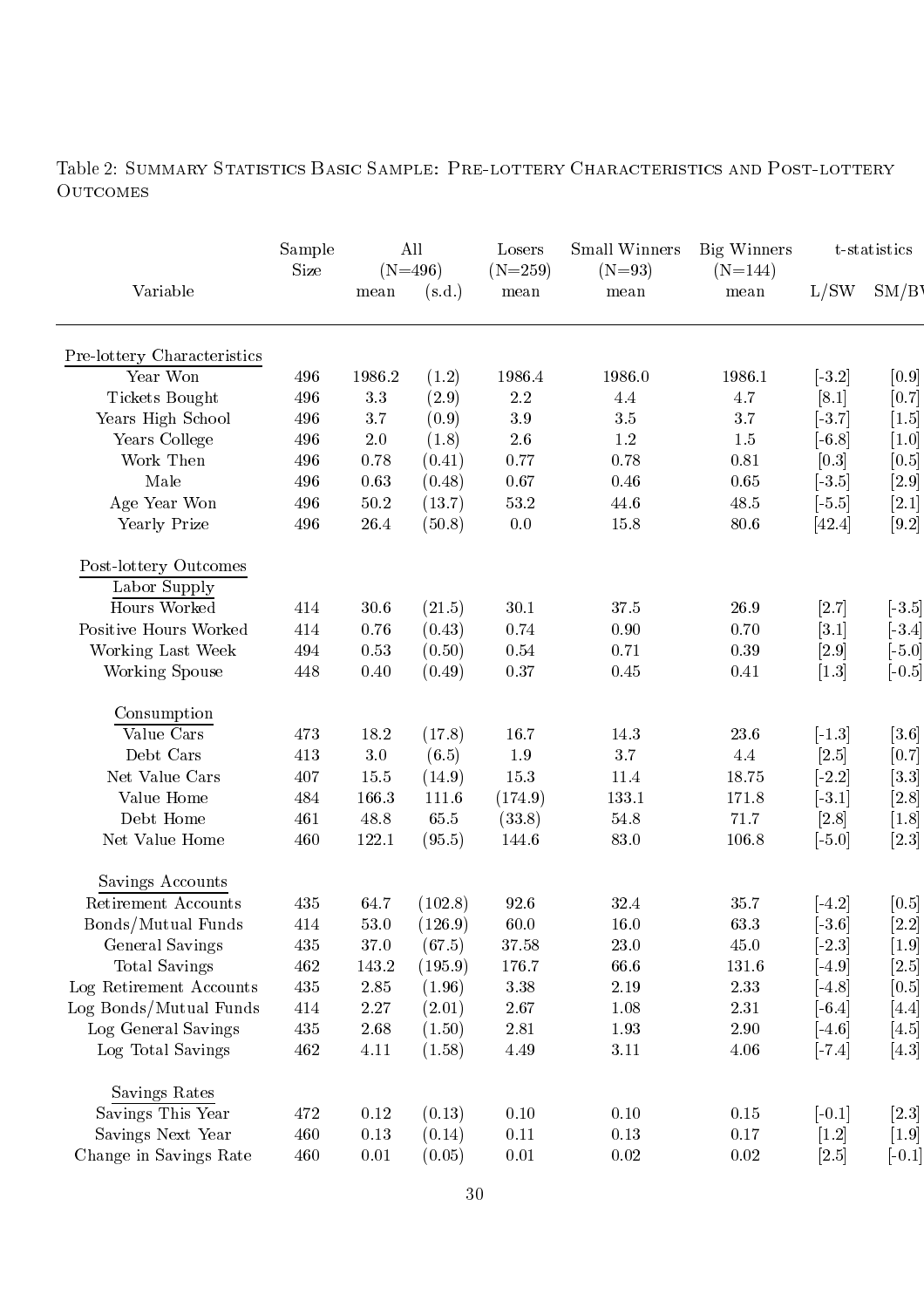Table 2: Summary Statistics Basic Sample: Pre-lottery Characteristics and Post-lottery Outcomes

| Variable | Sample Size | All (N=496) mean | (s.d.) | Losers (N=259) mean | Small Winners (N=93) mean | Big Winners (N=144) mean | t-statistics L/SW | SM/BW |
|---|---|---|---|---|---|---|---|---|
| **Pre-lottery Characteristics** | | | | | | | | |
| Year Won | 496 | 1986.2 | (1.2) | 1986.4 | 1986.0 | 1986.1 | [-3.2] | [0.9] |
| Tickets Bought | 496 | 3.3 | (2.9) | 2.2 | 4.4 | 4.7 | [8.1] | [0.7] |
| Years High School | 496 | 3.7 | (0.9) | 3.9 | 3.5 | 3.7 | [-3.7] | [1.5] |
| Years College | 496 | 2.0 | (1.8) | 2.6 | 1.2 | 1.5 | [-6.8] | [1.0] |
| Work Then | 496 | 0.78 | (0.41) | 0.77 | 0.78 | 0.81 | [0.3] | [0.5] |
| Male | 496 | 0.63 | (0.48) | 0.67 | 0.46 | 0.65 | [-3.5] | [2.9] |
| Age Year Won | 496 | 50.2 | (13.7) | 53.2 | 44.6 | 48.5 | [-5.5] | [2.1] |
| Yearly Prize | 496 | 26.4 | (50.8) | 0.0 | 15.8 | 80.6 | [42.4] | [9.2] |
| **Post-lottery Outcomes** | | | | | | | | |
| *Labor Supply* | | | | | | | | |
| Hours Worked | 414 | 30.6 | (21.5) | 30.1 | 37.5 | 26.9 | [2.7] | [-3.5] |
| Positive Hours Worked | 414 | 0.76 | (0.43) | 0.74 | 0.90 | 0.70 | [3.1] | [-3.4] |
| Working Last Week | 494 | 0.53 | (0.50) | 0.54 | 0.71 | 0.39 | [2.9] | [-5.0] |
| Working Spouse | 448 | 0.40 | (0.49) | 0.37 | 0.45 | 0.41 | [1.3] | [-0.5] |
| *Consumption* | | | | | | | | |
| Value Cars | 473 | 18.2 | (17.8) | 16.7 | 14.3 | 23.6 | [-1.3] | [3.6] |
| Debt Cars | 413 | 3.0 | (6.5) | 1.9 | 3.7 | 4.4 | [2.5] | [0.7] |
| Net Value Cars | 407 | 15.5 | (14.9) | 15.3 | 11.4 | 18.75 | [-2.2] | [3.3] |
| Value Home | 484 | 166.3 | 111.6 | (174.9) | 133.1 | 171.8 | [-3.1] | [2.8] |
| Debt Home | 461 | 48.8 | 65.5 | (33.8) | 54.8 | 71.7 | [2.8] | [1.8] |
| Net Value Home | 460 | 122.1 | (95.5) | 144.6 | 83.0 | 106.8 | [-5.0] | [2.3] |
| *Savings Accounts* | | | | | | | | |
| Retirement Accounts | 435 | 64.7 | (102.8) | 92.6 | 32.4 | 35.7 | [-4.2] | [0.5] |
| Bonds/Mutual Funds | 414 | 53.0 | (126.9) | 60.0 | 16.0 | 63.3 | [-3.6] | [2.2] |
| General Savings | 435 | 37.0 | (67.5) | 37.58 | 23.0 | 45.0 | [-2.3] | [1.9] |
| Total Savings | 462 | 143.2 | (195.9) | 176.7 | 66.6 | 131.6 | [-4.9] | [2.5] |
| Log Retirement Accounts | 435 | 2.85 | (1.96) | 3.38 | 2.19 | 2.33 | [-4.8] | [0.5] |
| Log Bonds/Mutual Funds | 414 | 2.27 | (2.01) | 2.67 | 1.08 | 2.31 | [-6.4] | [4.4] |
| Log General Savings | 435 | 2.68 | (1.50) | 2.81 | 1.93 | 2.90 | [-4.6] | [4.5] |
| Log Total Savings | 462 | 4.11 | (1.58) | 4.49 | 3.11 | 4.06 | [-7.4] | [4.3] |
| *Savings Rates* | | | | | | | | |
| Savings This Year | 472 | 0.12 | (0.13) | 0.10 | 0.10 | 0.15 | [-0.1] | [2.3] |
| Savings Next Year | 460 | 0.13 | (0.14) | 0.11 | 0.13 | 0.17 | [1.2] | [1.9] |
| Change in Savings Rate | 460 | 0.01 | (0.05) | 0.01 | 0.02 | 0.02 | [2.5] | [-0.1] |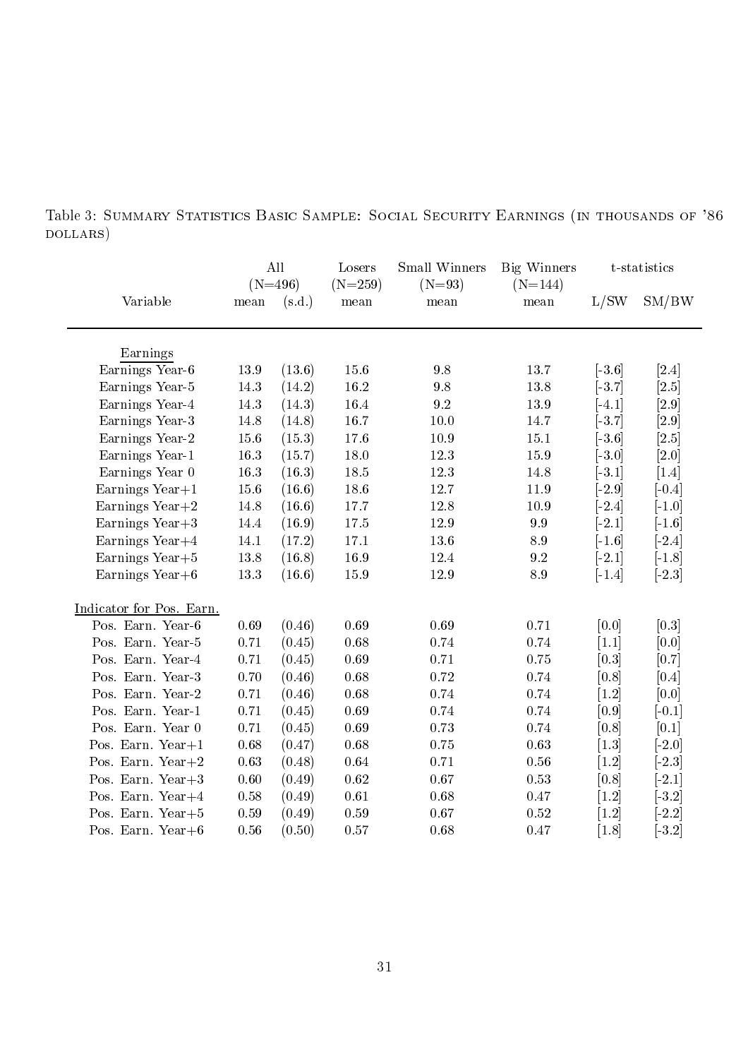Table 3: Summary Statistics Basic Sample: Social Security Earnings (in thousands of '86 dollars)

| Variable | All (N=496) mean | All (N=496) (s.d.) | Losers (N=259) mean | Small Winners (N=93) mean | Big Winners (N=144) mean | t-statistics L/SW | t-statistics SM/BW |
|---|---|---|---|---|---|---|---|
| Earnings | | | | | | | |
| Earnings Year-6 | 13.9 | (13.6) | 15.6 | 9.8 | 13.7 | [-3.6] | [2.4] |
| Earnings Year-5 | 14.3 | (14.2) | 16.2 | 9.8 | 13.8 | [-3.7] | [2.5] |
| Earnings Year-4 | 14.3 | (14.3) | 16.4 | 9.2 | 13.9 | [-4.1] | [2.9] |
| Earnings Year-3 | 14.8 | (14.8) | 16.7 | 10.0 | 14.7 | [-3.7] | [2.9] |
| Earnings Year-2 | 15.6 | (15.3) | 17.6 | 10.9 | 15.1 | [-3.6] | [2.5] |
| Earnings Year-1 | 16.3 | (15.7) | 18.0 | 12.3 | 15.9 | [-3.0] | [2.0] |
| Earnings Year 0 | 16.3 | (16.3) | 18.5 | 12.3 | 14.8 | [-3.1] | [1.4] |
| Earnings Year+1 | 15.6 | (16.6) | 18.6 | 12.7 | 11.9 | [-2.9] | [-0.4] |
| Earnings Year+2 | 14.8 | (16.6) | 17.7 | 12.8 | 10.9 | [-2.4] | [-1.0] |
| Earnings Year+3 | 14.4 | (16.9) | 17.5 | 12.9 | 9.9 | [-2.1] | [-1.6] |
| Earnings Year+4 | 14.1 | (17.2) | 17.1 | 13.6 | 8.9 | [-1.6] | [-2.4] |
| Earnings Year+5 | 13.8 | (16.8) | 16.9 | 12.4 | 9.2 | [-2.1] | [-1.8] |
| Earnings Year+6 | 13.3 | (16.6) | 15.9 | 12.9 | 8.9 | [-1.4] | [-2.3] |
| Indicator for Pos. Earn. | | | | | | | |
| Pos. Earn. Year-6 | 0.69 | (0.46) | 0.69 | 0.69 | 0.71 | [0.0] | [0.3] |
| Pos. Earn. Year-5 | 0.71 | (0.45) | 0.68 | 0.74 | 0.74 | [1.1] | [0.0] |
| Pos. Earn. Year-4 | 0.71 | (0.45) | 0.69 | 0.71 | 0.75 | [0.3] | [0.7] |
| Pos. Earn. Year-3 | 0.70 | (0.46) | 0.68 | 0.72 | 0.74 | [0.8] | [0.4] |
| Pos. Earn. Year-2 | 0.71 | (0.46) | 0.68 | 0.74 | 0.74 | [1.2] | [0.0] |
| Pos. Earn. Year-1 | 0.71 | (0.45) | 0.69 | 0.74 | 0.74 | [0.9] | [-0.1] |
| Pos. Earn. Year 0 | 0.71 | (0.45) | 0.69 | 0.73 | 0.74 | [0.8] | [0.1] |
| Pos. Earn. Year+1 | 0.68 | (0.47) | 0.68 | 0.75 | 0.63 | [1.3] | [-2.0] |
| Pos. Earn. Year+2 | 0.63 | (0.48) | 0.64 | 0.71 | 0.56 | [1.2] | [-2.3] |
| Pos. Earn. Year+3 | 0.60 | (0.49) | 0.62 | 0.67 | 0.53 | [0.8] | [-2.1] |
| Pos. Earn. Year+4 | 0.58 | (0.49) | 0.61 | 0.68 | 0.47 | [1.2] | [-3.2] |
| Pos. Earn. Year+5 | 0.59 | (0.49) | 0.59 | 0.67 | 0.52 | [1.2] | [-2.2] |
| Pos. Earn. Year+6 | 0.56 | (0.50) | 0.57 | 0.68 | 0.47 | [1.8] | [-3.2] |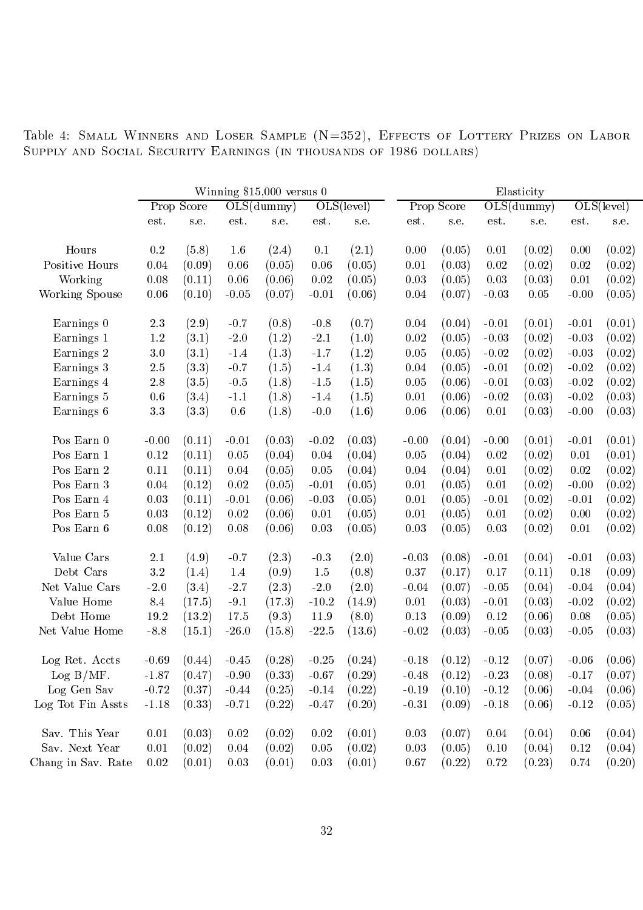Table 4: Small Winners and Loser Sample (N=352), Effects of Lottery Prizes on Labor Supply and Social Security Earnings (in thousands of 1986 dollars)

| | Winning $15,000 versus 0 | | | | | | Elasticity | | | | | |
|---|---|---|---|---|---|---|---|---|---|---|---|---|
| | Prop Score | | OLS(dummy) | | OLS(level) | | Prop Score | | OLS(dummy) | | OLS(level) | |
| | est. | s.e. | est. | s.e. | est. | s.e. | est. | s.e. | est. | s.e. | est. | s.e. |
| Hours | 0.2 | (5.8) | 1.6 | (2.4) | 0.1 | (2.1) | 0.00 | (0.05) | 0.01 | (0.02) | 0.00 | (0.02) |
| Positive Hours | 0.04 | (0.09) | 0.06 | (0.05) | 0.06 | (0.05) | 0.01 | (0.03) | 0.02 | (0.02) | 0.02 | (0.02) |
| Working | 0.08 | (0.11) | 0.06 | (0.06) | 0.02 | (0.05) | 0.03 | (0.05) | 0.03 | (0.03) | 0.01 | (0.02) |
| Working Spouse | 0.06 | (0.10) | -0.05 | (0.07) | -0.01 | (0.06) | 0.04 | (0.07) | -0.03 | 0.05 | -0.00 | (0.05) |
| Earnings 0 | 2.3 | (2.9) | -0.7 | (0.8) | -0.8 | (0.7) | 0.04 | (0.04) | -0.01 | (0.01) | -0.01 | (0.01) |
| Earnings 1 | 1.2 | (3.1) | -2.0 | (1.2) | -2.1 | (1.0) | 0.02 | (0.05) | -0.03 | (0.02) | -0.03 | (0.02) |
| Earnings 2 | 3.0 | (3.1) | -1.4 | (1.3) | -1.7 | (1.2) | 0.05 | (0.05) | -0.02 | (0.02) | -0.03 | (0.02) |
| Earnings 3 | 2.5 | (3.3) | -0.7 | (1.5) | -1.4 | (1.3) | 0.04 | (0.05) | -0.01 | (0.02) | -0.02 | (0.02) |
| Earnings 4 | 2.8 | (3.5) | -0.5 | (1.8) | -1.5 | (1.5) | 0.05 | (0.06) | -0.01 | (0.03) | -0.02 | (0.02) |
| Earnings 5 | 0.6 | (3.4) | -1.1 | (1.8) | -1.4 | (1.5) | 0.01 | (0.06) | -0.02 | (0.03) | -0.02 | (0.03) |
| Earnings 6 | 3.3 | (3.3) | 0.6 | (1.8) | -0.0 | (1.6) | 0.06 | (0.06) | 0.01 | (0.03) | -0.00 | (0.03) |
| Pos Earn 0 | -0.00 | (0.11) | -0.01 | (0.03) | -0.02 | (0.03) | -0.00 | (0.04) | -0.00 | (0.01) | -0.01 | (0.01) |
| Pos Earn 1 | 0.12 | (0.11) | 0.05 | (0.04) | 0.04 | (0.04) | 0.05 | (0.04) | 0.02 | (0.02) | 0.01 | (0.01) |
| Pos Earn 2 | 0.11 | (0.11) | 0.04 | (0.05) | 0.05 | (0.04) | 0.04 | (0.04) | 0.01 | (0.02) | 0.02 | (0.02) |
| Pos Earn 3 | 0.04 | (0.12) | 0.02 | (0.05) | -0.01 | (0.05) | 0.01 | (0.05) | 0.01 | (0.02) | -0.00 | (0.02) |
| Pos Earn 4 | 0.03 | (0.11) | -0.01 | (0.06) | -0.03 | (0.05) | 0.01 | (0.05) | -0.01 | (0.02) | -0.01 | (0.02) |
| Pos Earn 5 | 0.03 | (0.12) | 0.02 | (0.06) | 0.01 | (0.05) | 0.01 | (0.05) | 0.01 | (0.02) | 0.00 | (0.02) |
| Pos Earn 6 | 0.08 | (0.12) | 0.08 | (0.06) | 0.03 | (0.05) | 0.03 | (0.05) | 0.03 | (0.02) | 0.01 | (0.02) |
| Value Cars | 2.1 | (4.9) | -0.7 | (2.3) | -0.3 | (2.0) | -0.03 | (0.08) | -0.01 | (0.04) | -0.01 | (0.03) |
| Debt Cars | 3.2 | (1.4) | 1.4 | (0.9) | 1.5 | (0.8) | 0.37 | (0.17) | 0.17 | (0.11) | 0.18 | (0.09) |
| Net Value Cars | -2.0 | (3.4) | -2.7 | (2.3) | -2.0 | (2.0) | -0.04 | (0.07) | -0.05 | (0.04) | -0.04 | (0.04) |
| Value Home | 8.4 | (17.5) | -9.1 | (17.3) | -10.2 | (14.9) | 0.01 | (0.03) | -0.01 | (0.03) | -0.02 | (0.02) |
| Debt Home | 19.2 | (13.2) | 17.5 | (9.3) | 11.9 | (8.0) | 0.13 | (0.09) | 0.12 | (0.06) | 0.08 | (0.05) |
| Net Value Home | -8.8 | (15.1) | -26.0 | (15.8) | -22.5 | (13.6) | -0.02 | (0.03) | -0.05 | (0.03) | -0.05 | (0.03) |
| Log Ret. Accts | -0.69 | (0.44) | -0.45 | (0.28) | -0.25 | (0.24) | -0.18 | (0.12) | -0.12 | (0.07) | -0.06 | (0.06) |
| Log B/MF. | -1.87 | (0.47) | -0.90 | (0.33) | -0.67 | (0.29) | -0.48 | (0.12) | -0.23 | (0.08) | -0.17 | (0.07) |
| Log Gen Sav | -0.72 | (0.37) | -0.44 | (0.25) | -0.14 | (0.22) | -0.19 | (0.10) | -0.12 | (0.06) | -0.04 | (0.06) |
| Log Tot Fin Assts | -1.18 | (0.33) | -0.71 | (0.22) | -0.47 | (0.20) | -0.31 | (0.09) | -0.18 | (0.06) | -0.12 | (0.05) |
| Sav. This Year | 0.01 | (0.03) | 0.02 | (0.02) | 0.02 | (0.01) | 0.03 | (0.07) | 0.04 | (0.04) | 0.06 | (0.04) |
| Sav. Next Year | 0.01 | (0.02) | 0.04 | (0.02) | 0.05 | (0.02) | 0.03 | (0.05) | 0.10 | (0.04) | 0.12 | (0.04) |
| Chang in Sav. Rate | 0.02 | (0.01) | 0.03 | (0.01) | 0.03 | (0.01) | 0.67 | (0.22) | 0.72 | (0.23) | 0.74 | (0.20) |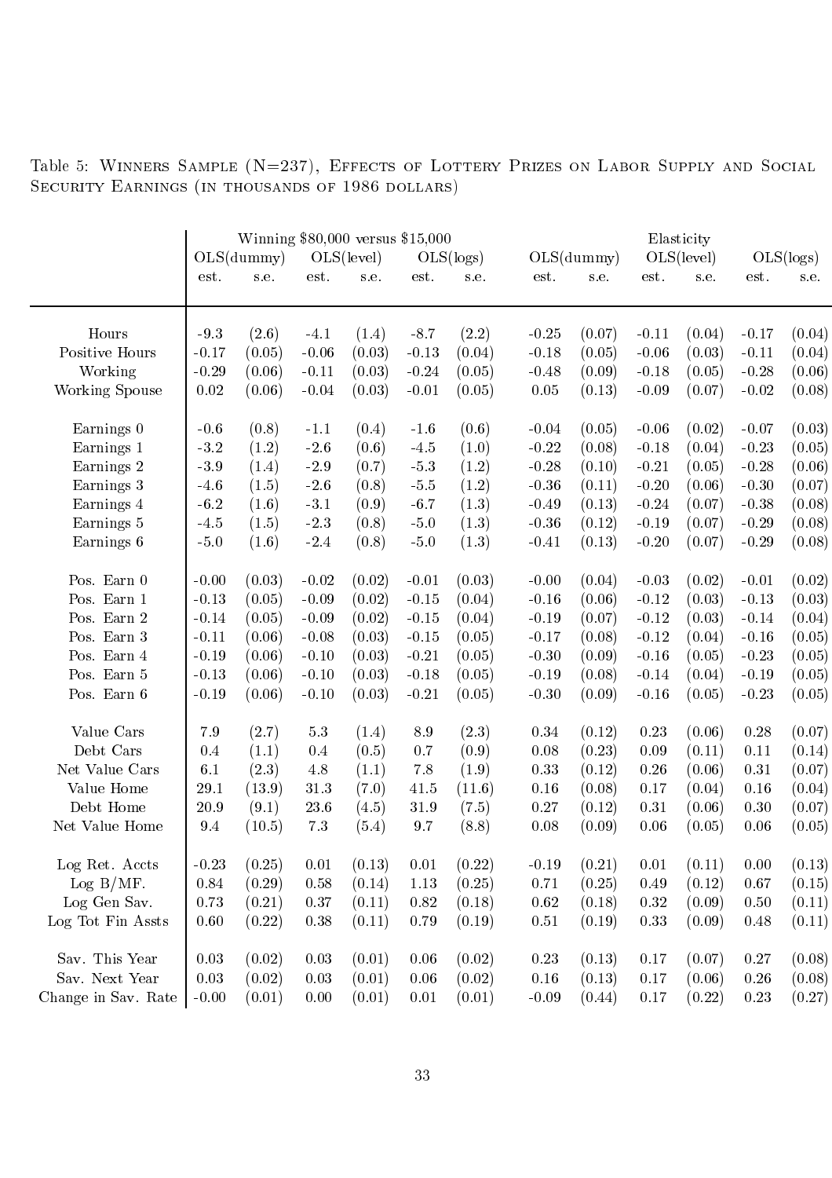Table 5: Winners Sample (N=237), Effects of Lottery Prizes on Labor Supply and Social Security Earnings (in thousands of 1986 dollars)

| | Winning $80,000 versus $15,000 | | | | | | Elasticity | | | | | |
|---|---|---|---|---|---|---|---|---|---|---|---|---|
| | OLS(dummy) | | OLS(level) | | OLS(logs) | | OLS(dummy) | | OLS(level) | | OLS(logs) | |
| | est. | s.e. | est. | s.e. | est. | s.e. | est. | s.e. | est. | s.e. | est. | s.e. |
| Hours | -9.3 | (2.6) | -4.1 | (1.4) | -8.7 | (2.2) | -0.25 | (0.07) | -0.11 | (0.04) | -0.17 | (0.04) |
| Positive Hours | -0.17 | (0.05) | -0.06 | (0.03) | -0.13 | (0.04) | -0.18 | (0.05) | -0.06 | (0.03) | -0.11 | (0.04) |
| Working | -0.29 | (0.06) | -0.11 | (0.03) | -0.24 | (0.05) | -0.48 | (0.09) | -0.18 | (0.05) | -0.28 | (0.06) |
| Working Spouse | 0.02 | (0.06) | -0.04 | (0.03) | -0.01 | (0.05) | 0.05 | (0.13) | -0.09 | (0.07) | -0.02 | (0.08) |
| Earnings 0 | -0.6 | (0.8) | -1.1 | (0.4) | -1.6 | (0.6) | -0.04 | (0.05) | -0.06 | (0.02) | -0.07 | (0.03) |
| Earnings 1 | -3.2 | (1.2) | -2.6 | (0.6) | -4.5 | (1.0) | -0.22 | (0.08) | -0.18 | (0.04) | -0.23 | (0.05) |
| Earnings 2 | -3.9 | (1.4) | -2.9 | (0.7) | -5.3 | (1.2) | -0.28 | (0.10) | -0.21 | (0.05) | -0.28 | (0.06) |
| Earnings 3 | -4.6 | (1.5) | -2.6 | (0.8) | -5.5 | (1.2) | -0.36 | (0.11) | -0.20 | (0.06) | -0.30 | (0.07) |
| Earnings 4 | -6.2 | (1.6) | -3.1 | (0.9) | -6.7 | (1.3) | -0.49 | (0.13) | -0.24 | (0.07) | -0.38 | (0.08) |
| Earnings 5 | -4.5 | (1.5) | -2.3 | (0.8) | -5.0 | (1.3) | -0.36 | (0.12) | -0.19 | (0.07) | -0.29 | (0.08) |
| Earnings 6 | -5.0 | (1.6) | -2.4 | (0.8) | -5.0 | (1.3) | -0.41 | (0.13) | -0.20 | (0.07) | -0.29 | (0.08) |
| Pos. Earn 0 | -0.00 | (0.03) | -0.02 | (0.02) | -0.01 | (0.03) | -0.00 | (0.04) | -0.03 | (0.02) | -0.01 | (0.02) |
| Pos. Earn 1 | -0.13 | (0.05) | -0.09 | (0.02) | -0.15 | (0.04) | -0.16 | (0.06) | -0.12 | (0.03) | -0.13 | (0.03) |
| Pos. Earn 2 | -0.14 | (0.05) | -0.09 | (0.02) | -0.15 | (0.04) | -0.19 | (0.07) | -0.12 | (0.03) | -0.14 | (0.04) |
| Pos. Earn 3 | -0.11 | (0.06) | -0.08 | (0.03) | -0.15 | (0.05) | -0.17 | (0.08) | -0.12 | (0.04) | -0.16 | (0.05) |
| Pos. Earn 4 | -0.19 | (0.06) | -0.10 | (0.03) | -0.21 | (0.05) | -0.30 | (0.09) | -0.16 | (0.05) | -0.23 | (0.05) |
| Pos. Earn 5 | -0.13 | (0.06) | -0.10 | (0.03) | -0.18 | (0.05) | -0.19 | (0.08) | -0.14 | (0.04) | -0.19 | (0.05) |
| Pos. Earn 6 | -0.19 | (0.06) | -0.10 | (0.03) | -0.21 | (0.05) | -0.30 | (0.09) | -0.16 | (0.05) | -0.23 | (0.05) |
| Value Cars | 7.9 | (2.7) | 5.3 | (1.4) | 8.9 | (2.3) | 0.34 | (0.12) | 0.23 | (0.06) | 0.28 | (0.07) |
| Debt Cars | 0.4 | (1.1) | 0.4 | (0.5) | 0.7 | (0.9) | 0.08 | (0.23) | 0.09 | (0.11) | 0.11 | (0.14) |
| Net Value Cars | 6.1 | (2.3) | 4.8 | (1.1) | 7.8 | (1.9) | 0.33 | (0.12) | 0.26 | (0.06) | 0.31 | (0.07) |
| Value Home | 29.1 | (13.9) | 31.3 | (7.0) | 41.5 | (11.6) | 0.16 | (0.08) | 0.17 | (0.04) | 0.16 | (0.04) |
| Debt Home | 20.9 | (9.1) | 23.6 | (4.5) | 31.9 | (7.5) | 0.27 | (0.12) | 0.31 | (0.06) | 0.30 | (0.07) |
| Net Value Home | 9.4 | (10.5) | 7.3 | (5.4) | 9.7 | (8.8) | 0.08 | (0.09) | 0.06 | (0.05) | 0.06 | (0.05) |
| Log Ret. Accts | -0.23 | (0.25) | 0.01 | (0.13) | 0.01 | (0.22) | -0.19 | (0.21) | 0.01 | (0.11) | 0.00 | (0.13) |
| Log B/MF. | 0.84 | (0.29) | 0.58 | (0.14) | 1.13 | (0.25) | 0.71 | (0.25) | 0.49 | (0.12) | 0.67 | (0.15) |
| Log Gen Sav. | 0.73 | (0.21) | 0.37 | (0.11) | 0.82 | (0.18) | 0.62 | (0.18) | 0.32 | (0.09) | 0.50 | (0.11) |
| Log Tot Fin Assts | 0.60 | (0.22) | 0.38 | (0.11) | 0.79 | (0.19) | 0.51 | (0.19) | 0.33 | (0.09) | 0.48 | (0.11) |
| Sav. This Year | 0.03 | (0.02) | 0.03 | (0.01) | 0.06 | (0.02) | 0.23 | (0.13) | 0.17 | (0.07) | 0.27 | (0.08) |
| Sav. Next Year | 0.03 | (0.02) | 0.03 | (0.01) | 0.06 | (0.02) | 0.16 | (0.13) | 0.17 | (0.06) | 0.26 | (0.08) |
| Change in Sav. Rate | -0.00 | (0.01) | 0.00 | (0.01) | 0.01 | (0.01) | -0.09 | (0.44) | 0.17 | (0.22) | 0.23 | (0.27) |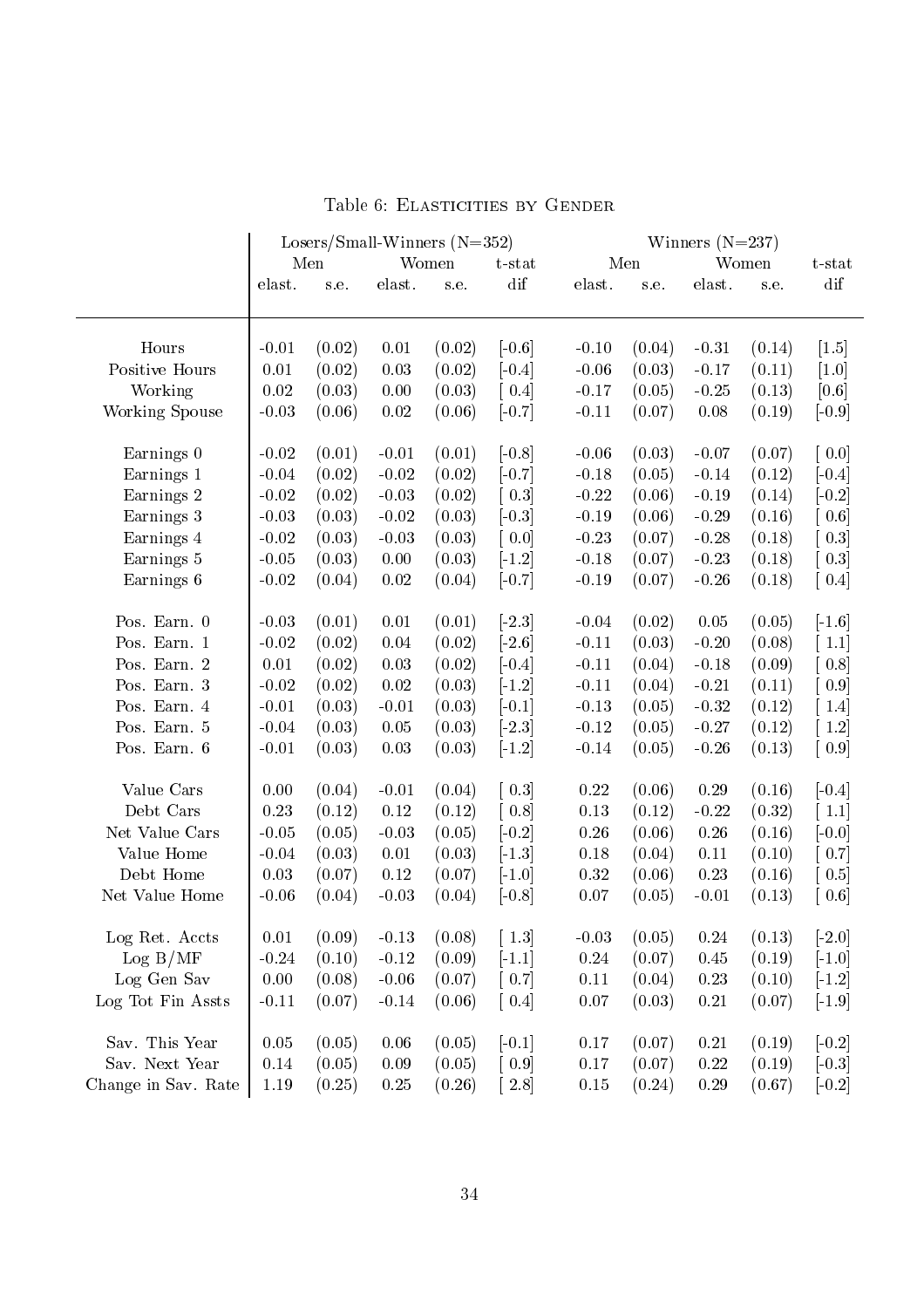Table 6: Elasticities by Gender

| | Losers/Small-Winners (N=352) | | | | | Winners (N=237) | | | | |
|---|---|---|---|---|---|---|---|---|---|---|
| | Men | | Women | | t-stat | Men | | Women | | t-stat |
| | elast. | s.e. | elast. | s.e. | dif | elast. | s.e. | elast. | s.e. | dif |
| Hours | -0.01 | (0.02) | 0.01 | (0.02) | [-0.6] | -0.10 | (0.04) | -0.31 | (0.14) | [1.5] |
| Positive Hours | 0.01 | (0.02) | 0.03 | (0.02) | [-0.4] | -0.06 | (0.03) | -0.17 | (0.11) | [1.0] |
| Working | 0.02 | (0.03) | 0.00 | (0.03) | [ 0.4] | -0.17 | (0.05) | -0.25 | (0.13) | [0.6] |
| Working Spouse | -0.03 | (0.06) | 0.02 | (0.06) | [-0.7] | -0.11 | (0.07) | 0.08 | (0.19) | [-0.9] |
| Earnings 0 | -0.02 | (0.01) | -0.01 | (0.01) | [-0.8] | -0.06 | (0.03) | -0.07 | (0.07) | [ 0.0] |
| Earnings 1 | -0.04 | (0.02) | -0.02 | (0.02) | [-0.7] | -0.18 | (0.05) | -0.14 | (0.12) | [-0.4] |
| Earnings 2 | -0.02 | (0.02) | -0.03 | (0.02) | [ 0.3] | -0.22 | (0.06) | -0.19 | (0.14) | [-0.2] |
| Earnings 3 | -0.03 | (0.03) | -0.02 | (0.03) | [-0.3] | -0.19 | (0.06) | -0.29 | (0.16) | [ 0.6] |
| Earnings 4 | -0.02 | (0.03) | -0.03 | (0.03) | [ 0.0] | -0.23 | (0.07) | -0.28 | (0.18) | [ 0.3] |
| Earnings 5 | -0.05 | (0.03) | 0.00 | (0.03) | [-1.2] | -0.18 | (0.07) | -0.23 | (0.18) | [ 0.3] |
| Earnings 6 | -0.02 | (0.04) | 0.02 | (0.04) | [-0.7] | -0.19 | (0.07) | -0.26 | (0.18) | [ 0.4] |
| Pos. Earn. 0 | -0.03 | (0.01) | 0.01 | (0.01) | [-2.3] | -0.04 | (0.02) | 0.05 | (0.05) | [-1.6] |
| Pos. Earn. 1 | -0.02 | (0.02) | 0.04 | (0.02) | [-2.6] | -0.11 | (0.03) | -0.20 | (0.08) | [ 1.1] |
| Pos. Earn. 2 | 0.01 | (0.02) | 0.03 | (0.02) | [-0.4] | -0.11 | (0.04) | -0.18 | (0.09) | [ 0.8] |
| Pos. Earn. 3 | -0.02 | (0.02) | 0.02 | (0.03) | [-1.2] | -0.11 | (0.04) | -0.21 | (0.11) | [ 0.9] |
| Pos. Earn. 4 | -0.01 | (0.03) | -0.01 | (0.03) | [-0.1] | -0.13 | (0.05) | -0.32 | (0.12) | [ 1.4] |
| Pos. Earn. 5 | -0.04 | (0.03) | 0.05 | (0.03) | [-2.3] | -0.12 | (0.05) | -0.27 | (0.12) | [ 1.2] |
| Pos. Earn. 6 | -0.01 | (0.03) | 0.03 | (0.03) | [-1.2] | -0.14 | (0.05) | -0.26 | (0.13) | [ 0.9] |
| Value Cars | 0.00 | (0.04) | -0.01 | (0.04) | [ 0.3] | 0.22 | (0.06) | 0.29 | (0.16) | [-0.4] |
| Debt Cars | 0.23 | (0.12) | 0.12 | (0.12) | [ 0.8] | 0.13 | (0.12) | -0.22 | (0.32) | [ 1.1] |
| Net Value Cars | -0.05 | (0.05) | -0.03 | (0.05) | [-0.2] | 0.26 | (0.06) | 0.26 | (0.16) | [-0.0] |
| Value Home | -0.04 | (0.03) | 0.01 | (0.03) | [-1.3] | 0.18 | (0.04) | 0.11 | (0.10) | [ 0.7] |
| Debt Home | 0.03 | (0.07) | 0.12 | (0.07) | [-1.0] | 0.32 | (0.06) | 0.23 | (0.16) | [ 0.5] |
| Net Value Home | -0.06 | (0.04) | -0.03 | (0.04) | [-0.8] | 0.07 | (0.05) | -0.01 | (0.13) | [ 0.6] |
| Log Ret. Accts | 0.01 | (0.09) | -0.13 | (0.08) | [ 1.3] | -0.03 | (0.05) | 0.24 | (0.13) | [-2.0] |
| Log B/MF | -0.24 | (0.10) | -0.12 | (0.09) | [-1.1] | 0.24 | (0.07) | 0.45 | (0.19) | [-1.0] |
| Log Gen Sav | 0.00 | (0.08) | -0.06 | (0.07) | [ 0.7] | 0.11 | (0.04) | 0.23 | (0.10) | [-1.2] |
| Log Tot Fin Assts | -0.11 | (0.07) | -0.14 | (0.06) | [ 0.4] | 0.07 | (0.03) | 0.21 | (0.07) | [-1.9] |
| Sav. This Year | 0.05 | (0.05) | 0.06 | (0.05) | [-0.1] | 0.17 | (0.07) | 0.21 | (0.19) | [-0.2] |
| Sav. Next Year | 0.14 | (0.05) | 0.09 | (0.05) | [ 0.9] | 0.17 | (0.07) | 0.22 | (0.19) | [-0.3] |
| Change in Sav. Rate | 1.19 | (0.25) | 0.25 | (0.26) | [ 2.8] | 0.15 | (0.24) | 0.29 | (0.67) | [-0.2] |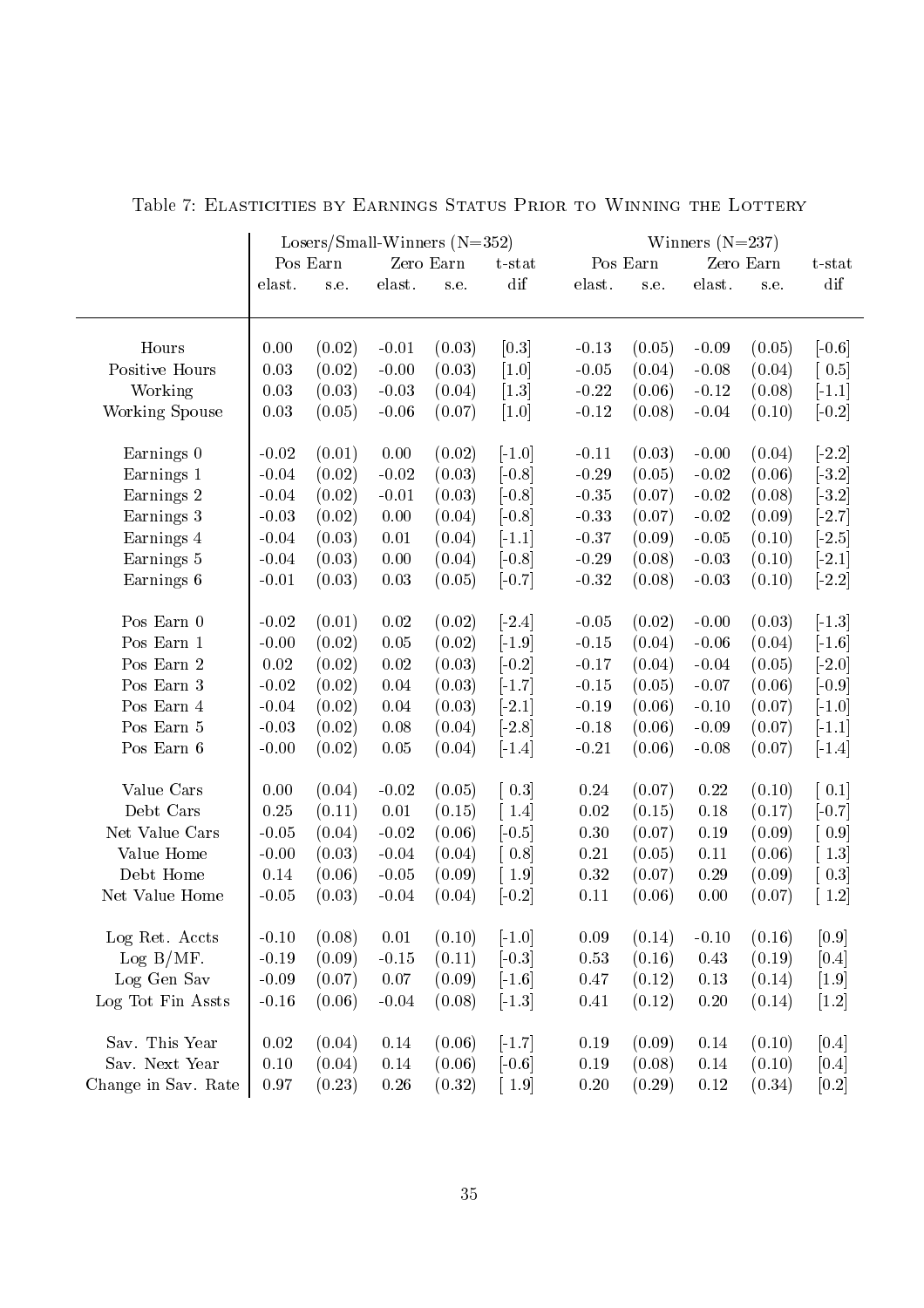Table 7: Elasticities by Earnings Status Prior to Winning the Lottery

| | Losers/Small-Winners (N=352) | | | | | Winners (N=237) | | | | |
|---|---|---|---|---|---|---|---|---|---|---|
| | Pos Earn | | Zero Earn | | t-stat | Pos Earn | | Zero Earn | | t-stat |
| | elast. | s.e. | elast. | s.e. | dif | elast. | s.e. | elast. | s.e. | dif |
| Hours | 0.00 | (0.02) | -0.01 | (0.03) | [0.3] | -0.13 | (0.05) | -0.09 | (0.05) | [-0.6] |
| Positive Hours | 0.03 | (0.02) | -0.00 | (0.03) | [1.0] | -0.05 | (0.04) | -0.08 | (0.04) | [ 0.5] |
| Working | 0.03 | (0.03) | -0.03 | (0.04) | [1.3] | -0.22 | (0.06) | -0.12 | (0.08) | [-1.1] |
| Working Spouse | 0.03 | (0.05) | -0.06 | (0.07) | [1.0] | -0.12 | (0.08) | -0.04 | (0.10) | [-0.2] |
| Earnings 0 | -0.02 | (0.01) | 0.00 | (0.02) | [-1.0] | -0.11 | (0.03) | -0.00 | (0.04) | [-2.2] |
| Earnings 1 | -0.04 | (0.02) | -0.02 | (0.03) | [-0.8] | -0.29 | (0.05) | -0.02 | (0.06) | [-3.2] |
| Earnings 2 | -0.04 | (0.02) | -0.01 | (0.03) | [-0.8] | -0.35 | (0.07) | -0.02 | (0.08) | [-3.2] |
| Earnings 3 | -0.03 | (0.02) | 0.00 | (0.04) | [-0.8] | -0.33 | (0.07) | -0.02 | (0.09) | [-2.7] |
| Earnings 4 | -0.04 | (0.03) | 0.01 | (0.04) | [-1.1] | -0.37 | (0.09) | -0.05 | (0.10) | [-2.5] |
| Earnings 5 | -0.04 | (0.03) | 0.00 | (0.04) | [-0.8] | -0.29 | (0.08) | -0.03 | (0.10) | [-2.1] |
| Earnings 6 | -0.01 | (0.03) | 0.03 | (0.05) | [-0.7] | -0.32 | (0.08) | -0.03 | (0.10) | [-2.2] |
| Pos Earn 0 | -0.02 | (0.01) | 0.02 | (0.02) | [-2.4] | -0.05 | (0.02) | -0.00 | (0.03) | [-1.3] |
| Pos Earn 1 | -0.00 | (0.02) | 0.05 | (0.02) | [-1.9] | -0.15 | (0.04) | -0.06 | (0.04) | [-1.6] |
| Pos Earn 2 | 0.02 | (0.02) | 0.02 | (0.03) | [-0.2] | -0.17 | (0.04) | -0.04 | (0.05) | [-2.0] |
| Pos Earn 3 | -0.02 | (0.02) | 0.04 | (0.03) | [-1.7] | -0.15 | (0.05) | -0.07 | (0.06) | [-0.9] |
| Pos Earn 4 | -0.04 | (0.02) | 0.04 | (0.03) | [-2.1] | -0.19 | (0.06) | -0.10 | (0.07) | [-1.0] |
| Pos Earn 5 | -0.03 | (0.02) | 0.08 | (0.04) | [-2.8] | -0.18 | (0.06) | -0.09 | (0.07) | [-1.1] |
| Pos Earn 6 | -0.00 | (0.02) | 0.05 | (0.04) | [-1.4] | -0.21 | (0.06) | -0.08 | (0.07) | [-1.4] |
| Value Cars | 0.00 | (0.04) | -0.02 | (0.05) | [ 0.3] | 0.24 | (0.07) | 0.22 | (0.10) | [ 0.1] |
| Debt Cars | 0.25 | (0.11) | 0.01 | (0.15) | [ 1.4] | 0.02 | (0.15) | 0.18 | (0.17) | [-0.7] |
| Net Value Cars | -0.05 | (0.04) | -0.02 | (0.06) | [-0.5] | 0.30 | (0.07) | 0.19 | (0.09) | [ 0.9] |
| Value Home | -0.00 | (0.03) | -0.04 | (0.04) | [ 0.8] | 0.21 | (0.05) | 0.11 | (0.06) | [ 1.3] |
| Debt Home | 0.14 | (0.06) | -0.05 | (0.09) | [ 1.9] | 0.32 | (0.07) | 0.29 | (0.09) | [ 0.3] |
| Net Value Home | -0.05 | (0.03) | -0.04 | (0.04) | [-0.2] | 0.11 | (0.06) | 0.00 | (0.07) | [ 1.2] |
| Log Ret. Accts | -0.10 | (0.08) | 0.01 | (0.10) | [-1.0] | 0.09 | (0.14) | -0.10 | (0.16) | [0.9] |
| Log B/MF. | -0.19 | (0.09) | -0.15 | (0.11) | [-0.3] | 0.53 | (0.16) | 0.43 | (0.19) | [0.4] |
| Log Gen Sav | -0.09 | (0.07) | 0.07 | (0.09) | [-1.6] | 0.47 | (0.12) | 0.13 | (0.14) | [1.9] |
| Log Tot Fin Assts | -0.16 | (0.06) | -0.04 | (0.08) | [-1.3] | 0.41 | (0.12) | 0.20 | (0.14) | [1.2] |
| Sav. This Year | 0.02 | (0.04) | 0.14 | (0.06) | [-1.7] | 0.19 | (0.09) | 0.14 | (0.10) | [0.4] |
| Sav. Next Year | 0.10 | (0.04) | 0.14 | (0.06) | [-0.6] | 0.19 | (0.08) | 0.14 | (0.10) | [0.4] |
| Change in Sav. Rate | 0.97 | (0.23) | 0.26 | (0.32) | [ 1.9] | 0.20 | (0.29) | 0.12 | (0.34) | [0.2] |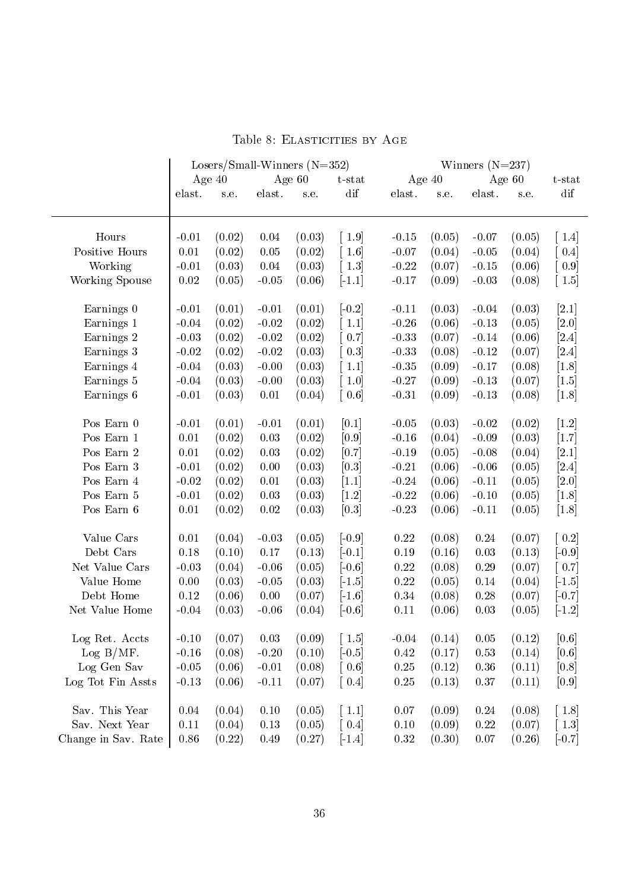Table 8: Elasticities by Age

| | Losers/Small-Winners (N=352) | | | | | Winners (N=237) | | | | |
|---|---|---|---|---|---|---|---|---|---|---|
| | Age 40 | | Age 60 | | t-stat | Age 40 | | Age 60 | | t-stat |
| | elast. | s.e. | elast. | s.e. | dif | elast. | s.e. | elast. | s.e. | dif |
| Hours | -0.01 | (0.02) | 0.04 | (0.03) | [ 1.9] | -0.15 | (0.05) | -0.07 | (0.05) | [ 1.4] |
| Positive Hours | 0.01 | (0.02) | 0.05 | (0.02) | [ 1.6] | -0.07 | (0.04) | -0.05 | (0.04) | [ 0.4] |
| Working | -0.01 | (0.03) | 0.04 | (0.03) | [ 1.3] | -0.22 | (0.07) | -0.15 | (0.06) | [ 0.9] |
| Working Spouse | 0.02 | (0.05) | -0.05 | (0.06) | [-1.1] | -0.17 | (0.09) | -0.03 | (0.08) | [ 1.5] |
| Earnings 0 | -0.01 | (0.01) | -0.01 | (0.01) | [-0.2] | -0.11 | (0.03) | -0.04 | (0.03) | [2.1] |
| Earnings 1 | -0.04 | (0.02) | -0.02 | (0.02) | [ 1.1] | -0.26 | (0.06) | -0.13 | (0.05) | [2.0] |
| Earnings 2 | -0.03 | (0.02) | -0.02 | (0.02) | [ 0.7] | -0.33 | (0.07) | -0.14 | (0.06) | [2.4] |
| Earnings 3 | -0.02 | (0.02) | -0.02 | (0.03) | [ 0.3] | -0.33 | (0.08) | -0.12 | (0.07) | [2.4] |
| Earnings 4 | -0.04 | (0.03) | -0.00 | (0.03) | [ 1.1] | -0.35 | (0.09) | -0.17 | (0.08) | [1.8] |
| Earnings 5 | -0.04 | (0.03) | -0.00 | (0.03) | [ 1.0] | -0.27 | (0.09) | -0.13 | (0.07) | [1.5] |
| Earnings 6 | -0.01 | (0.03) | 0.01 | (0.04) | [ 0.6] | -0.31 | (0.09) | -0.13 | (0.08) | [1.8] |
| Pos Earn 0 | -0.01 | (0.01) | -0.01 | (0.01) | [0.1] | -0.05 | (0.03) | -0.02 | (0.02) | [1.2] |
| Pos Earn 1 | 0.01 | (0.02) | 0.03 | (0.02) | [0.9] | -0.16 | (0.04) | -0.09 | (0.03) | [1.7] |
| Pos Earn 2 | 0.01 | (0.02) | 0.03 | (0.02) | [0.7] | -0.19 | (0.05) | -0.08 | (0.04) | [2.1] |
| Pos Earn 3 | -0.01 | (0.02) | 0.00 | (0.03) | [0.3] | -0.21 | (0.06) | -0.06 | (0.05) | [2.4] |
| Pos Earn 4 | -0.02 | (0.02) | 0.01 | (0.03) | [1.1] | -0.24 | (0.06) | -0.11 | (0.05) | [2.0] |
| Pos Earn 5 | -0.01 | (0.02) | 0.03 | (0.03) | [1.2] | -0.22 | (0.06) | -0.10 | (0.05) | [1.8] |
| Pos Earn 6 | 0.01 | (0.02) | 0.02 | (0.03) | [0.3] | -0.23 | (0.06) | -0.11 | (0.05) | [1.8] |
| Value Cars | 0.01 | (0.04) | -0.03 | (0.05) | [-0.9] | 0.22 | (0.08) | 0.24 | (0.07) | [ 0.2] |
| Debt Cars | 0.18 | (0.10) | 0.17 | (0.13) | [-0.1] | 0.19 | (0.16) | 0.03 | (0.13) | [-0.9] |
| Net Value Cars | -0.03 | (0.04) | -0.06 | (0.05) | [-0.6] | 0.22 | (0.08) | 0.29 | (0.07) | [ 0.7] |
| Value Home | 0.00 | (0.03) | -0.05 | (0.03) | [-1.5] | 0.22 | (0.05) | 0.14 | (0.04) | [-1.5] |
| Debt Home | 0.12 | (0.06) | 0.00 | (0.07) | [-1.6] | 0.34 | (0.08) | 0.28 | (0.07) | [-0.7] |
| Net Value Home | -0.04 | (0.03) | -0.06 | (0.04) | [-0.6] | 0.11 | (0.06) | 0.03 | (0.05) | [-1.2] |
| Log Ret. Accts | -0.10 | (0.07) | 0.03 | (0.09) | [ 1.5] | -0.04 | (0.14) | 0.05 | (0.12) | [0.6] |
| Log B/MF. | -0.16 | (0.08) | -0.20 | (0.10) | [-0.5] | 0.42 | (0.17) | 0.53 | (0.14) | [0.6] |
| Log Gen Sav | -0.05 | (0.06) | -0.01 | (0.08) | [ 0.6] | 0.25 | (0.12) | 0.36 | (0.11) | [0.8] |
| Log Tot Fin Assts | -0.13 | (0.06) | -0.11 | (0.07) | [ 0.4] | 0.25 | (0.13) | 0.37 | (0.11) | [0.9] |
| Sav. This Year | 0.04 | (0.04) | 0.10 | (0.05) | [ 1.1] | 0.07 | (0.09) | 0.24 | (0.08) | [ 1.8] |
| Sav. Next Year | 0.11 | (0.04) | 0.13 | (0.05) | [ 0.4] | 0.10 | (0.09) | 0.22 | (0.07) | [ 1.3] |
| Change in Sav. Rate | 0.86 | (0.22) | 0.49 | (0.27) | [-1.4] | 0.32 | (0.30) | 0.07 | (0.26) | [-0.7] |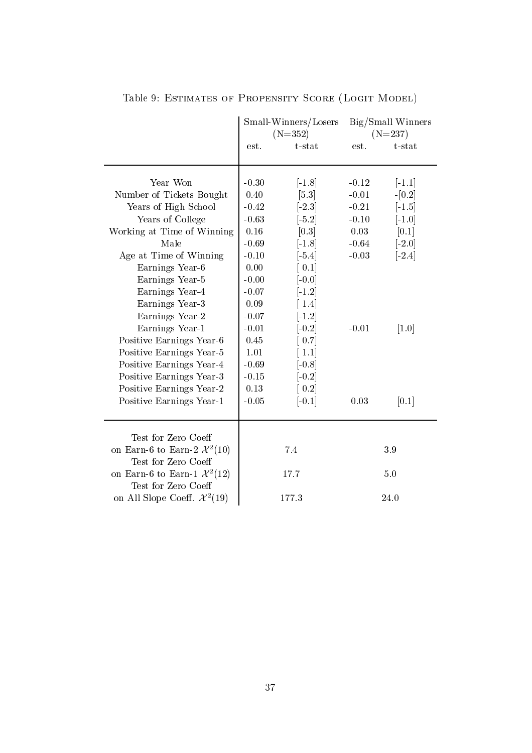Table 9: ESTIMATES OF PROPENSITY SCORE (LOGIT MODEL)

| | Small-Winners/Losers (N=352) | | Big/Small Winners (N=237) | |
|---|---|---|---|---|
| | est. | t-stat | est. | t-stat |
| Year Won | -0.30 | [-1.8] | -0.12 | [-1.1] |
| Number of Tickets Bought | 0.40 | [5.3] | -0.01 | -[0.2] |
| Years of High School | -0.42 | [-2.3] | -0.21 | [-1.5] |
| Years of College | -0.63 | [-5.2] | -0.10 | [-1.0] |
| Working at Time of Winning | 0.16 | [0.3] | 0.03 | [0.1] |
| Male | -0.69 | [-1.8] | -0.64 | [-2.0] |
| Age at Time of Winning | -0.10 | [-5.4] | -0.03 | [-2.4] |
| Earnings Year-6 | 0.00 | [ 0.1] | | |
| Earnings Year-5 | -0.00 | [-0.0] | | |
| Earnings Year-4 | -0.07 | [-1.2] | | |
| Earnings Year-3 | 0.09 | [ 1.4] | | |
| Earnings Year-2 | -0.07 | [-1.2] | | |
| Earnings Year-1 | -0.01 | [-0.2] | -0.01 | [1.0] |
| Positive Earnings Year-6 | 0.45 | [ 0.7] | | |
| Positive Earnings Year-5 | 1.01 | [ 1.1] | | |
| Positive Earnings Year-4 | -0.69 | [-0.8] | | |
| Positive Earnings Year-3 | -0.15 | [-0.2] | | |
| Positive Earnings Year-2 | 0.13 | [ 0.2] | | |
| Positive Earnings Year-1 | -0.05 | [-0.1] | 0.03 | [0.1] |
| Test for Zero Coeff on Earn-6 to Earn-2 $\mathcal{X}^2(10)$ | 7.4 | | 3.9 | |
| Test for Zero Coeff on Earn-6 to Earn-1 $\mathcal{X}^2(12)$ | 17.7 | | 5.0 | |
| Test for Zero Coeff on All Slope Coeff. $\mathcal{X}^2(19)$ | 177.3 | | 24.0 | |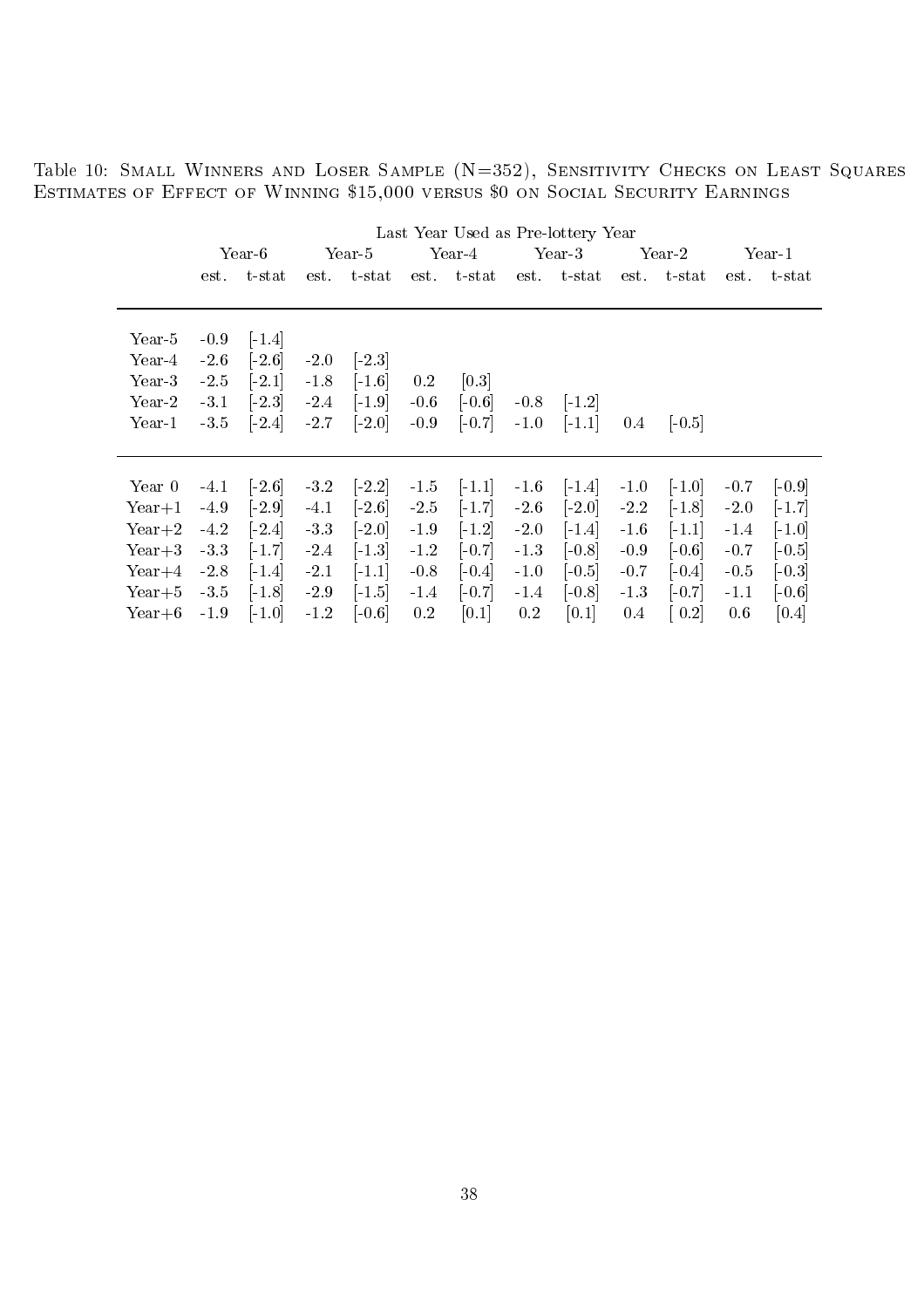Table 10: Small Winners and Loser Sample (N=352), Sensitivity Checks on Least Squares Estimates of Effect of Winning $15,000 versus $0 on Social Security Earnings

| | Last Year Used as Pre-lottery Year | | | | | | | | | | | |
|---|---|---|---|---|---|---|---|---|---|---|---|---|
| | Year-6 | | Year-5 | | Year-4 | | Year-3 | | Year-2 | | Year-1 | |
| | est. | t-stat | est. | t-stat | est. | t-stat | est. | t-stat | est. | t-stat | est. | t-stat |
| Year-5 | -0.9 | [-1.4] | | | | | | | | | | |
| Year-4 | -2.6 | [-2.6] | -2.0 | [-2.3] | | | | | | | | |
| Year-3 | -2.5 | [-2.1] | -1.8 | [-1.6] | 0.2 | [0.3] | | | | | | |
| Year-2 | -3.1 | [-2.3] | -2.4 | [-1.9] | -0.6 | [-0.6] | -0.8 | [-1.2] | | | | |
| Year-1 | -3.5 | [-2.4] | -2.7 | [-2.0] | -0.9 | [-0.7] | -1.0 | [-1.1] | 0.4 | [-0.5] | | |
| Year 0 | -4.1 | [-2.6] | -3.2 | [-2.2] | -1.5 | [-1.1] | -1.6 | [-1.4] | -1.0 | [-1.0] | -0.7 | [-0.9] |
| Year+1 | -4.9 | [-2.9] | -4.1 | [-2.6] | -2.5 | [-1.7] | -2.6 | [-2.0] | -2.2 | [-1.8] | -2.0 | [-1.7] |
| Year+2 | -4.2 | [-2.4] | -3.3 | [-2.0] | -1.9 | [-1.2] | -2.0 | [-1.4] | -1.6 | [-1.1] | -1.4 | [-1.0] |
| Year+3 | -3.3 | [-1.7] | -2.4 | [-1.3] | -1.2 | [-0.7] | -1.3 | [-0.8] | -0.9 | [-0.6] | -0.7 | [-0.5] |
| Year+4 | -2.8 | [-1.4] | -2.1 | [-1.1] | -0.8 | [-0.4] | -1.0 | [-0.5] | -0.7 | [-0.4] | -0.5 | [-0.3] |
| Year+5 | -3.5 | [-1.8] | -2.9 | [-1.5] | -1.4 | [-0.7] | -1.4 | [-0.8] | -1.3 | [-0.7] | -1.1 | [-0.6] |
| Year+6 | -1.9 | [-1.0] | -1.2 | [-0.6] | 0.2 | [0.1] | 0.2 | [0.1] | 0.4 | [ 0.2] | 0.6 | [0.4] |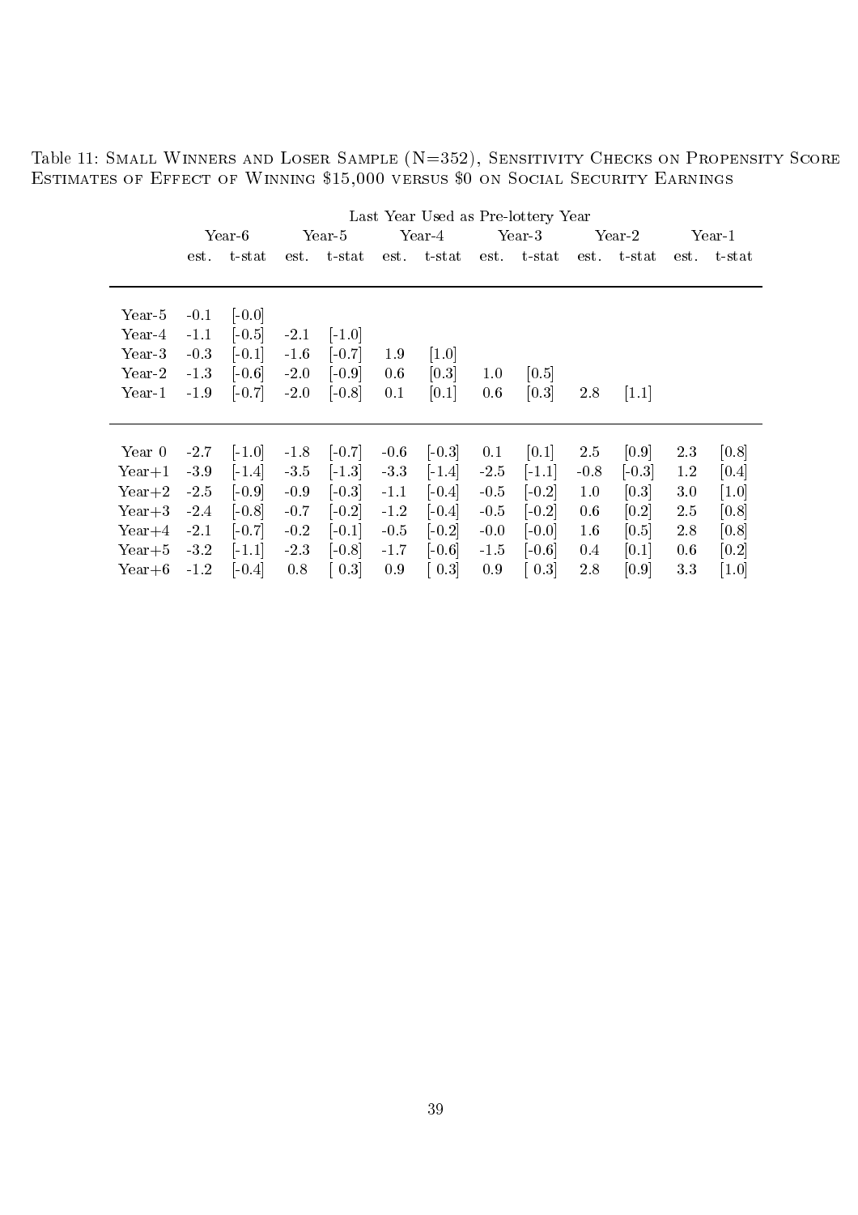Table 11: Small Winners and Loser Sample (N=352), Sensitivity Checks on Propensity Score Estimates of Effect of Winning $15,000 versus $0 on Social Security Earnings

| | Last Year Used as Pre-lottery Year | | | | | | | | | | | |
|---|---|---|---|---|---|---|---|---|---|---|---|---|
| | Year-6 | | Year-5 | | Year-4 | | Year-3 | | Year-2 | | Year-1 | |
| | est. | t-stat | est. | t-stat | est. | t-stat | est. | t-stat | est. | t-stat | est. | t-stat |
| Year-5 | -0.1 | [-0.0] | | | | | | | | | | |
| Year-4 | -1.1 | [-0.5] | -2.1 | [-1.0] | | | | | | | | |
| Year-3 | -0.3 | [-0.1] | -1.6 | [-0.7] | 1.9 | [1.0] | | | | | | |
| Year-2 | -1.3 | [-0.6] | -2.0 | [-0.9] | 0.6 | [0.3] | 1.0 | [0.5] | | | | |
| Year-1 | -1.9 | [-0.7] | -2.0 | [-0.8] | 0.1 | [0.1] | 0.6 | [0.3] | 2.8 | [1.1] | | |
| Year 0 | -2.7 | [-1.0] | -1.8 | [-0.7] | -0.6 | [-0.3] | 0.1 | [0.1] | 2.5 | [0.9] | 2.3 | [0.8] |
| Year+1 | -3.9 | [-1.4] | -3.5 | [-1.3] | -3.3 | [-1.4] | -2.5 | [-1.1] | -0.8 | [-0.3] | 1.2 | [0.4] |
| Year+2 | -2.5 | [-0.9] | -0.9 | [-0.3] | -1.1 | [-0.4] | -0.5 | [-0.2] | 1.0 | [0.3] | 3.0 | [1.0] |
| Year+3 | -2.4 | [-0.8] | -0.7 | [-0.2] | -1.2 | [-0.4] | -0.5 | [-0.2] | 0.6 | [0.2] | 2.5 | [0.8] |
| Year+4 | -2.1 | [-0.7] | -0.2 | [-0.1] | -0.5 | [-0.2] | -0.0 | [-0.0] | 1.6 | [0.5] | 2.8 | [0.8] |
| Year+5 | -3.2 | [-1.1] | -2.3 | [-0.8] | -1.7 | [-0.6] | -1.5 | [-0.6] | 0.4 | [0.1] | 0.6 | [0.2] |
| Year+6 | -1.2 | [-0.4] | 0.8 | [ 0.3] | 0.9 | [ 0.3] | 0.9 | [ 0.3] | 2.8 | [0.9] | 3.3 | [1.0] |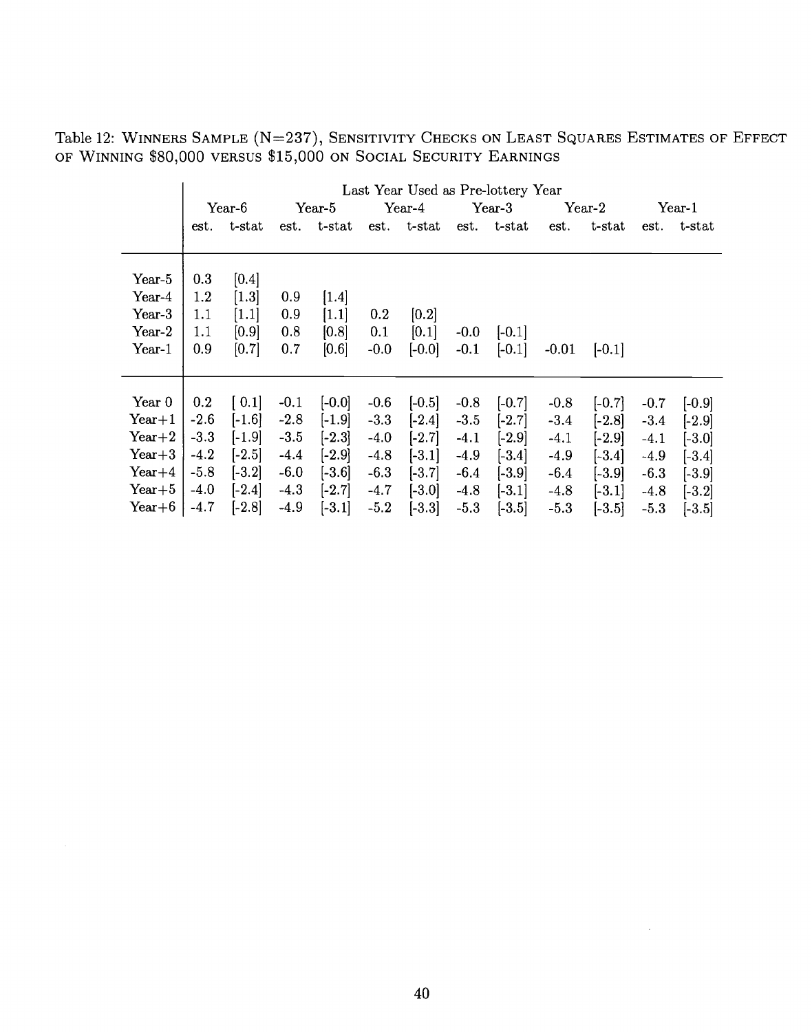Table 12: WINNERS SAMPLE (N=237), SENSITIVITY CHECKS ON LEAST SQUARES ESTIMATES OF EFFECT OF WINNING $80,000 VERSUS $15,000 ON SOCIAL SECURITY EARNINGS

| | Last Year Used as Pre-lottery Year | | | | | | | | | | | |
|---|---|---|---|---|---|---|---|---|---|---|---|---|
| | Year-6 | | Year-5 | | Year-4 | | Year-3 | | Year-2 | | Year-1 | |
| | est. | t-stat | est. | t-stat | est. | t-stat | est. | t-stat | est. | t-stat | est. | t-stat |
| Year-5 | 0.3 | [0.4] | | | | | | | | | | |
| Year-4 | 1.2 | [1.3] | 0.9 | [1.4] | | | | | | | | |
| Year-3 | 1.1 | [1.1] | 0.9 | [1.1] | 0.2 | [0.2] | | | | | | |
| Year-2 | 1.1 | [0.9] | 0.8 | [0.8] | 0.1 | [0.1] | -0.0 | [-0.1] | | | | |
| Year-1 | 0.9 | [0.7] | 0.7 | [0.6] | -0.0 | [-0.0] | -0.1 | [-0.1] | -0.01 | [-0.1] | | |
| Year 0 | 0.2 | [ 0.1] | -0.1 | [-0.0] | -0.6 | [-0.5] | -0.8 | [-0.7] | -0.8 | [-0.7] | -0.7 | [-0.9] |
| Year+1 | -2.6 | [-1.6] | -2.8 | [-1.9] | -3.3 | [-2.4] | -3.5 | [-2.7] | -3.4 | [-2.8] | -3.4 | [-2.9] |
| Year+2 | -3.3 | [-1.9] | -3.5 | [-2.3] | -4.0 | [-2.7] | -4.1 | [-2.9] | -4.1 | [-2.9] | -4.1 | [-3.0] |
| Year+3 | -4.2 | [-2.5] | -4.4 | [-2.9] | -4.8 | [-3.1] | -4.9 | [-3.4] | -4.9 | [-3.4] | -4.9 | [-3.4] |
| Year+4 | -5.8 | [-3.2] | -6.0 | [-3.6] | -6.3 | [-3.7] | -6.4 | [-3.9] | -6.4 | [-3.9] | -6.3 | [-3.9] |
| Year+5 | -4.0 | [-2.4] | -4.3 | [-2.7] | -4.7 | [-3.0] | -4.8 | [-3.1] | -4.8 | [-3.1] | -4.8 | [-3.2] |
| Year+6 | -4.7 | [-2.8] | -4.9 | [-3.1] | -5.2 | [-3.3] | -5.3 | [-3.5] | -5.3 | [-3.5] | -5.3 | [-3.5] |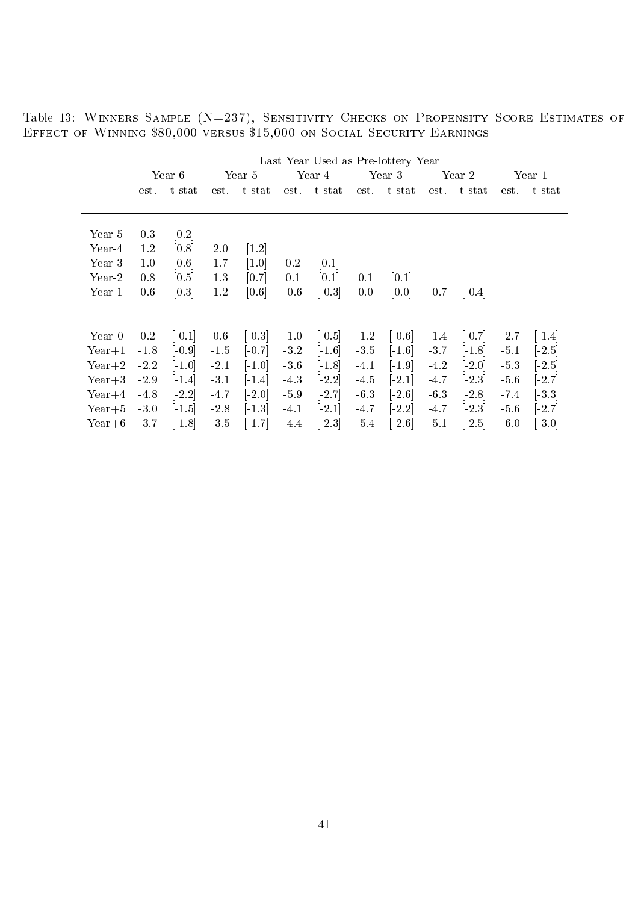Table 13: Winners Sample (N=237), Sensitivity Checks on Propensity Score Estimates of Effect of Winning $80,000 versus $15,000 on Social Security Earnings

| | Last Year Used as Pre-lottery Year | | | | | | | | | | | |
|---|---|---|---|---|---|---|---|---|---|---|---|---|
| | Year-6 | | Year-5 | | Year-4 | | Year-3 | | Year-2 | | Year-1 | |
| | est. | t-stat | est. | t-stat | est. | t-stat | est. | t-stat | est. | t-stat | est. | t-stat |
| Year-5 | 0.3 | [0.2] | | | | | | | | | | |
| Year-4 | 1.2 | [0.8] | 2.0 | [1.2] | | | | | | | | |
| Year-3 | 1.0 | [0.6] | 1.7 | [1.0] | 0.2 | [0.1] | | | | | | |
| Year-2 | 0.8 | [0.5] | 1.3 | [0.7] | 0.1 | [0.1] | 0.1 | [0.1] | | | | |
| Year-1 | 0.6 | [0.3] | 1.2 | [0.6] | -0.6 | [-0.3] | 0.0 | [0.0] | -0.7 | [-0.4] | | |
| Year 0 | 0.2 | [ 0.1] | 0.6 | [ 0.3] | -1.0 | [-0.5] | -1.2 | [-0.6] | -1.4 | [-0.7] | -2.7 | [-1.4] |
| Year+1 | -1.8 | [-0.9] | -1.5 | [-0.7] | -3.2 | [-1.6] | -3.5 | [-1.6] | -3.7 | [-1.8] | -5.1 | [-2.5] |
| Year+2 | -2.2 | [-1.0] | -2.1 | [-1.0] | -3.6 | [-1.8] | -4.1 | [-1.9] | -4.2 | [-2.0] | -5.3 | [-2.5] |
| Year+3 | -2.9 | [-1.4] | -3.1 | [-1.4] | -4.3 | [-2.2] | -4.5 | [-2.1] | -4.7 | [-2.3] | -5.6 | [-2.7] |
| Year+4 | -4.8 | [-2.2] | -4.7 | [-2.0] | -5.9 | [-2.7] | -6.3 | [-2.6] | -6.3 | [-2.8] | -7.4 | [-3.3] |
| Year+5 | -3.0 | [-1.5] | -2.8 | [-1.3] | -4.1 | [-2.1] | -4.7 | [-2.2] | -4.7 | [-2.3] | -5.6 | [-2.7] |
| Year+6 | -3.7 | [-1.8] | -3.5 | [-1.7] | -4.4 | [-2.3] | -5.4 | [-2.6] | -5.1 | [-2.5] | -6.0 | [-3.0] |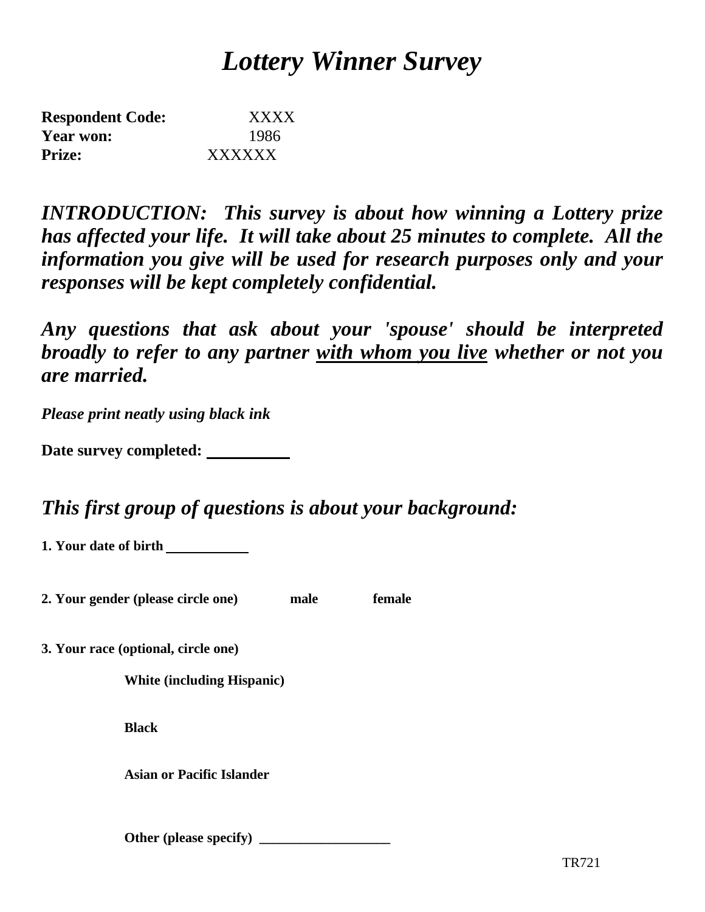# *Lottery Winner Survey*

**Respondent Code:** XXXX
**Year won:** 1986
**Prize:** XXXXXX

***INTRODUCTION: This survey is about how winning a Lottery prize has affected your life. It will take about 25 minutes to complete. All the information you give will be used for research purposes only and your responses will be kept completely confidential.***

***Any questions that ask about your 'spouse' should be interpreted broadly to refer to any partner with whom you live whether or not you are married.***

***Please print neatly using black ink***

**Date survey completed:** __________

## *This first group of questions is about your background:*

**1. Your date of birth** __________

**2. Your gender (please circle one)** **male** **female**

**3. Your race (optional, circle one)**

**White (including Hispanic)**

**Black**

**Asian or Pacific Islander**

**Other (please specify)** ___________________

TR721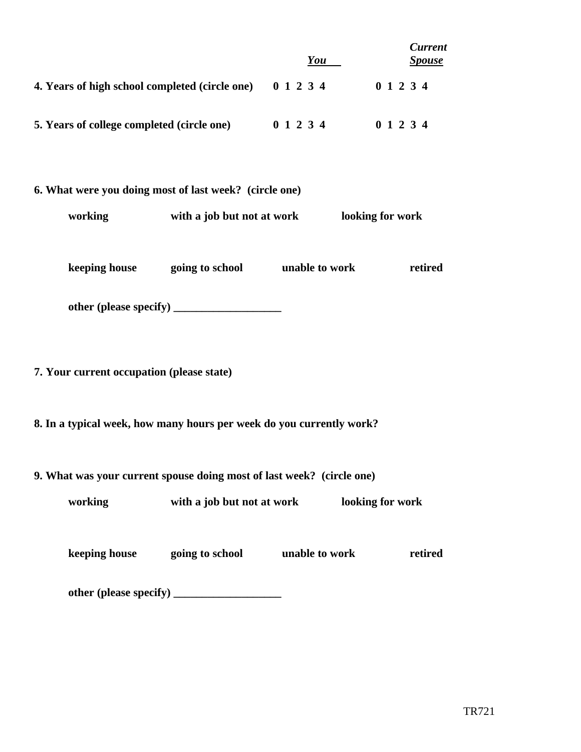| | *You* | *Current Spouse* |
|---|---|---|
| **4. Years of high school completed (circle one)** | **0 1 2 3 4** | **0 1 2 3 4** |
| **5. Years of college completed (circle one)** | **0 1 2 3 4** | **0 1 2 3 4** |

**6. What were you doing most of last week? (circle one)**

**working** **with a job but not at work** **looking for work**

**keeping house** **going to school** **unable to work** **retired**

**other (please specify) ___________________**

**7. Your current occupation (please state)**

**8. In a typical week, how many hours per week do you currently work?**

**9. What was your current spouse doing most of last week? (circle one)**

**working** **with a job but not at work** **looking for work**

**keeping house** **going to school** **unable to work** **retired**

**other (please specify) ___________________**

TR721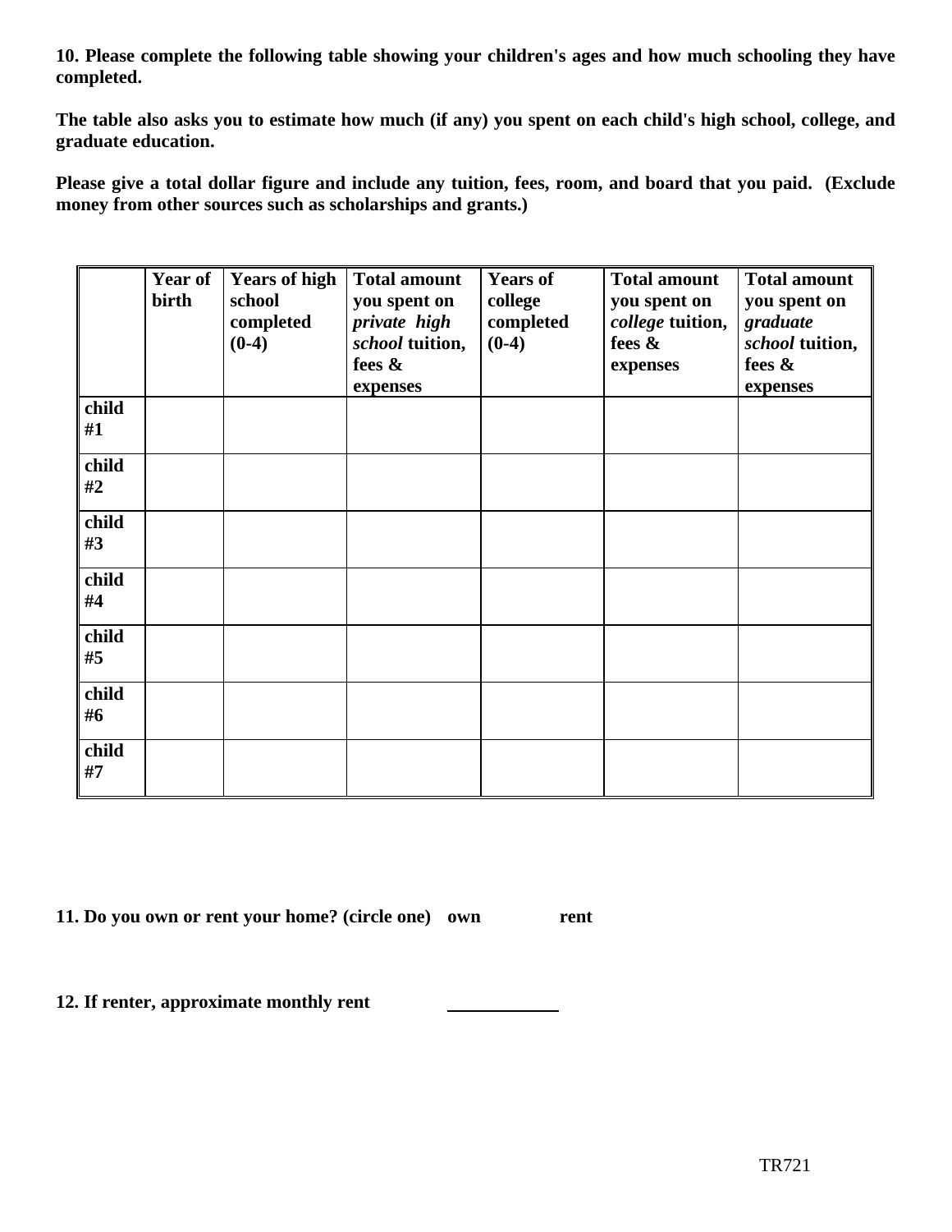**10. Please complete the following table showing your children's ages and how much schooling they have completed.**

**The table also asks you to estimate how much (if any) you spent on each child's high school, college, and graduate education.**

**Please give a total dollar figure and include any tuition, fees, room, and board that you paid. (Exclude money from other sources such as scholarships and grants.)**

| | **Year of birth** | **Years of high school completed (0-4)** | **Total amount you spent on *private high school* tuition, fees & expenses** | **Years of college completed (0-4)** | **Total amount you spent on *college* tuition, fees & expenses** | **Total amount you spent on *graduate school* tuition, fees & expenses** |
|---|---|---|---|---|---|---|
| **child #1** | | | | | | |
| **child #2** | | | | | | |
| **child #3** | | | | | | |
| **child #4** | | | | | | |
| **child #5** | | | | | | |
| **child #6** | | | | | | |
| **child #7** | | | | | | |

**11. Do you own or rent your home? (circle one) own rent**

**12. If renter, approximate monthly rent** ____________

TR721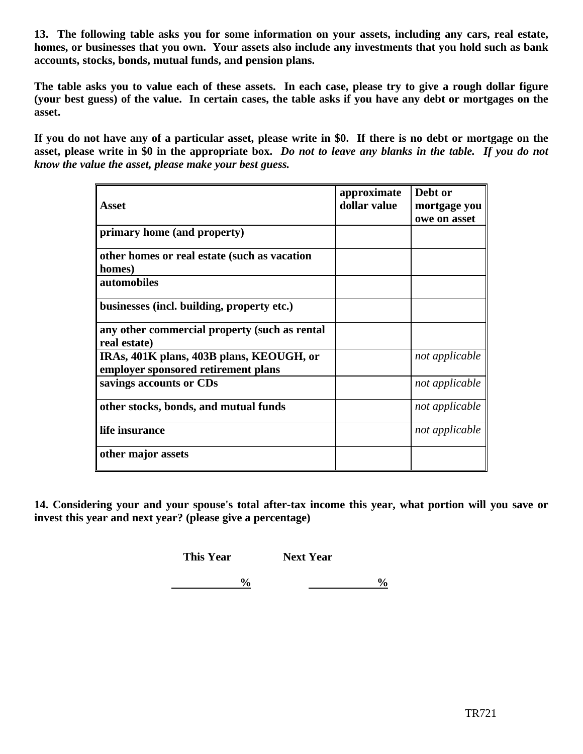**13. The following table asks you for some information on your assets, including any cars, real estate, homes, or businesses that you own. Your assets also include any investments that you hold such as bank accounts, stocks, bonds, mutual funds, and pension plans.**

**The table asks you to value each of these assets. In each case, please try to give a rough dollar figure (your best guess) of the value. In certain cases, the table asks if you have any debt or mortgages on the asset.**

**If you do not have any of a particular asset, please write in $0. If there is no debt or mortgage on the asset, please write in $0 in the appropriate box.** ***Do not to leave any blanks in the table. If you do not know the value the asset, please make your best guess.***

| **Asset** | **approximate dollar value** | **Debt or mortgage you owe on asset** |
|---|---|---|
| **primary home (and property)** | | |
| **other homes or real estate (such as vacation homes)** | | |
| **automobiles** | | |
| **businesses (incl. building, property etc.)** | | |
| **any other commercial property (such as rental real estate)** | | |
| **IRAs, 401K plans, 403B plans, KEOUGH, or employer sponsored retirement plans** | | *not applicable* |
| **savings accounts or CDs** | | *not applicable* |
| **other stocks, bonds, and mutual funds** | | *not applicable* |
| **life insurance** | | *not applicable* |
| **other major assets** | | |

**14. Considering your and your spouse's total after-tax income this year, what portion will you save or invest this year and next year? (please give a percentage)**

| **This Year** | **Next Year** |
|---|---|
| ____________% | ____________% |

TR721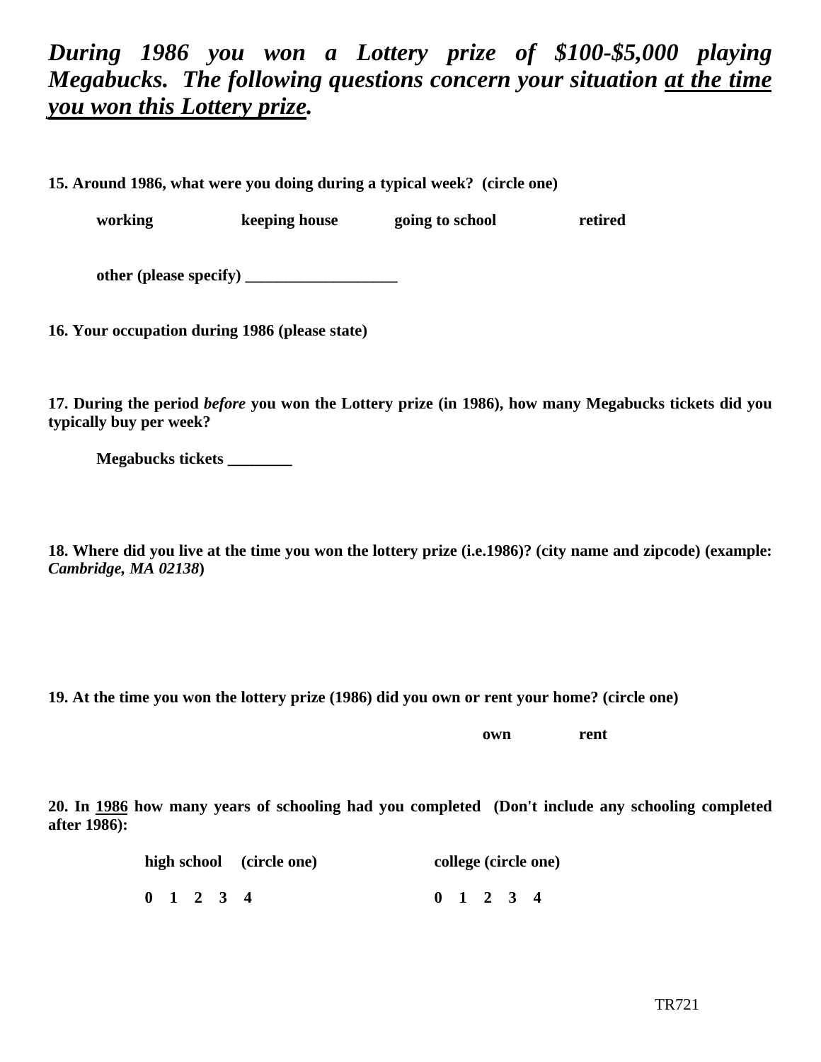***During 1986 you won a Lottery prize of $100-$5,000 playing Megabucks. The following questions concern your situation <u>at the time you won this Lottery prize</u>.***

**15. Around 1986, what were you doing during a typical week? (circle one)**

**working keeping house going to school retired**

**other (please specify) ___________________**

**16. Your occupation during 1986 (please state)**

**17. During the period *before* you won the Lottery prize (in 1986), how many Megabucks tickets did you typically buy per week?**

**Megabucks tickets ________**

**18. Where did you live at the time you won the lottery prize (i.e.1986)? (city name and zipcode) (example: *Cambridge, MA 02138*)**

**19. At the time you won the lottery prize (1986) did you own or rent your home? (circle one)**

**own rent**

**20. In <u>1986</u> how many years of schooling had you completed (Don't include any schooling completed after 1986):**

**high school (circle one) college (circle one)**

**0 1 2 3 4 0 1 2 3 4**

TR721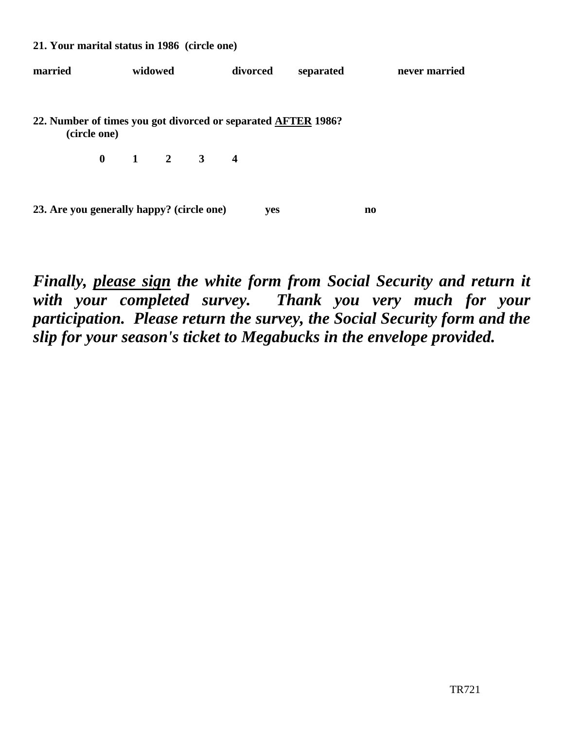**21. Your marital status in 1986 (circle one)**

**married widowed divorced separated never married**

**22. Number of times you got divorced or separated <u>AFTER</u> 1986?**
**(circle one)**

**0 1 2 3 4**

**23. Are you generally happy? (circle one) yes no**

***Finally, <u>please sign</u> the white form from Social Security and return it with your completed survey. Thank you very much for your participation. Please return the survey, the Social Security form and the slip for your season's ticket to Megabucks in the envelope provided.***

TR721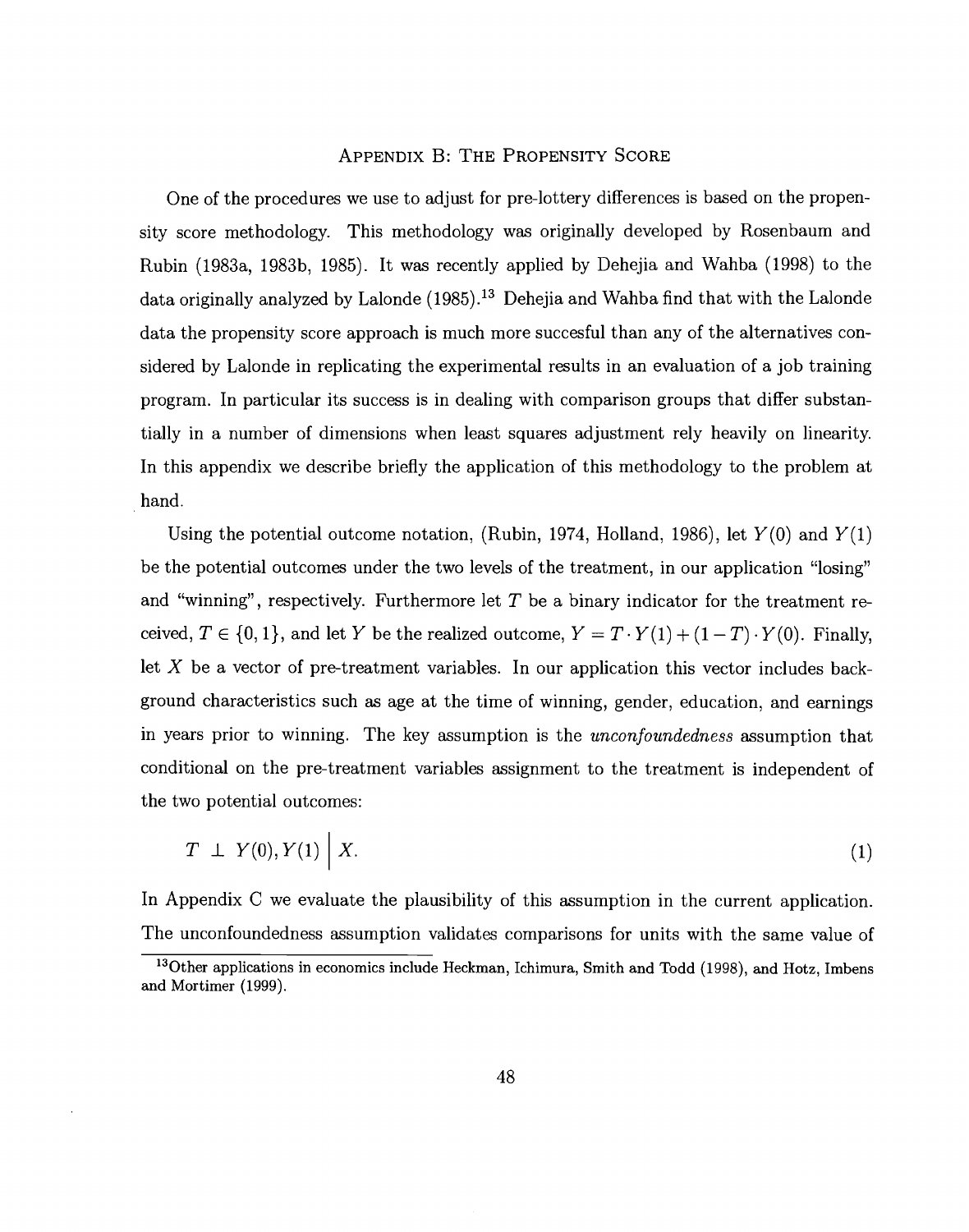## Appendix B: The Propensity Score

One of the procedures we use to adjust for pre-lottery differences is based on the propensity score methodology. This methodology was originally developed by Rosenbaum and Rubin (1983a, 1983b, 1985). It was recently applied by Dehejia and Wahba (1998) to the data originally analyzed by Lalonde (1985).[13] Dehejia and Wahba find that with the Lalonde data the propensity score approach is much more succesful than any of the alternatives considered by Lalonde in replicating the experimental results in an evaluation of a job training program. In particular its success is in dealing with comparison groups that differ substantially in a number of dimensions when least squares adjustment rely heavily on linearity. In this appendix we describe briefly the application of this methodology to the problem at hand.

Using the potential outcome notation, (Rubin, 1974, Holland, 1986), let $Y(0)$ and $Y(1)$ be the potential outcomes under the two levels of the treatment, in our application "losing" and "winning", respectively. Furthermore let $T$ be a binary indicator for the treatment received, $T \in \{0, 1\}$, and let $Y$ be the realized outcome, $Y = T \cdot Y(1) + (1 - T) \cdot Y(0)$. Finally, let $X$ be a vector of pre-treatment variables. In our application this vector includes background characteristics such as age at the time of winning, gender, education, and earnings in years prior to winning. The key assumption is the *unconfoundedness* assumption that conditional on the pre-treatment variables assignment to the treatment is independent of the two potential outcomes:

$$T \perp Y(0), Y(1) \,\Big|\, X. \tag{1}$$

In Appendix C we evaluate the plausibility of this assumption in the current application. The unconfoundedness assumption validates comparisons for units with the same value of

[13] Other applications in economics include Heckman, Ichimura, Smith and Todd (1998), and Hotz, Imbens and Mortimer (1999).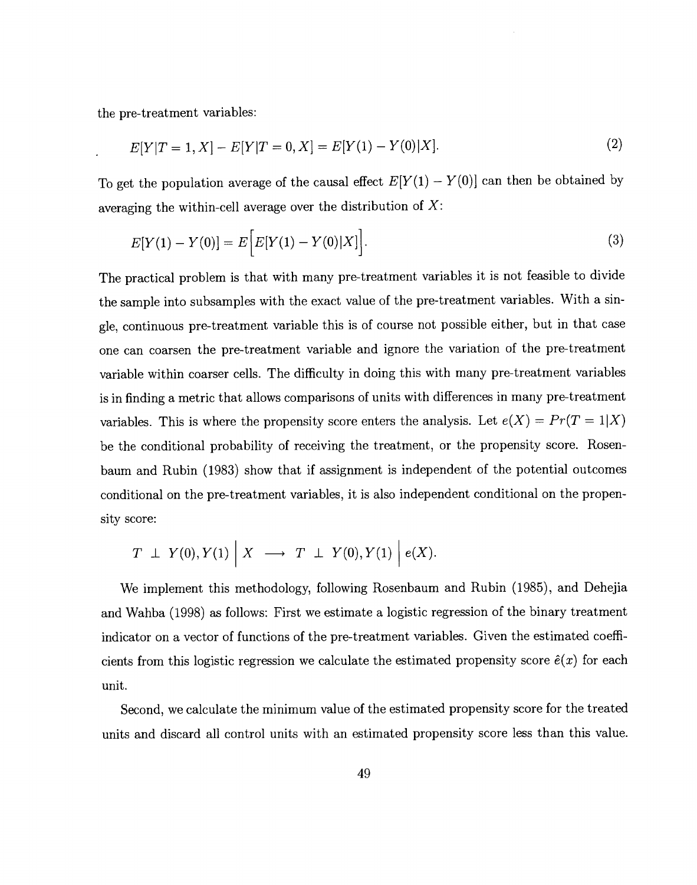the pre-treatment variables:

$$E[Y|T=1,X] - E[Y|T=0,X] = E[Y(1) - Y(0)|X]. \tag{2}$$

To get the population average of the causal effect $E[Y(1) - Y(0)]$ can then be obtained by averaging the within-cell average over the distribution of $X$:

$$E[Y(1) - Y(0)] = E\Big[E[Y(1) - Y(0)|X]\Big]. \tag{3}$$

The practical problem is that with many pre-treatment variables it is not feasible to divide the sample into subsamples with the exact value of the pre-treatment variables. With a single, continuous pre-treatment variable this is of course not possible either, but in that case one can coarsen the pre-treatment variable and ignore the variation of the pre-treatment variable within coarser cells. The difficulty in doing this with many pre-treatment variables is in finding a metric that allows comparisons of units with differences in many pre-treatment variables. This is where the propensity score enters the analysis. Let $e(X) = Pr(T = 1|X)$ be the conditional probability of receiving the treatment, or the propensity score. Rosenbaum and Rubin (1983) show that if assignment is independent of the potential outcomes conditional on the pre-treatment variables, it is also independent conditional on the propensity score:

$$T \perp Y(0), Y(1) \;\Big|\; X \;\longrightarrow\; T \perp Y(0), Y(1) \;\Big|\; e(X).$$

We implement this methodology, following Rosenbaum and Rubin (1985), and Dehejia and Wahba (1998) as follows: First we estimate a logistic regression of the binary treatment indicator on a vector of functions of the pre-treatment variables. Given the estimated coefficients from this logistic regression we calculate the estimated propensity score $\hat{e}(x)$ for each unit.

Second, we calculate the minimum value of the estimated propensity score for the treated units and discard all control units with an estimated propensity score less than this value.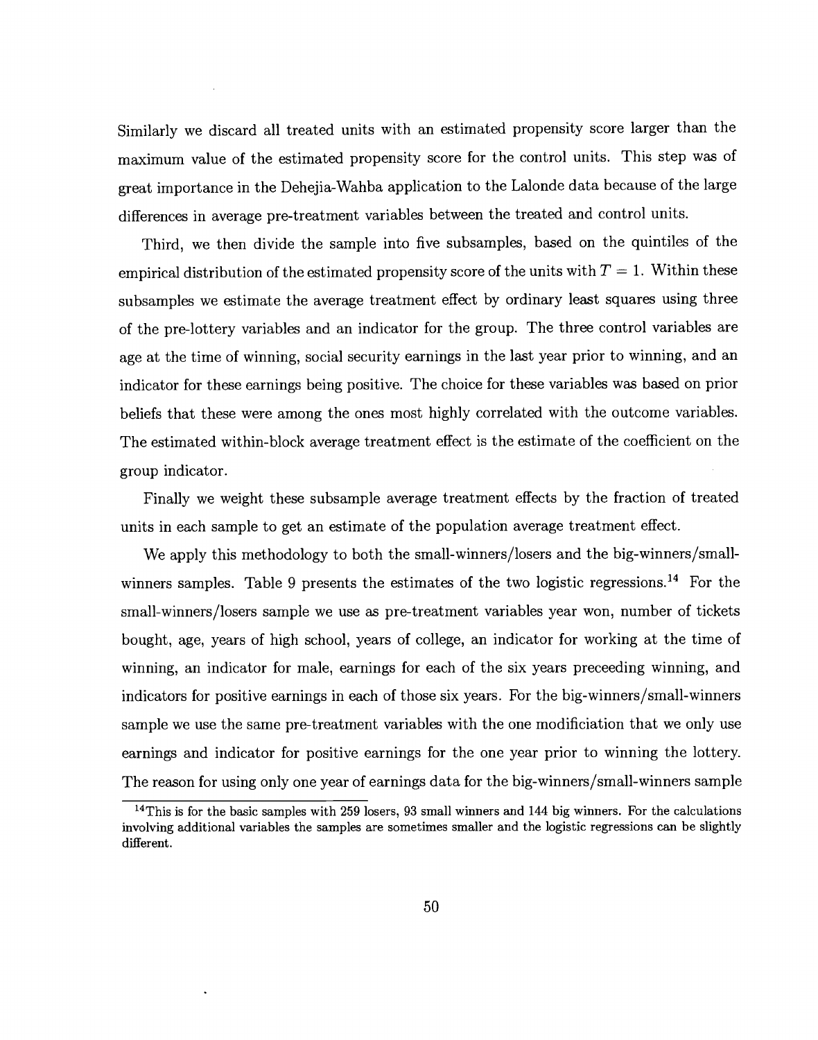Similarly we discard all treated units with an estimated propensity score larger than the maximum value of the estimated propensity score for the control units. This step was of great importance in the Dehejia-Wahba application to the Lalonde data because of the large differences in average pre-treatment variables between the treated and control units.

Third, we then divide the sample into five subsamples, based on the quintiles of the empirical distribution of the estimated propensity score of the units with $T = 1$. Within these subsamples we estimate the average treatment effect by ordinary least squares using three of the pre-lottery variables and an indicator for the group. The three control variables are age at the time of winning, social security earnings in the last year prior to winning, and an indicator for these earnings being positive. The choice for these variables was based on prior beliefs that these were among the ones most highly correlated with the outcome variables. The estimated within-block average treatment effect is the estimate of the coefficient on the group indicator.

Finally we weight these subsample average treatment effects by the fraction of treated units in each sample to get an estimate of the population average treatment effect.

We apply this methodology to both the small-winners/losers and the big-winners/small-winners samples. Table 9 presents the estimates of the two logistic regressions.[14] For the small-winners/losers sample we use as pre-treatment variables year won, number of tickets bought, age, years of high school, years of college, an indicator for working at the time of winning, an indicator for male, earnings for each of the six years preceeding winning, and indicators for positive earnings in each of those six years. For the big-winners/small-winners sample we use the same pre-treatment variables with the one modificiation that we only use earnings and indicator for positive earnings for the one year prior to winning the lottery. The reason for using only one year of earnings data for the big-winners/small-winners sample

[14] This is for the basic samples with 259 losers, 93 small winners and 144 big winners. For the calculations involving additional variables the samples are sometimes smaller and the logistic regressions can be slightly different.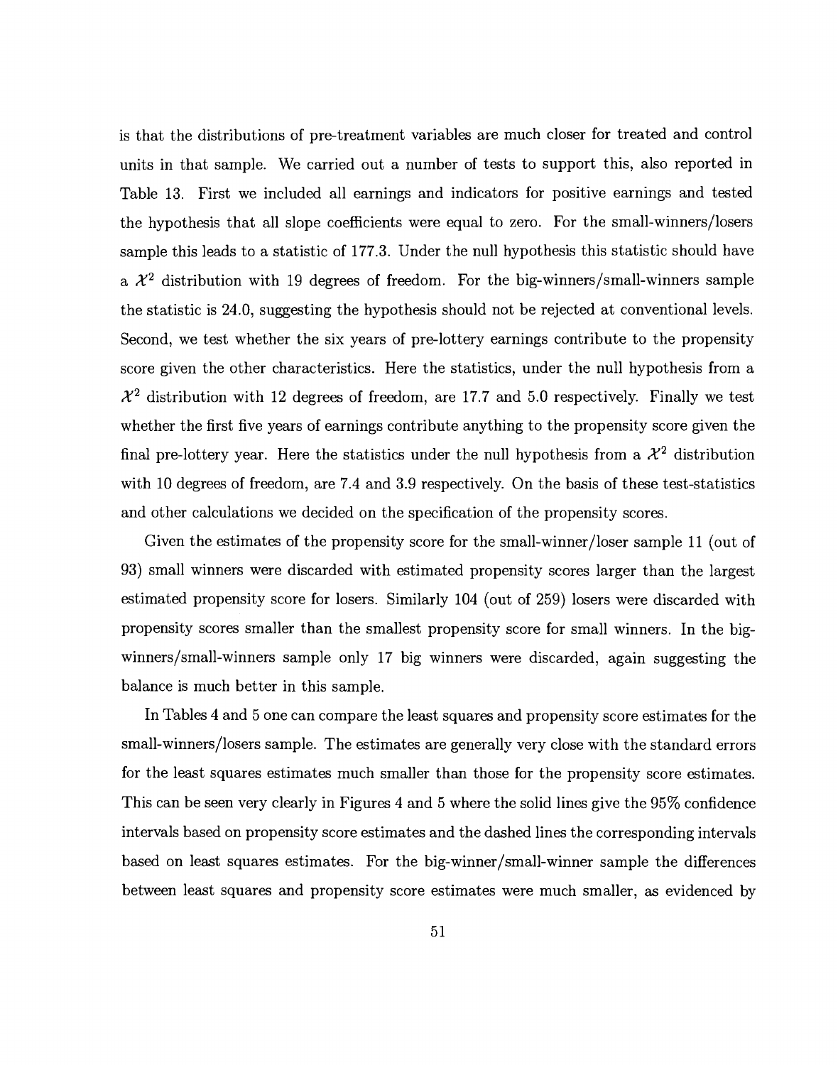is that the distributions of pre-treatment variables are much closer for treated and control units in that sample. We carried out a number of tests to support this, also reported in Table 13. First we included all earnings and indicators for positive earnings and tested the hypothesis that all slope coefficients were equal to zero. For the small-winners/losers sample this leads to a statistic of 177.3. Under the null hypothesis this statistic should have a $\mathcal{X}^2$ distribution with 19 degrees of freedom. For the big-winners/small-winners sample the statistic is 24.0, suggesting the hypothesis should not be rejected at conventional levels. Second, we test whether the six years of pre-lottery earnings contribute to the propensity score given the other characteristics. Here the statistics, under the null hypothesis from a $\mathcal{X}^2$ distribution with 12 degrees of freedom, are 17.7 and 5.0 respectively. Finally we test whether the first five years of earnings contribute anything to the propensity score given the final pre-lottery year. Here the statistics under the null hypothesis from a $\mathcal{X}^2$ distribution with 10 degrees of freedom, are 7.4 and 3.9 respectively. On the basis of these test-statistics and other calculations we decided on the specification of the propensity scores.

Given the estimates of the propensity score for the small-winner/loser sample 11 (out of 93) small winners were discarded with estimated propensity scores larger than the largest estimated propensity score for losers. Similarly 104 (out of 259) losers were discarded with propensity scores smaller than the smallest propensity score for small winners. In the big-winners/small-winners sample only 17 big winners were discarded, again suggesting the balance is much better in this sample.

In Tables 4 and 5 one can compare the least squares and propensity score estimates for the small-winners/losers sample. The estimates are generally very close with the standard errors for the least squares estimates much smaller than those for the propensity score estimates. This can be seen very clearly in Figures 4 and 5 where the solid lines give the 95% confidence intervals based on propensity score estimates and the dashed lines the corresponding intervals based on least squares estimates. For the big-winner/small-winner sample the differences between least squares and propensity score estimates were much smaller, as evidenced by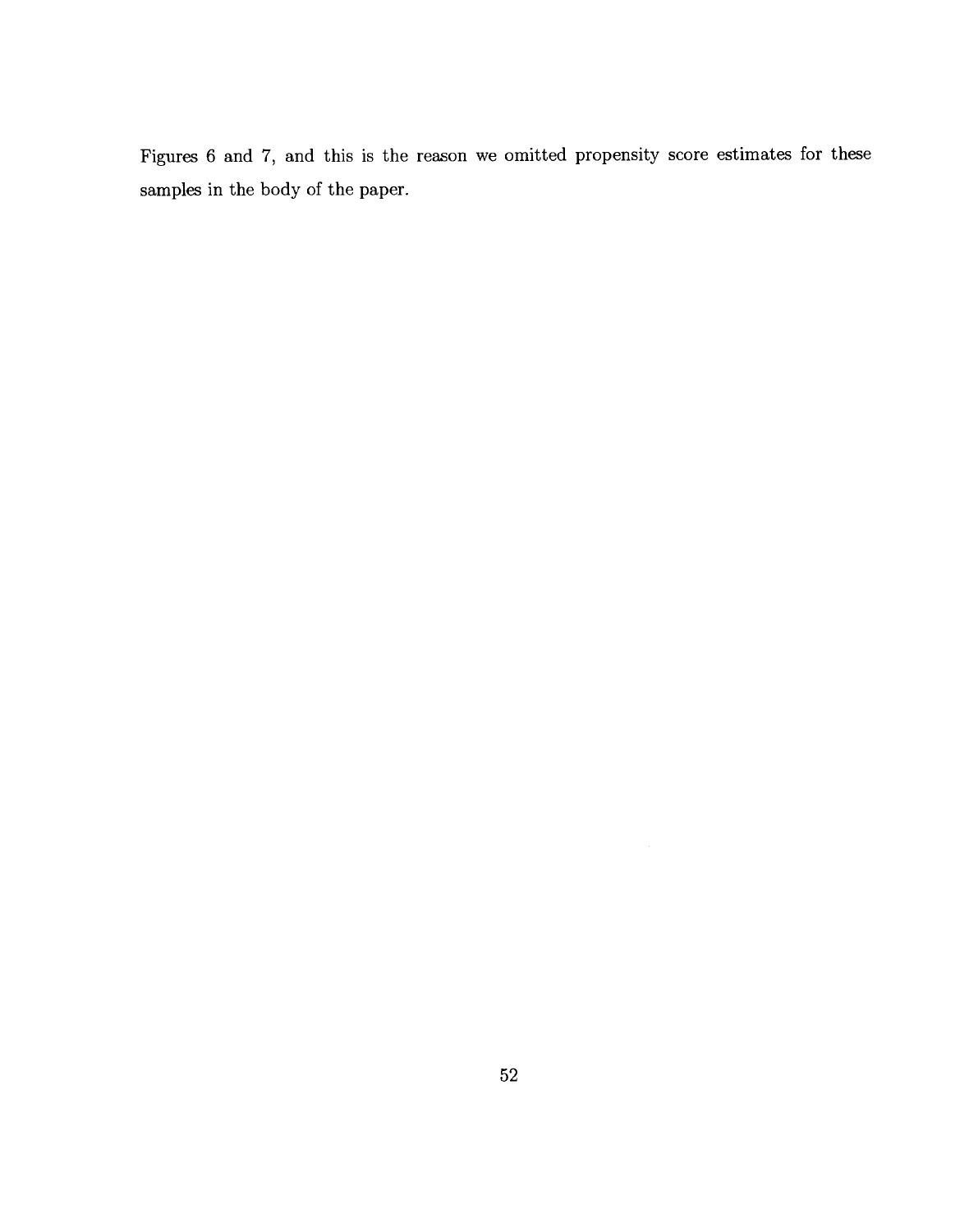Figures 6 and 7, and this is the reason we omitted propensity score estimates for these samples in the body of the paper.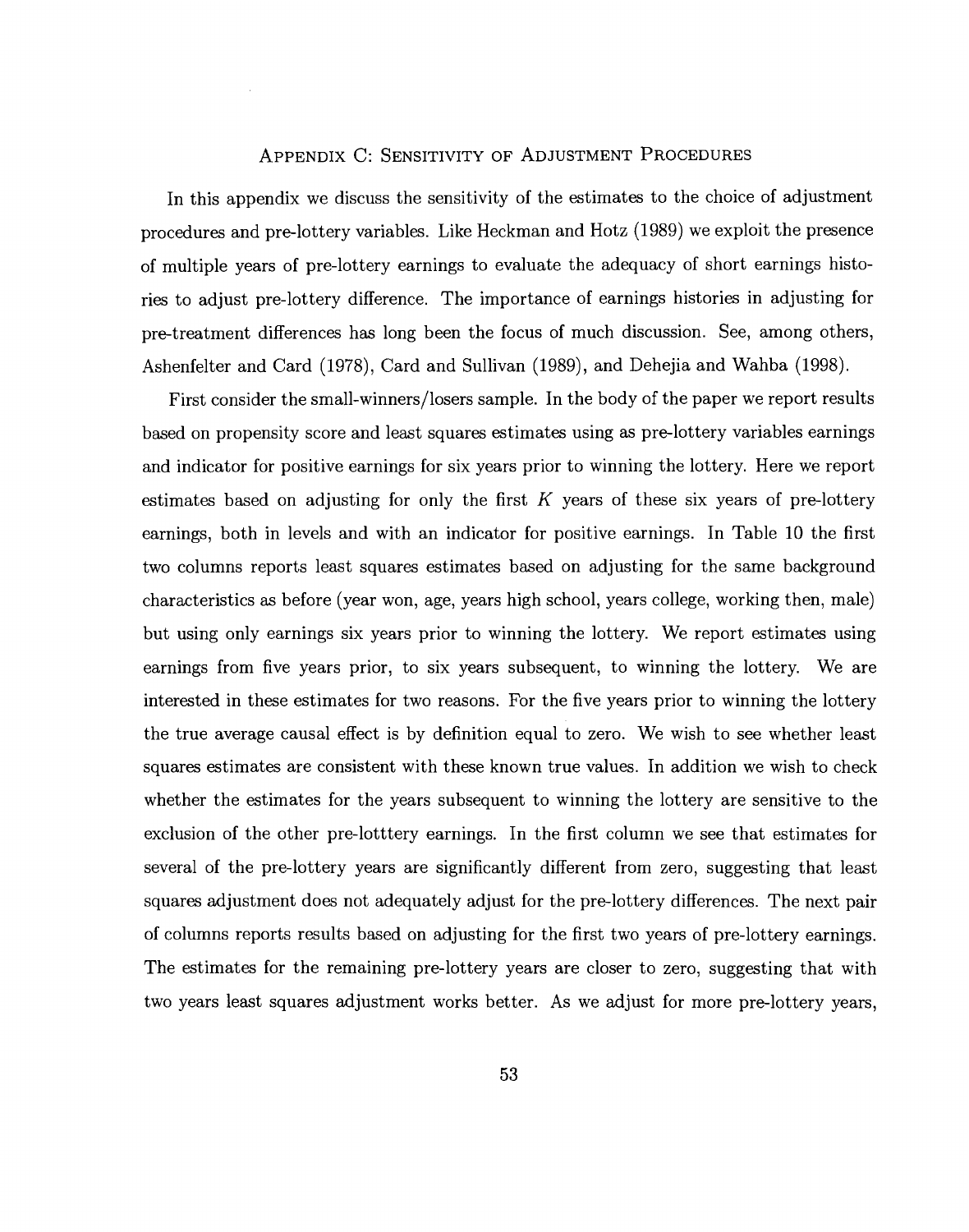## Appendix C: Sensitivity of Adjustment Procedures

In this appendix we discuss the sensitivity of the estimates to the choice of adjustment procedures and pre-lottery variables. Like Heckman and Hotz (1989) we exploit the presence of multiple years of pre-lottery earnings to evaluate the adequacy of short earnings histories to adjust pre-lottery difference. The importance of earnings histories in adjusting for pre-treatment differences has long been the focus of much discussion. See, among others, Ashenfelter and Card (1978), Card and Sullivan (1989), and Dehejia and Wahba (1998).

First consider the small-winners/losers sample. In the body of the paper we report results based on propensity score and least squares estimates using as pre-lottery variables earnings and indicator for positive earnings for six years prior to winning the lottery. Here we report estimates based on adjusting for only the first $K$ years of these six years of pre-lottery earnings, both in levels and with an indicator for positive earnings. In Table 10 the first two columns reports least squares estimates based on adjusting for the same background characteristics as before (year won, age, years high school, years college, working then, male) but using only earnings six years prior to winning the lottery. We report estimates using earnings from five years prior, to six years subsequent, to winning the lottery. We are interested in these estimates for two reasons. For the five years prior to winning the lottery the true average causal effect is by definition equal to zero. We wish to see whether least squares estimates are consistent with these known true values. In addition we wish to check whether the estimates for the years subsequent to winning the lottery are sensitive to the exclusion of the other pre-lotttery earnings. In the first column we see that estimates for several of the pre-lottery years are significantly different from zero, suggesting that least squares adjustment does not adequately adjust for the pre-lottery differences. The next pair of columns reports results based on adjusting for the first two years of pre-lottery earnings. The estimates for the remaining pre-lottery years are closer to zero, suggesting that with two years least squares adjustment works better. As we adjust for more pre-lottery years,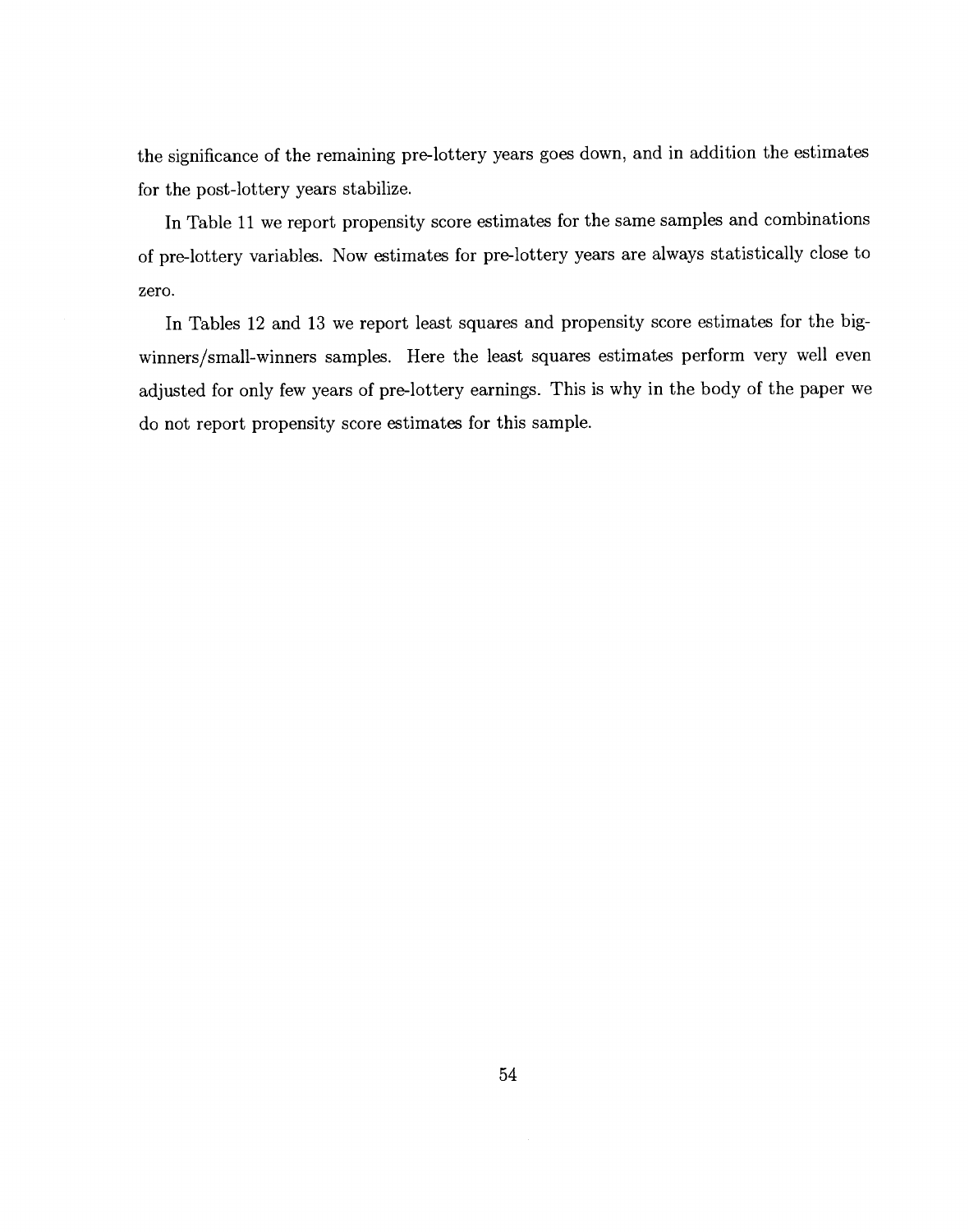the significance of the remaining pre-lottery years goes down, and in addition the estimates for the post-lottery years stabilize.

In Table 11 we report propensity score estimates for the same samples and combinations of pre-lottery variables. Now estimates for pre-lottery years are always statistically close to zero.

In Tables 12 and 13 we report least squares and propensity score estimates for the big-winners/small-winners samples. Here the least squares estimates perform very well even adjusted for only few years of pre-lottery earnings. This is why in the body of the paper we do not report propensity score estimates for this sample.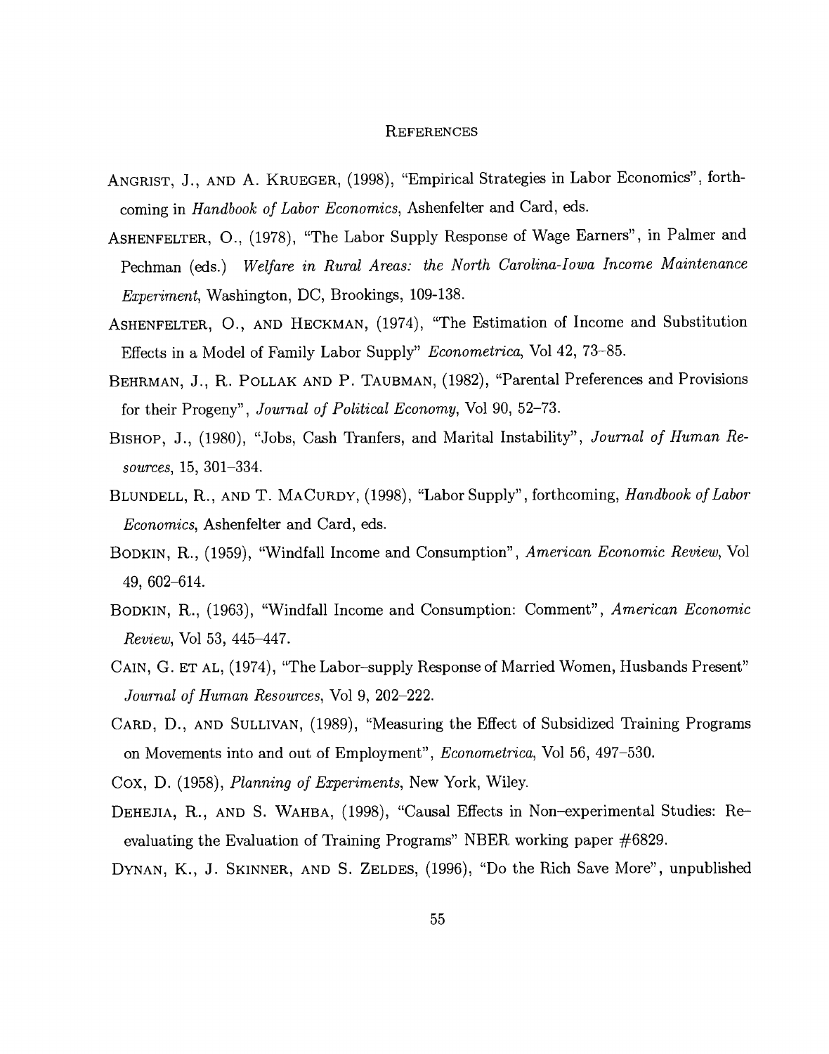# References

Angrist, J., and A. Krueger, (1998), "Empirical Strategies in Labor Economics", forthcoming in *Handbook of Labor Economics*, Ashenfelter and Card, eds.

Ashenfelter, O., (1978), "The Labor Supply Response of Wage Earners", in Palmer and Pechman (eds.) *Welfare in Rural Areas: the North Carolina-Iowa Income Maintenance Experiment*, Washington, DC, Brookings, 109-138.

Ashenfelter, O., and Heckman, (1974), "The Estimation of Income and Substitution Effects in a Model of Family Labor Supply" *Econometrica*, Vol 42, 73–85.

Behrman, J., R. Pollak and P. Taubman, (1982), "Parental Preferences and Provisions for their Progeny", *Journal of Political Economy*, Vol 90, 52–73.

Bishop, J., (1980), "Jobs, Cash Tranfers, and Marital Instability", *Journal of Human Resources*, 15, 301–334.

Blundell, R., and T. MaCurdy, (1998), "Labor Supply", forthcoming, *Handbook of Labor Economics*, Ashenfelter and Card, eds.

Bodkin, R., (1959), "Windfall Income and Consumption", *American Economic Review*, Vol 49, 602–614.

Bodkin, R., (1963), "Windfall Income and Consumption: Comment", *American Economic Review*, Vol 53, 445–447.

Cain, G. et al, (1974), "The Labor–supply Response of Married Women, Husbands Present" *Journal of Human Resources*, Vol 9, 202–222.

Card, D., and Sullivan, (1989), "Measuring the Effect of Subsidized Training Programs on Movements into and out of Employment", *Econometrica*, Vol 56, 497–530.

Cox, D. (1958), *Planning of Experiments*, New York, Wiley.

Dehejia, R., and S. Wahba, (1998), "Causal Effects in Non–experimental Studies: Re-evaluating the Evaluation of Training Programs" NBER working paper #6829.

Dynan, K., J. Skinner, and S. Zeldes, (1996), "Do the Rich Save More", unpublished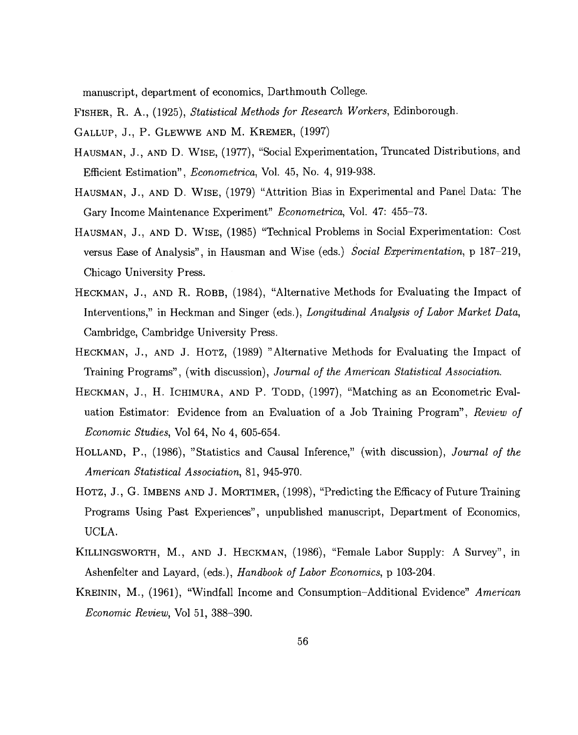manuscript, department of economics, Darthmouth College.

Fisher, R. A., (1925), *Statistical Methods for Research Workers*, Edinborough.

Gallup, J., P. Glewwe and M. Kremer, (1997)

Hausman, J., and D. Wise, (1977), "Social Experimentation, Truncated Distributions, and Efficient Estimation", *Econometrica*, Vol. 45, No. 4, 919-938.

Hausman, J., and D. Wise, (1979) "Attrition Bias in Experimental and Panel Data: The Gary Income Maintenance Experiment" *Econometrica*, Vol. 47: 455–73.

Hausman, J., and D. Wise, (1985) "Technical Problems in Social Experimentation: Cost versus Ease of Analysis", in Hausman and Wise (eds.) *Social Experimentation*, p 187–219, Chicago University Press.

Heckman, J., and R. Robb, (1984), "Alternative Methods for Evaluating the Impact of Interventions," in Heckman and Singer (eds.), *Longitudinal Analysis of Labor Market Data*, Cambridge, Cambridge University Press.

Heckman, J., and J. Hotz, (1989) "Alternative Methods for Evaluating the Impact of Training Programs", (with discussion), *Journal of the American Statistical Association.*

Heckman, J., H. Ichimura, and P. Todd, (1997), "Matching as an Econometric Evaluation Estimator: Evidence from an Evaluation of a Job Training Program", *Review of Economic Studies*, Vol 64, No 4, 605-654.

Holland, P., (1986), "Statistics and Causal Inference," (with discussion), *Journal of the American Statistical Association*, 81, 945-970.

Hotz, J., G. Imbens and J. Mortimer, (1998), "Predicting the Efficacy of Future Training Programs Using Past Experiences", unpublished manuscript, Department of Economics, UCLA.

Killingsworth, M., and J. Heckman, (1986), "Female Labor Supply: A Survey", in Ashenfelter and Layard, (eds.), *Handbook of Labor Economics*, p 103-204.

Kreinin, M., (1961), "Windfall Income and Consumption–Additional Evidence" *American Economic Review*, Vol 51, 388–390.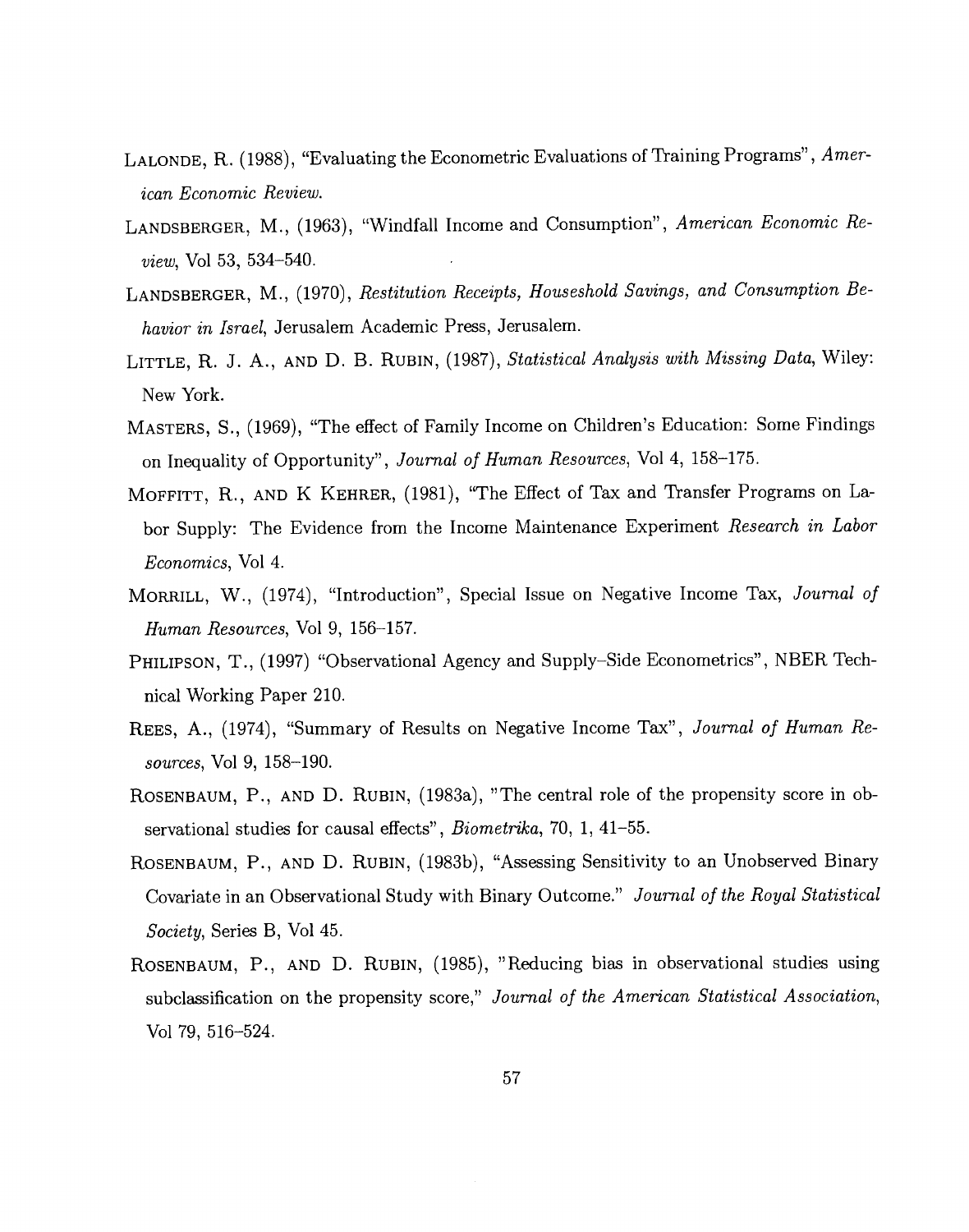LALONDE, R. (1988), "Evaluating the Econometric Evaluations of Training Programs", *American Economic Review.*

LANDSBERGER, M., (1963), "Windfall Income and Consumption", *American Economic Review*, Vol 53, 534–540.

LANDSBERGER, M., (1970), *Restitution Receipts, Houseshold Savings, and Consumption Behavior in Israel*, Jerusalem Academic Press, Jerusalem.

LITTLE, R. J. A., AND D. B. RUBIN, (1987), *Statistical Analysis with Missing Data*, Wiley: New York.

MASTERS, S., (1969), "The effect of Family Income on Children's Education: Some Findings on Inequality of Opportunity", *Journal of Human Resources*, Vol 4, 158–175.

MOFFITT, R., AND K KEHRER, (1981), "The Effect of Tax and Transfer Programs on Labor Supply: The Evidence from the Income Maintenance Experiment *Research in Labor Economics*, Vol 4.

MORRILL, W., (1974), "Introduction", Special Issue on Negative Income Tax, *Journal of Human Resources*, Vol 9, 156–157.

PHILIPSON, T., (1997) "Observational Agency and Supply–Side Econometrics", NBER Technical Working Paper 210.

REES, A., (1974), "Summary of Results on Negative Income Tax", *Journal of Human Resources*, Vol 9, 158–190.

ROSENBAUM, P., AND D. RUBIN, (1983a), "The central role of the propensity score in observational studies for causal effects", *Biometrika*, 70, 1, 41–55.

ROSENBAUM, P., AND D. RUBIN, (1983b), "Assessing Sensitivity to an Unobserved Binary Covariate in an Observational Study with Binary Outcome." *Journal of the Royal Statistical Society*, Series B, Vol 45.

ROSENBAUM, P., AND D. RUBIN, (1985), "Reducing bias in observational studies using subclassification on the propensity score," *Journal of the American Statistical Association*, Vol 79, 516–524.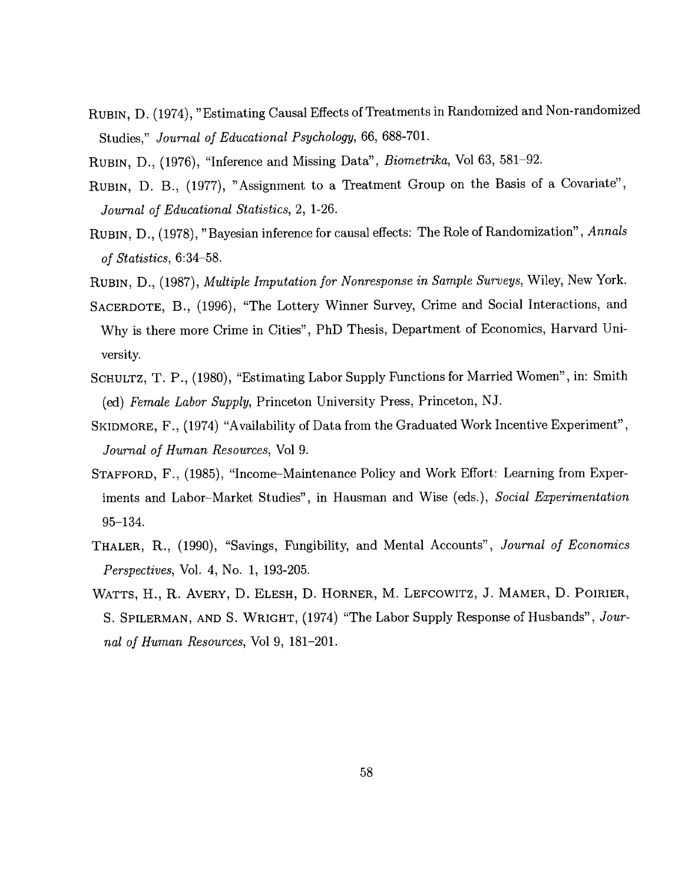RUBIN, D. (1974), "Estimating Causal Effects of Treatments in Randomized and Non-randomized Studies," *Journal of Educational Psychology*, 66, 688-701.

RUBIN, D., (1976), "Inference and Missing Data", *Biometrika*, Vol 63, 581–92.

RUBIN, D. B., (1977), "Assignment to a Treatment Group on the Basis of a Covariate", *Journal of Educational Statistics*, 2, 1-26.

RUBIN, D., (1978), "Bayesian inference for causal effects: The Role of Randomization", *Annals of Statistics*, 6:34–58.

RUBIN, D., (1987), *Multiple Imputation for Nonresponse in Sample Surveys*, Wiley, New York.

SACERDOTE, B., (1996), "The Lottery Winner Survey, Crime and Social Interactions, and Why is there more Crime in Cities", PhD Thesis, Department of Economics, Harvard University.

SCHULTZ, T. P., (1980), "Estimating Labor Supply Functions for Married Women", in: Smith (ed) *Female Labor Supply*, Princeton University Press, Princeton, NJ.

SKIDMORE, F., (1974) "Availability of Data from the Graduated Work Incentive Experiment", *Journal of Human Resources*, Vol 9.

STAFFORD, F., (1985), "Income–Maintenance Policy and Work Effort: Learning from Experiments and Labor–Market Studies", in Hausman and Wise (eds.), *Social Experimentation* 95–134.

THALER, R., (1990), "Savings, Fungibility, and Mental Accounts", *Journal of Economics Perspectives*, Vol. 4, No. 1, 193-205.

WATTS, H., R. AVERY, D. ELESH, D. HORNER, M. LEFCOWITZ, J. MAMER, D. POIRIER, S. SPILERMAN, AND S. WRIGHT, (1974) "The Labor Supply Response of Husbands", *Journal of Human Resources*, Vol 9, 181–201.